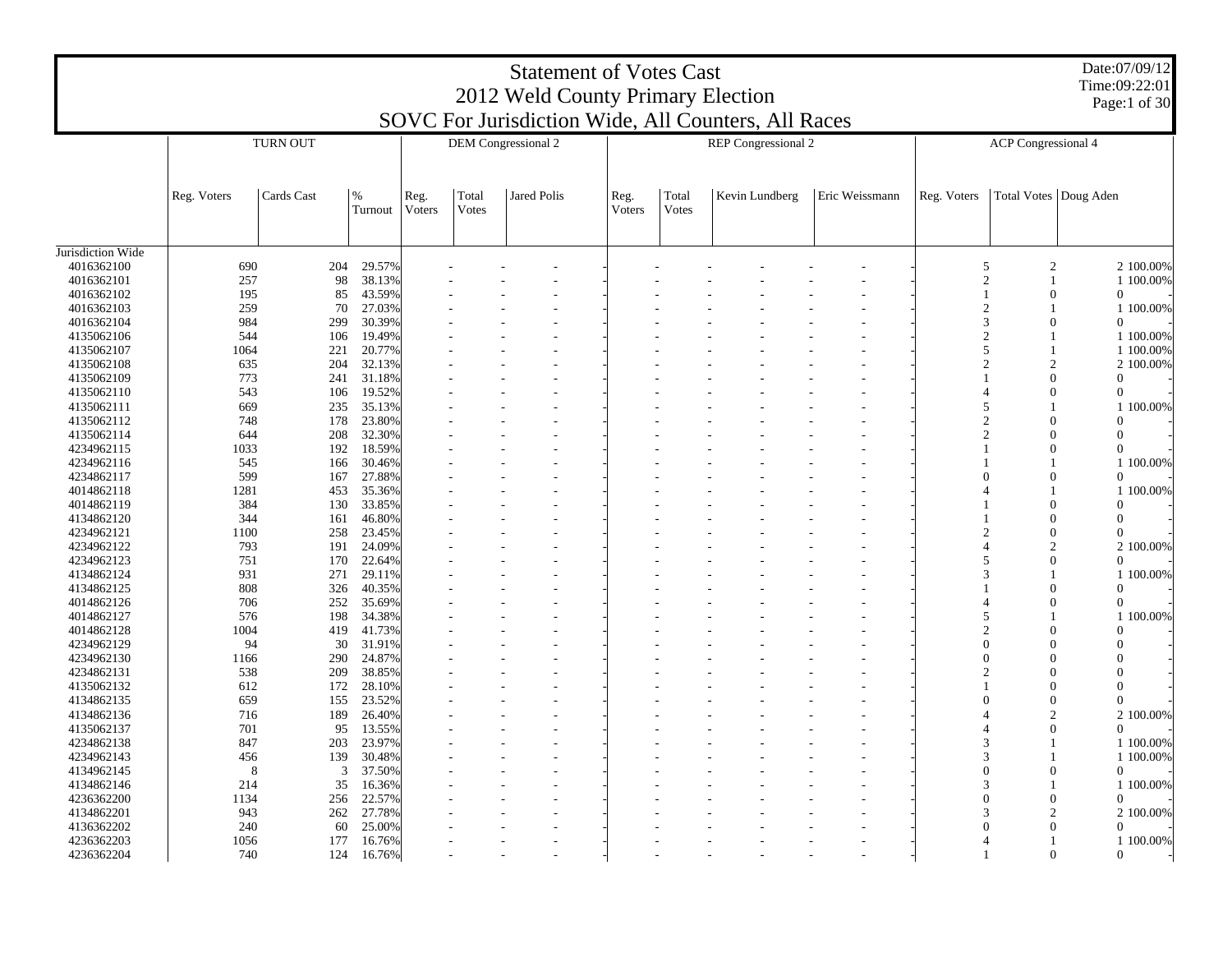# Statement of Votes Cast
# 2012 Weld County Primary Election
# SOVC For Jurisdiction Wide, All Counters, All Races

Date:07/09/12
Time:09:22:01

| | TURN OUT | | | DEM Congressional 2 | | | REP Congressional 2 | | | | ACP Congressional 4 | | |
|---|---|---|---|---|---|---|---|---|---|---|---|---|---|
| | Reg. Voters | Cards Cast | % Turnout | Reg. Voters | Total Votes | Jared Polis | Reg. Voters | Total Votes | Kevin Lundberg | Eric Weissmann | Reg. Voters | Total Votes | Doug Aden |
| Jurisdiction Wide | | | | | | | | | | | | | |
| 4016362100 | 690 | 204 | 29.57% | - | - | - - | - | - | - - | - - | 5 | 2 | 2 100.00% |
| 4016362101 | 257 | 98 | 38.13% | - | - | - - | - | - | - - | - - | 2 | 1 | 1 100.00% |
| 4016362102 | 195 | 85 | 43.59% | - | - | - - | - | - | - - | - - | 1 | 0 | 0 - |
| 4016362103 | 259 | 70 | 27.03% | - | - | - - | - | - | - - | - - | 2 | 1 | 1 100.00% |
| 4016362104 | 984 | 299 | 30.39% | - | - | - - | - | - | - - | - - | 3 | 0 | 0 - |
| 4135062106 | 544 | 106 | 19.49% | - | - | - - | - | - | - - | - - | 2 | 1 | 1 100.00% |
| 4135062107 | 1064 | 221 | 20.77% | - | - | - - | - | - | - - | - - | 5 | 1 | 1 100.00% |
| 4135062108 | 635 | 204 | 32.13% | - | - | - - | - | - | - - | - - | 2 | 2 | 2 100.00% |
| 4135062109 | 773 | 241 | 31.18% | - | - | - - | - | - | - - | - - | 1 | 0 | 0 - |
| 4135062110 | 543 | 106 | 19.52% | - | - | - - | - | - | - - | - - | 4 | 0 | 0 - |
| 4135062111 | 669 | 235 | 35.13% | - | - | - - | - | - | - - | - - | 5 | 1 | 1 100.00% |
| 4135062112 | 748 | 178 | 23.80% | - | - | - - | - | - | - - | - - | 2 | 0 | 0 - |
| 4135062114 | 644 | 208 | 32.30% | - | - | - - | - | - | - - | - - | 2 | 0 | 0 - |
| 4234962115 | 1033 | 192 | 18.59% | - | - | - - | - | - | - - | - - | 1 | 0 | 0 - |
| 4234962116 | 545 | 166 | 30.46% | - | - | - - | - | - | - - | - - | 1 | 1 | 1 100.00% |
| 4234862117 | 599 | 167 | 27.88% | - | - | - - | - | - | - - | - - | 0 | 0 | 0 - |
| 4014862118 | 1281 | 453 | 35.36% | - | - | - - | - | - | - - | - - | 4 | 1 | 1 100.00% |
| 4014862119 | 384 | 130 | 33.85% | - | - | - - | - | - | - - | - - | 1 | 0 | 0 - |
| 4134862120 | 344 | 161 | 46.80% | - | - | - - | - | - | - - | - - | 1 | 0 | 0 - |
| 4234962121 | 1100 | 258 | 23.45% | - | - | - - | - | - | - - | - - | 2 | 0 | 0 - |
| 4234962122 | 793 | 191 | 24.09% | - | - | - - | - | - | - - | - - | 4 | 2 | 2 100.00% |
| 4234962123 | 751 | 170 | 22.64% | - | - | - - | - | - | - - | - - | 5 | 0 | 0 - |
| 4134862124 | 931 | 271 | 29.11% | - | - | - - | - | - | - - | - - | 3 | 1 | 1 100.00% |
| 4134862125 | 808 | 326 | 40.35% | - | - | - - | - | - | - - | - - | 1 | 0 | 0 - |
| 4014862126 | 706 | 252 | 35.69% | - | - | - - | - | - | - - | - - | 4 | 0 | 0 - |
| 4014862127 | 576 | 198 | 34.38% | - | - | - - | - | - | - - | - - | 5 | 1 | 1 100.00% |
| 4014862128 | 1004 | 419 | 41.73% | - | - | - - | - | - | - - | - - | 2 | 0 | 0 - |
| 4234962129 | 94 | 30 | 31.91% | - | - | - - | - | - | - - | - - | 0 | 0 | 0 - |
| 4234962130 | 1166 | 290 | 24.87% | - | - | - - | - | - | - - | - - | 0 | 0 | 0 - |
| 4234862131 | 538 | 209 | 38.85% | - | - | - - | - | - | - - | - - | 2 | 0 | 0 - |
| 4135062132 | 612 | 172 | 28.10% | - | - | - - | - | - | - - | - - | 1 | 0 | 0 - |
| 4134862135 | 659 | 155 | 23.52% | - | - | - - | - | - | - - | - - | 0 | 0 | 0 - |
| 4134862136 | 716 | 189 | 26.40% | - | - | - - | - | - | - - | - - | 4 | 2 | 2 100.00% |
| 4135062137 | 701 | 95 | 13.55% | - | - | - - | - | - | - - | - - | 4 | 0 | 0 - |
| 4234862138 | 847 | 203 | 23.97% | - | - | - - | - | - | - - | - - | 3 | 1 | 1 100.00% |
| 4234962143 | 456 | 139 | 30.48% | - | - | - - | - | - | - - | - - | 3 | 1 | 1 100.00% |
| 4134962145 | 8 | 3 | 37.50% | - | - | - - | - | - | - - | - - | 0 | 0 | 0 - |
| 4134862146 | 214 | 35 | 16.36% | - | - | - - | - | - | - - | - - | 3 | 1 | 1 100.00% |
| 4236362200 | 1134 | 256 | 22.57% | - | - | - - | - | - | - - | - - | 0 | 0 | 0 - |
| 4134862201 | 943 | 262 | 27.78% | - | - | - - | - | - | - - | - - | 3 | 2 | 2 100.00% |
| 4136362202 | 240 | 60 | 25.00% | - | - | - - | - | - | - - | - - | 0 | 0 | 0 - |
| 4236362203 | 1056 | 177 | 16.76% | - | - | - - | - | - | - - | - - | 4 | 1 | 1 100.00% |
| 4236362204 | 740 | 124 | 16.76% | - | - | - - | - | - | - - | - - | 1 | 0 | 0 - |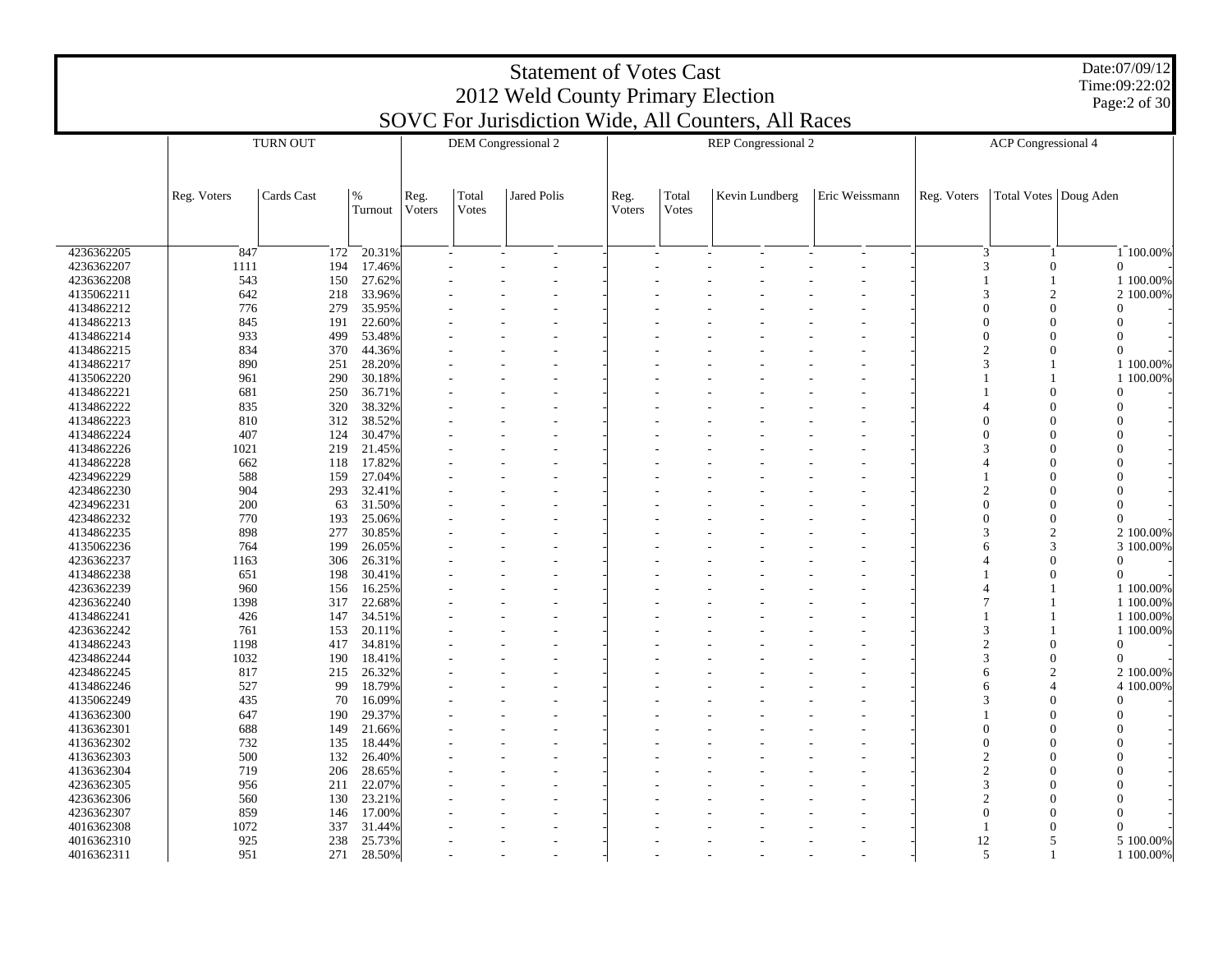# Statement of Votes Cast

## 2012 Weld County Primary Election

### SOVC For Jurisdiction Wide, All Counters, All Races

Date:07/09/12
Time:09:22:02

| | TURN OUT | | | DEM Congressional 2 | | | REP Congressional 2 | | | | ACP Congressional 4 | | | |
|---|---|---|---|---|---|---|---|---|---|---|---|---|---|---|
| | Reg. Voters | Cards Cast | % Turnout | Reg. Voters | Total Votes | Jared Polis | Reg. Voters | Total Votes | Kevin Lundberg | Eric Weissmann | Reg. Voters | Total Votes | Doug Aden | |
| 4236362205 | 847 | 172 | 20.31% | - | - | - | - | - | - | - | 3 | 1 | 1 | 100.00% |
| 4236362207 | 1111 | 194 | 17.46% | - | - | - | - | - | - | - | 3 | 0 | 0 | - |
| 4236362208 | 543 | 150 | 27.62% | - | - | - | - | - | - | - | 1 | 1 | 1 | 100.00% |
| 4135062211 | 642 | 218 | 33.96% | - | - | - | - | - | - | - | 3 | 2 | 2 | 100.00% |
| 4134862212 | 776 | 279 | 35.95% | - | - | - | - | - | - | - | 0 | 0 | 0 | - |
| 4134862213 | 845 | 191 | 22.60% | - | - | - | - | - | - | - | 0 | 0 | 0 | - |
| 4134862214 | 933 | 499 | 53.48% | - | - | - | - | - | - | - | 0 | 0 | 0 | - |
| 4134862215 | 834 | 370 | 44.36% | - | - | - | - | - | - | - | 2 | 0 | 0 | - |
| 4134862217 | 890 | 251 | 28.20% | - | - | - | - | - | - | - | 3 | 1 | 1 | 100.00% |
| 4135062220 | 961 | 290 | 30.18% | - | - | - | - | - | - | - | 1 | 1 | 1 | 100.00% |
| 4134862221 | 681 | 250 | 36.71% | - | - | - | - | - | - | - | 1 | 0 | 0 | - |
| 4134862222 | 835 | 320 | 38.32% | - | - | - | - | - | - | - | 4 | 0 | 0 | - |
| 4134862223 | 810 | 312 | 38.52% | - | - | - | - | - | - | - | 0 | 0 | 0 | - |
| 4134862224 | 407 | 124 | 30.47% | - | - | - | - | - | - | - | 0 | 0 | 0 | - |
| 4134862226 | 1021 | 219 | 21.45% | - | - | - | - | - | - | - | 3 | 0 | 0 | - |
| 4134862228 | 662 | 118 | 17.82% | - | - | - | - | - | - | - | 4 | 0 | 0 | - |
| 4234962229 | 588 | 159 | 27.04% | - | - | - | - | - | - | - | 1 | 0 | 0 | - |
| 4234862230 | 904 | 293 | 32.41% | - | - | - | - | - | - | - | 2 | 0 | 0 | - |
| 4234962231 | 200 | 63 | 31.50% | - | - | - | - | - | - | - | 0 | 0 | 0 | - |
| 4234862232 | 770 | 193 | 25.06% | - | - | - | - | - | - | - | 0 | 0 | 0 | - |
| 4134862235 | 898 | 277 | 30.85% | - | - | - | - | - | - | - | 3 | 2 | 2 | 100.00% |
| 4135062236 | 764 | 199 | 26.05% | - | - | - | - | - | - | - | 6 | 3 | 3 | 100.00% |
| 4236362237 | 1163 | 306 | 26.31% | - | - | - | - | - | - | - | 4 | 0 | 0 | - |
| 4134862238 | 651 | 198 | 30.41% | - | - | - | - | - | - | - | 1 | 0 | 0 | - |
| 4236362239 | 960 | 156 | 16.25% | - | - | - | - | - | - | - | 4 | 1 | 1 | 100.00% |
| 4236362240 | 1398 | 317 | 22.68% | - | - | - | - | - | - | - | 7 | 1 | 1 | 100.00% |
| 4134862241 | 426 | 147 | 34.51% | - | - | - | - | - | - | - | 1 | 1 | 1 | 100.00% |
| 4236362242 | 761 | 153 | 20.11% | - | - | - | - | - | - | - | 3 | 1 | 1 | 100.00% |
| 4134862243 | 1198 | 417 | 34.81% | - | - | - | - | - | - | - | 2 | 0 | 0 | - |
| 4234862244 | 1032 | 190 | 18.41% | - | - | - | - | - | - | - | 3 | 0 | 0 | - |
| 4234862245 | 817 | 215 | 26.32% | - | - | - | - | - | - | - | 6 | 2 | 2 | 100.00% |
| 4134862246 | 527 | 99 | 18.79% | - | - | - | - | - | - | - | 6 | 4 | 4 | 100.00% |
| 4135062249 | 435 | 70 | 16.09% | - | - | - | - | - | - | - | 3 | 0 | 0 | - |
| 4136362300 | 647 | 190 | 29.37% | - | - | - | - | - | - | - | 1 | 0 | 0 | - |
| 4136362301 | 688 | 149 | 21.66% | - | - | - | - | - | - | - | 0 | 0 | 0 | - |
| 4136362302 | 732 | 135 | 18.44% | - | - | - | - | - | - | - | 0 | 0 | 0 | - |
| 4136362303 | 500 | 132 | 26.40% | - | - | - | - | - | - | - | 2 | 0 | 0 | - |
| 4136362304 | 719 | 206 | 28.65% | - | - | - | - | - | - | - | 2 | 0 | 0 | - |
| 4236362305 | 956 | 211 | 22.07% | - | - | - | - | - | - | - | 3 | 0 | 0 | - |
| 4236362306 | 560 | 130 | 23.21% | - | - | - | - | - | - | - | 2 | 0 | 0 | - |
| 4236362307 | 859 | 146 | 17.00% | - | - | - | - | - | - | - | 0 | 0 | 0 | - |
| 4016362308 | 1072 | 337 | 31.44% | - | - | - | - | - | - | - | 1 | 0 | 0 | - |
| 4016362310 | 925 | 238 | 25.73% | - | - | - | - | - | - | - | 12 | 5 | 5 | 100.00% |
| 4016362311 | 951 | 271 | 28.50% | - | - | - | - | - | - | - | 5 | 1 | 1 | 100.00% |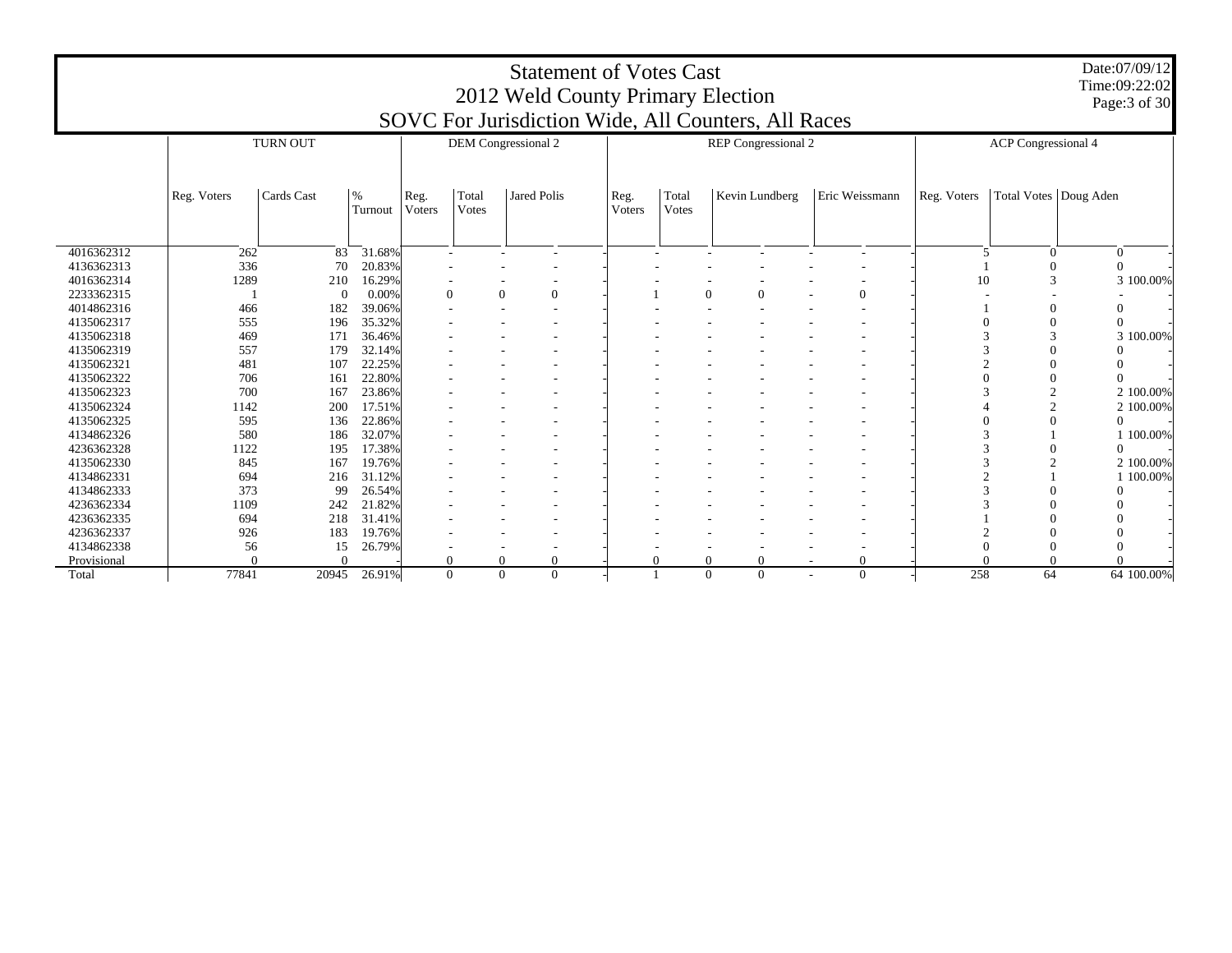# Statement of Votes Cast
## 2012 Weld County Primary Election
## SOVC For Jurisdiction Wide, All Counters, All Races

Date:07/09/12
Time:09:22:02

| | TURN OUT | | | DEM Congressional 2 | | | | REP Congressional 2 | | | | | | ACP Congressional 4 | | | |
|---|---|---|---|---|---|---|---|---|---|---|---|---|---|---|---|---|---|
| | Reg. Voters | Cards Cast | % Turnout | Reg. Voters | Total Votes | Jared Polis | | Reg. Voters | Total Votes | Kevin Lundberg | | Eric Weissmann | | Reg. Voters | Total Votes | Doug Aden | |
| 4016362312 | 262 | 83 | 31.68% | - | - | - | - | - | - | - | - | - | - | 5 | 0 | 0 | - |
| 4136362313 | 336 | 70 | 20.83% | - | - | - | - | - | - | - | - | - | - | 1 | 0 | 0 | - |
| 4016362314 | 1289 | 210 | 16.29% | - | - | - | - | - | - | - | - | - | - | 10 | 3 | 3 | 100.00% |
| 2233362315 | 1 | 0 | 0.00% | 0 | 0 | 0 | - | 1 | 0 | 0 | - | 0 | - | - | - | - | - |
| 4014862316 | 466 | 182 | 39.06% | - | - | - | - | - | - | - | - | - | - | 1 | 0 | 0 | - |
| 4135062317 | 555 | 196 | 35.32% | - | - | - | - | - | - | - | - | - | - | 0 | 0 | 0 | - |
| 4135062318 | 469 | 171 | 36.46% | - | - | - | - | - | - | - | - | - | - | 3 | 3 | 3 | 100.00% |
| 4135062319 | 557 | 179 | 32.14% | - | - | - | - | - | - | - | - | - | - | 3 | 0 | 0 | - |
| 4135062321 | 481 | 107 | 22.25% | - | - | - | - | - | - | - | - | - | - | 2 | 0 | 0 | - |
| 4135062322 | 706 | 161 | 22.80% | - | - | - | - | - | - | - | - | - | - | 0 | 0 | 0 | - |
| 4135062323 | 700 | 167 | 23.86% | - | - | - | - | - | - | - | - | - | - | 3 | 2 | 2 | 100.00% |
| 4135062324 | 1142 | 200 | 17.51% | - | - | - | - | - | - | - | - | - | - | 4 | 2 | 2 | 100.00% |
| 4135062325 | 595 | 136 | 22.86% | - | - | - | - | - | - | - | - | - | - | 0 | 0 | 0 | - |
| 4134862326 | 580 | 186 | 32.07% | - | - | - | - | - | - | - | - | - | - | 3 | 1 | 1 | 100.00% |
| 4236362328 | 1122 | 195 | 17.38% | - | - | - | - | - | - | - | - | - | - | 3 | 0 | 0 | - |
| 4135062330 | 845 | 167 | 19.76% | - | - | - | - | - | - | - | - | - | - | 3 | 2 | 2 | 100.00% |
| 4134862331 | 694 | 216 | 31.12% | - | - | - | - | - | - | - | - | - | - | 2 | 1 | 1 | 100.00% |
| 4134862333 | 373 | 99 | 26.54% | - | - | - | - | - | - | - | - | - | - | 3 | 0 | 0 | - |
| 4236362334 | 1109 | 242 | 21.82% | - | - | - | - | - | - | - | - | - | - | 3 | 0 | 0 | - |
| 4236362335 | 694 | 218 | 31.41% | - | - | - | - | - | - | - | - | - | - | 1 | 0 | 0 | - |
| 4236362337 | 926 | 183 | 19.76% | - | - | - | - | - | - | - | - | - | - | 2 | 0 | 0 | - |
| 4134862338 | 56 | 15 | 26.79% | - | - | - | - | - | - | - | - | - | - | 0 | 0 | 0 | - |
| Provisional | 0 | 0 | - | 0 | 0 | 0 | - | 0 | 0 | 0 | - | 0 | - | 0 | 0 | 0 | - |
| Total | 77841 | 20945 | 26.91% | 0 | 0 | 0 | - | 1 | 0 | 0 | - | 0 | - | 258 | 64 | 64 | 100.00% |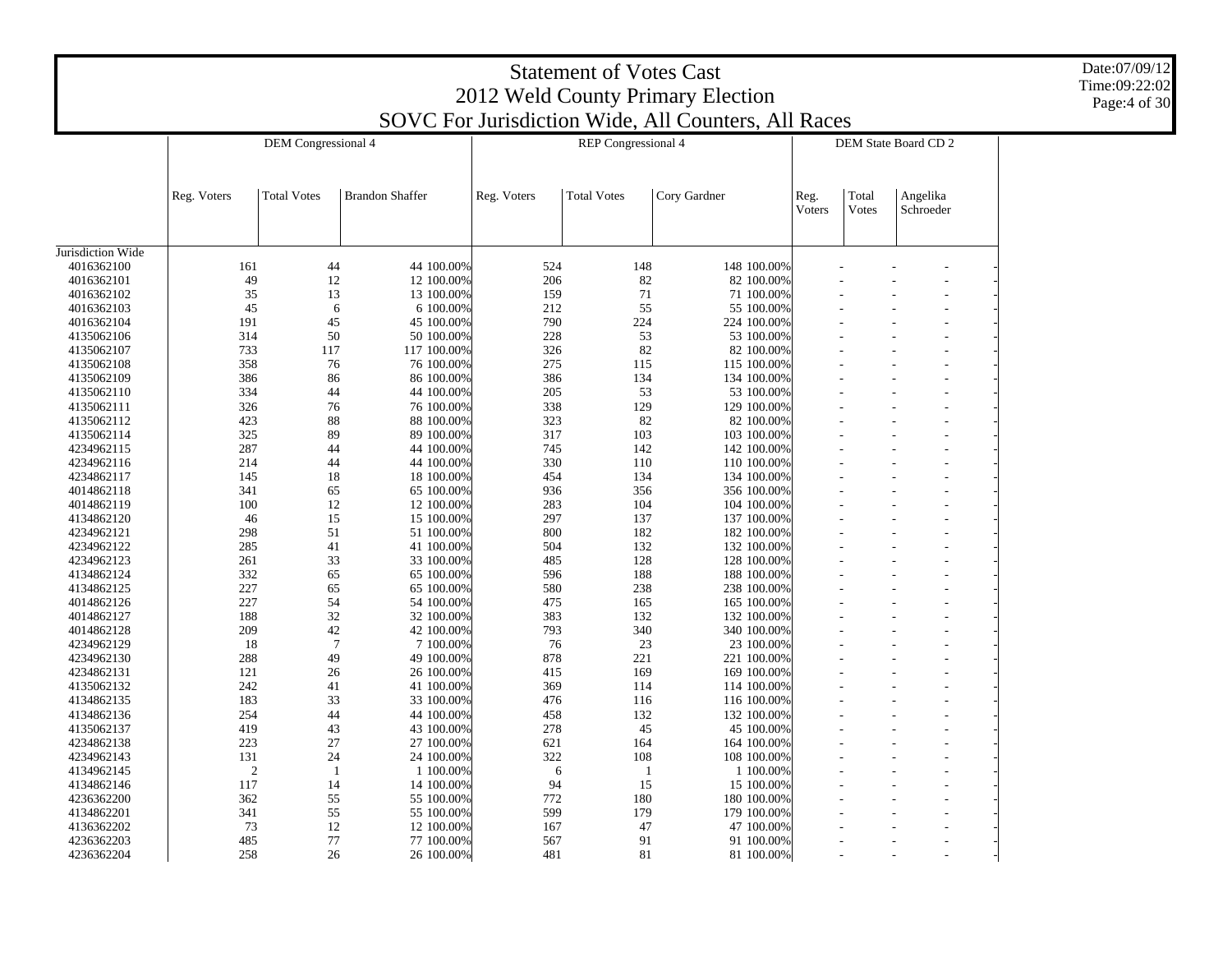# Statement of Votes Cast
## 2012 Weld County Primary Election
## SOVC For Jurisdiction Wide, All Counters, All Races

| | DEM Congressional 4 | | | | REP Congressional 4 | | | | DEM State Board CD 2 | | | |
|---|---|---|---|---|---|---|---|---|---|---|---|---|
| | Reg. Voters | Total Votes | Brandon Shaffer | | Reg. Voters | Total Votes | Cory Gardner | | Reg. Voters | Total Votes | Angelika Schroeder | |
| Jurisdiction Wide | | | | | | | | | | | | |
| 4016362100 | 161 | 44 | 44 | 100.00% | 524 | 148 | 148 | 100.00% | - | - | - | - |
| 4016362101 | 49 | 12 | 12 | 100.00% | 206 | 82 | 82 | 100.00% | - | - | - | - |
| 4016362102 | 35 | 13 | 13 | 100.00% | 159 | 71 | 71 | 100.00% | - | - | - | - |
| 4016362103 | 45 | 6 | 6 | 100.00% | 212 | 55 | 55 | 100.00% | - | - | - | - |
| 4016362104 | 191 | 45 | 45 | 100.00% | 790 | 224 | 224 | 100.00% | - | - | - | - |
| 4135062106 | 314 | 50 | 50 | 100.00% | 228 | 53 | 53 | 100.00% | - | - | - | - |
| 4135062107 | 733 | 117 | 117 | 100.00% | 326 | 82 | 82 | 100.00% | - | - | - | - |
| 4135062108 | 358 | 76 | 76 | 100.00% | 275 | 115 | 115 | 100.00% | - | - | - | - |
| 4135062109 | 386 | 86 | 86 | 100.00% | 386 | 134 | 134 | 100.00% | - | - | - | - |
| 4135062110 | 334 | 44 | 44 | 100.00% | 205 | 53 | 53 | 100.00% | - | - | - | - |
| 4135062111 | 326 | 76 | 76 | 100.00% | 338 | 129 | 129 | 100.00% | - | - | - | - |
| 4135062112 | 423 | 88 | 88 | 100.00% | 323 | 82 | 82 | 100.00% | - | - | - | - |
| 4135062114 | 325 | 89 | 89 | 100.00% | 317 | 103 | 103 | 100.00% | - | - | - | - |
| 4234962115 | 287 | 44 | 44 | 100.00% | 745 | 142 | 142 | 100.00% | - | - | - | - |
| 4234962116 | 214 | 44 | 44 | 100.00% | 330 | 110 | 110 | 100.00% | - | - | - | - |
| 4234862117 | 145 | 18 | 18 | 100.00% | 454 | 134 | 134 | 100.00% | - | - | - | - |
| 4014862118 | 341 | 65 | 65 | 100.00% | 936 | 356 | 356 | 100.00% | - | - | - | - |
| 4014862119 | 100 | 12 | 12 | 100.00% | 283 | 104 | 104 | 100.00% | - | - | - | - |
| 4134862120 | 46 | 15 | 15 | 100.00% | 297 | 137 | 137 | 100.00% | - | - | - | - |
| 4234962121 | 298 | 51 | 51 | 100.00% | 800 | 182 | 182 | 100.00% | - | - | - | - |
| 4234962122 | 285 | 41 | 41 | 100.00% | 504 | 132 | 132 | 100.00% | - | - | - | - |
| 4234962123 | 261 | 33 | 33 | 100.00% | 485 | 128 | 128 | 100.00% | - | - | - | - |
| 4134862124 | 332 | 65 | 65 | 100.00% | 596 | 188 | 188 | 100.00% | - | - | - | - |
| 4134862125 | 227 | 65 | 65 | 100.00% | 580 | 238 | 238 | 100.00% | - | - | - | - |
| 4014862126 | 227 | 54 | 54 | 100.00% | 475 | 165 | 165 | 100.00% | - | - | - | - |
| 4014862127 | 188 | 32 | 32 | 100.00% | 383 | 132 | 132 | 100.00% | - | - | - | - |
| 4014862128 | 209 | 42 | 42 | 100.00% | 793 | 340 | 340 | 100.00% | - | - | - | - |
| 4234962129 | 18 | 7 | 7 | 100.00% | 76 | 23 | 23 | 100.00% | - | - | - | - |
| 4234962130 | 288 | 49 | 49 | 100.00% | 878 | 221 | 221 | 100.00% | - | - | - | - |
| 4234862131 | 121 | 26 | 26 | 100.00% | 415 | 169 | 169 | 100.00% | - | - | - | - |
| 4135062132 | 242 | 41 | 41 | 100.00% | 369 | 114 | 114 | 100.00% | - | - | - | - |
| 4134862135 | 183 | 33 | 33 | 100.00% | 476 | 116 | 116 | 100.00% | - | - | - | - |
| 4134862136 | 254 | 44 | 44 | 100.00% | 458 | 132 | 132 | 100.00% | - | - | - | - |
| 4135062137 | 419 | 43 | 43 | 100.00% | 278 | 45 | 45 | 100.00% | - | - | - | - |
| 4234862138 | 223 | 27 | 27 | 100.00% | 621 | 164 | 164 | 100.00% | - | - | - | - |
| 4234962143 | 131 | 24 | 24 | 100.00% | 322 | 108 | 108 | 100.00% | - | - | - | - |
| 4134962145 | 2 | 1 | 1 | 100.00% | 6 | 1 | 1 | 100.00% | - | - | - | - |
| 4134862146 | 117 | 14 | 14 | 100.00% | 94 | 15 | 15 | 100.00% | - | - | - | - |
| 4236362200 | 362 | 55 | 55 | 100.00% | 772 | 180 | 180 | 100.00% | - | - | - | - |
| 4134862201 | 341 | 55 | 55 | 100.00% | 599 | 179 | 179 | 100.00% | - | - | - | - |
| 4136362202 | 73 | 12 | 12 | 100.00% | 167 | 47 | 47 | 100.00% | - | - | - | - |
| 4236362203 | 485 | 77 | 77 | 100.00% | 567 | 91 | 91 | 100.00% | - | - | - | - |
| 4236362204 | 258 | 26 | 26 | 100.00% | 481 | 81 | 81 | 100.00% | - | - | - | - |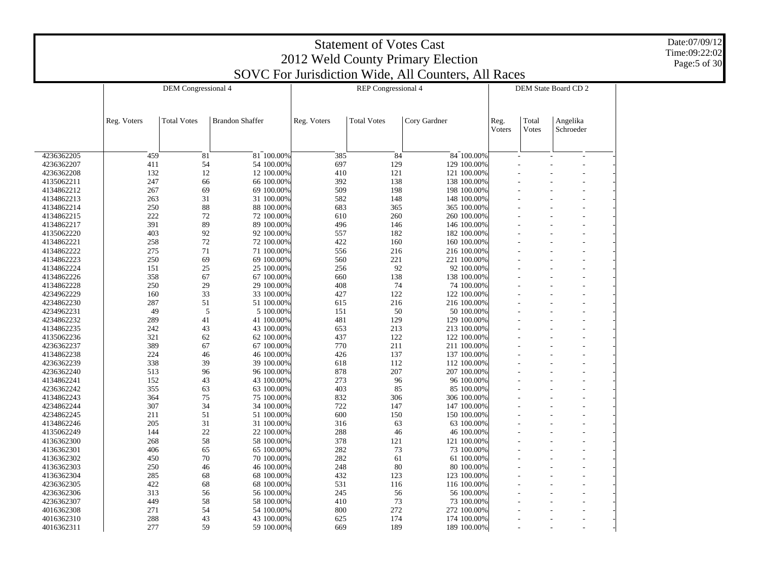# Statement of Votes Cast
## 2012 Weld County Primary Election
### SOVC For Jurisdiction Wide, All Counters, All Races

| | DEM Congressional 4 | | | | REP Congressional 4 | | | | DEM State Board CD 2 | | | |
|---|---|---|---|---|---|---|---|---|---|---|---|---|
| | Reg. Voters | Total Votes | Brandon Shaffer | | Reg. Voters | Total Votes | Cory Gardner | | Reg. Voters | Total Votes | Angelika Schroeder | |
| 4236362205 | 459 | 81 | 81 | 100.00% | 385 | 84 | 84 | 100.00% | - | - | - | - |
| 4236362207 | 411 | 54 | 54 | 100.00% | 697 | 129 | 129 | 100.00% | - | - | - | - |
| 4236362208 | 132 | 12 | 12 | 100.00% | 410 | 121 | 121 | 100.00% | - | - | - | - |
| 4135062211 | 247 | 66 | 66 | 100.00% | 392 | 138 | 138 | 100.00% | - | - | - | - |
| 4134862212 | 267 | 69 | 69 | 100.00% | 509 | 198 | 198 | 100.00% | - | - | - | - |
| 4134862213 | 263 | 31 | 31 | 100.00% | 582 | 148 | 148 | 100.00% | - | - | - | - |
| 4134862214 | 250 | 88 | 88 | 100.00% | 683 | 365 | 365 | 100.00% | - | - | - | - |
| 4134862215 | 222 | 72 | 72 | 100.00% | 610 | 260 | 260 | 100.00% | - | - | - | - |
| 4134862217 | 391 | 89 | 89 | 100.00% | 496 | 146 | 146 | 100.00% | - | - | - | - |
| 4135062220 | 403 | 92 | 92 | 100.00% | 557 | 182 | 182 | 100.00% | - | - | - | - |
| 4134862221 | 258 | 72 | 72 | 100.00% | 422 | 160 | 160 | 100.00% | - | - | - | - |
| 4134862222 | 275 | 71 | 71 | 100.00% | 556 | 216 | 216 | 100.00% | - | - | - | - |
| 4134862223 | 250 | 69 | 69 | 100.00% | 560 | 221 | 221 | 100.00% | - | - | - | - |
| 4134862224 | 151 | 25 | 25 | 100.00% | 256 | 92 | 92 | 100.00% | - | - | - | - |
| 4134862226 | 358 | 67 | 67 | 100.00% | 660 | 138 | 138 | 100.00% | - | - | - | - |
| 4134862228 | 250 | 29 | 29 | 100.00% | 408 | 74 | 74 | 100.00% | - | - | - | - |
| 4234962229 | 160 | 33 | 33 | 100.00% | 427 | 122 | 122 | 100.00% | - | - | - | - |
| 4234862230 | 287 | 51 | 51 | 100.00% | 615 | 216 | 216 | 100.00% | - | - | - | - |
| 4234962231 | 49 | 5 | 5 | 100.00% | 151 | 50 | 50 | 100.00% | - | - | - | - |
| 4234862232 | 289 | 41 | 41 | 100.00% | 481 | 129 | 129 | 100.00% | - | - | - | - |
| 4134862235 | 242 | 43 | 43 | 100.00% | 653 | 213 | 213 | 100.00% | - | - | - | - |
| 4135062236 | 321 | 62 | 62 | 100.00% | 437 | 122 | 122 | 100.00% | - | - | - | - |
| 4236362237 | 389 | 67 | 67 | 100.00% | 770 | 211 | 211 | 100.00% | - | - | - | - |
| 4134862238 | 224 | 46 | 46 | 100.00% | 426 | 137 | 137 | 100.00% | - | - | - | - |
| 4236362239 | 338 | 39 | 39 | 100.00% | 618 | 112 | 112 | 100.00% | - | - | - | - |
| 4236362240 | 513 | 96 | 96 | 100.00% | 878 | 207 | 207 | 100.00% | - | - | - | - |
| 4134862241 | 152 | 43 | 43 | 100.00% | 273 | 96 | 96 | 100.00% | - | - | - | - |
| 4236362242 | 355 | 63 | 63 | 100.00% | 403 | 85 | 85 | 100.00% | - | - | - | - |
| 4134862243 | 364 | 75 | 75 | 100.00% | 832 | 306 | 306 | 100.00% | - | - | - | - |
| 4234862244 | 307 | 34 | 34 | 100.00% | 722 | 147 | 147 | 100.00% | - | - | - | - |
| 4234862245 | 211 | 51 | 51 | 100.00% | 600 | 150 | 150 | 100.00% | - | - | - | - |
| 4134862246 | 205 | 31 | 31 | 100.00% | 316 | 63 | 63 | 100.00% | - | - | - | - |
| 4135062249 | 144 | 22 | 22 | 100.00% | 288 | 46 | 46 | 100.00% | - | - | - | - |
| 4136362300 | 268 | 58 | 58 | 100.00% | 378 | 121 | 121 | 100.00% | - | - | - | - |
| 4136362301 | 406 | 65 | 65 | 100.00% | 282 | 73 | 73 | 100.00% | - | - | - | - |
| 4136362302 | 450 | 70 | 70 | 100.00% | 282 | 61 | 61 | 100.00% | - | - | - | - |
| 4136362303 | 250 | 46 | 46 | 100.00% | 248 | 80 | 80 | 100.00% | - | - | - | - |
| 4136362304 | 285 | 68 | 68 | 100.00% | 432 | 123 | 123 | 100.00% | - | - | - | - |
| 4236362305 | 422 | 68 | 68 | 100.00% | 531 | 116 | 116 | 100.00% | - | - | - | - |
| 4236362306 | 313 | 56 | 56 | 100.00% | 245 | 56 | 56 | 100.00% | - | - | - | - |
| 4236362307 | 449 | 58 | 58 | 100.00% | 410 | 73 | 73 | 100.00% | - | - | - | - |
| 4016362308 | 271 | 54 | 54 | 100.00% | 800 | 272 | 272 | 100.00% | - | - | - | - |
| 4016362310 | 288 | 43 | 43 | 100.00% | 625 | 174 | 174 | 100.00% | - | - | - | - |
| 4016362311 | 277 | 59 | 59 | 100.00% | 669 | 189 | 189 | 100.00% | - | - | - | - |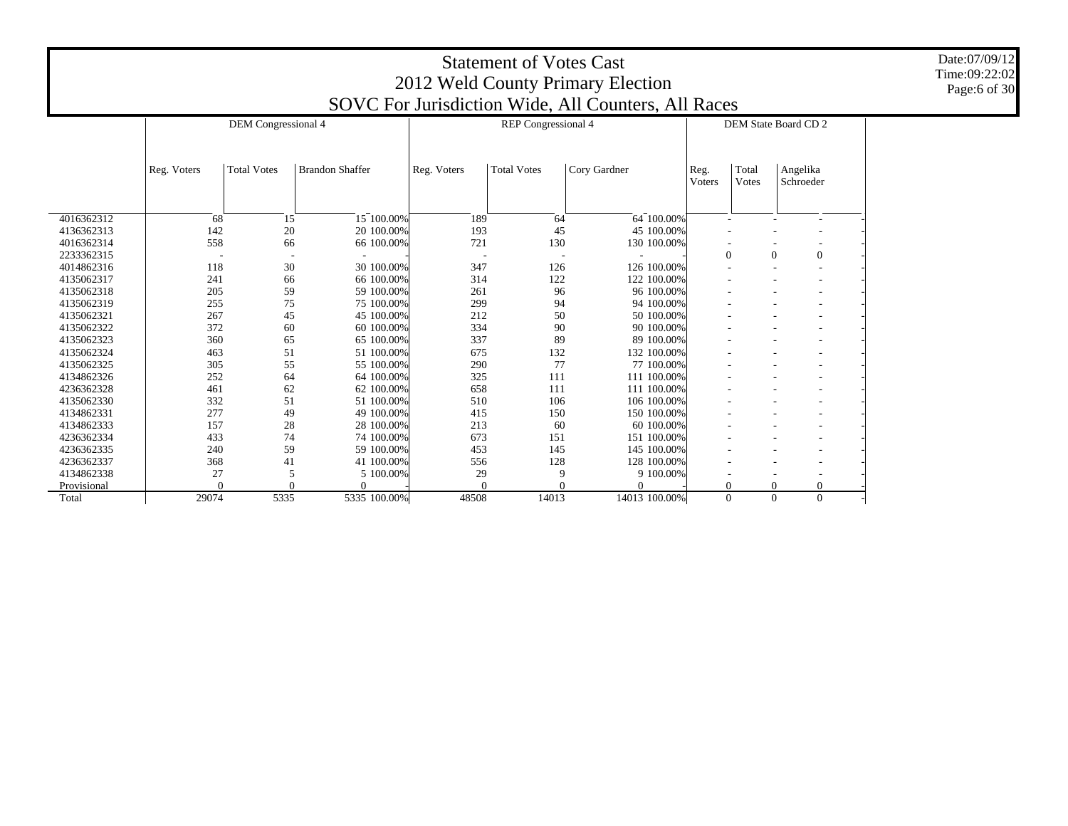# Statement of Votes Cast
## 2012 Weld County Primary Election
## SOVC For Jurisdiction Wide, All Counters, All Races

| | DEM Congressional 4 | | | | REP Congressional 4 | | | | DEM State Board CD 2 | | | |
|---|---|---|---|---|---|---|---|---|---|---|---|---|
| | Reg. Voters | Total Votes | Brandon Shaffer | | Reg. Voters | Total Votes | Cory Gardner | | Reg. Voters | Total Votes | Angelika Schroeder | |
| 4016362312 | 68 | 15 | 15 | 100.00% | 189 | 64 | 64 | 100.00% | - | - | - | - |
| 4136362313 | 142 | 20 | 20 | 100.00% | 193 | 45 | 45 | 100.00% | - | - | - | - |
| 4016362314 | 558 | 66 | 66 | 100.00% | 721 | 130 | 130 | 100.00% | - | - | - | - |
| 2233362315 | - | - | - | - | - | - | - | - | 0 | 0 | 0 | - |
| 4014862316 | 118 | 30 | 30 | 100.00% | 347 | 126 | 126 | 100.00% | - | - | - | - |
| 4135062317 | 241 | 66 | 66 | 100.00% | 314 | 122 | 122 | 100.00% | - | - | - | - |
| 4135062318 | 205 | 59 | 59 | 100.00% | 261 | 96 | 96 | 100.00% | - | - | - | - |
| 4135062319 | 255 | 75 | 75 | 100.00% | 299 | 94 | 94 | 100.00% | - | - | - | - |
| 4135062321 | 267 | 45 | 45 | 100.00% | 212 | 50 | 50 | 100.00% | - | - | - | - |
| 4135062322 | 372 | 60 | 60 | 100.00% | 334 | 90 | 90 | 100.00% | - | - | - | - |
| 4135062323 | 360 | 65 | 65 | 100.00% | 337 | 89 | 89 | 100.00% | - | - | - | - |
| 4135062324 | 463 | 51 | 51 | 100.00% | 675 | 132 | 132 | 100.00% | - | - | - | - |
| 4135062325 | 305 | 55 | 55 | 100.00% | 290 | 77 | 77 | 100.00% | - | - | - | - |
| 4134862326 | 252 | 64 | 64 | 100.00% | 325 | 111 | 111 | 100.00% | - | - | - | - |
| 4236362328 | 461 | 62 | 62 | 100.00% | 658 | 111 | 111 | 100.00% | - | - | - | - |
| 4135062330 | 332 | 51 | 51 | 100.00% | 510 | 106 | 106 | 100.00% | - | - | - | - |
| 4134862331 | 277 | 49 | 49 | 100.00% | 415 | 150 | 150 | 100.00% | - | - | - | - |
| 4134862333 | 157 | 28 | 28 | 100.00% | 213 | 60 | 60 | 100.00% | - | - | - | - |
| 4236362334 | 433 | 74 | 74 | 100.00% | 673 | 151 | 151 | 100.00% | - | - | - | - |
| 4236362335 | 240 | 59 | 59 | 100.00% | 453 | 145 | 145 | 100.00% | - | - | - | - |
| 4236362337 | 368 | 41 | 41 | 100.00% | 556 | 128 | 128 | 100.00% | - | - | - | - |
| 4134862338 | 27 | 5 | 5 | 100.00% | 29 | 9 | 9 | 100.00% | - | - | - | - |
| Provisional | 0 | 0 | 0 | - | 0 | 0 | 0 | - | 0 | 0 | 0 | - |
| Total | 29074 | 5335 | 5335 | 100.00% | 48508 | 14013 | 14013 | 100.00% | 0 | 0 | 0 | - |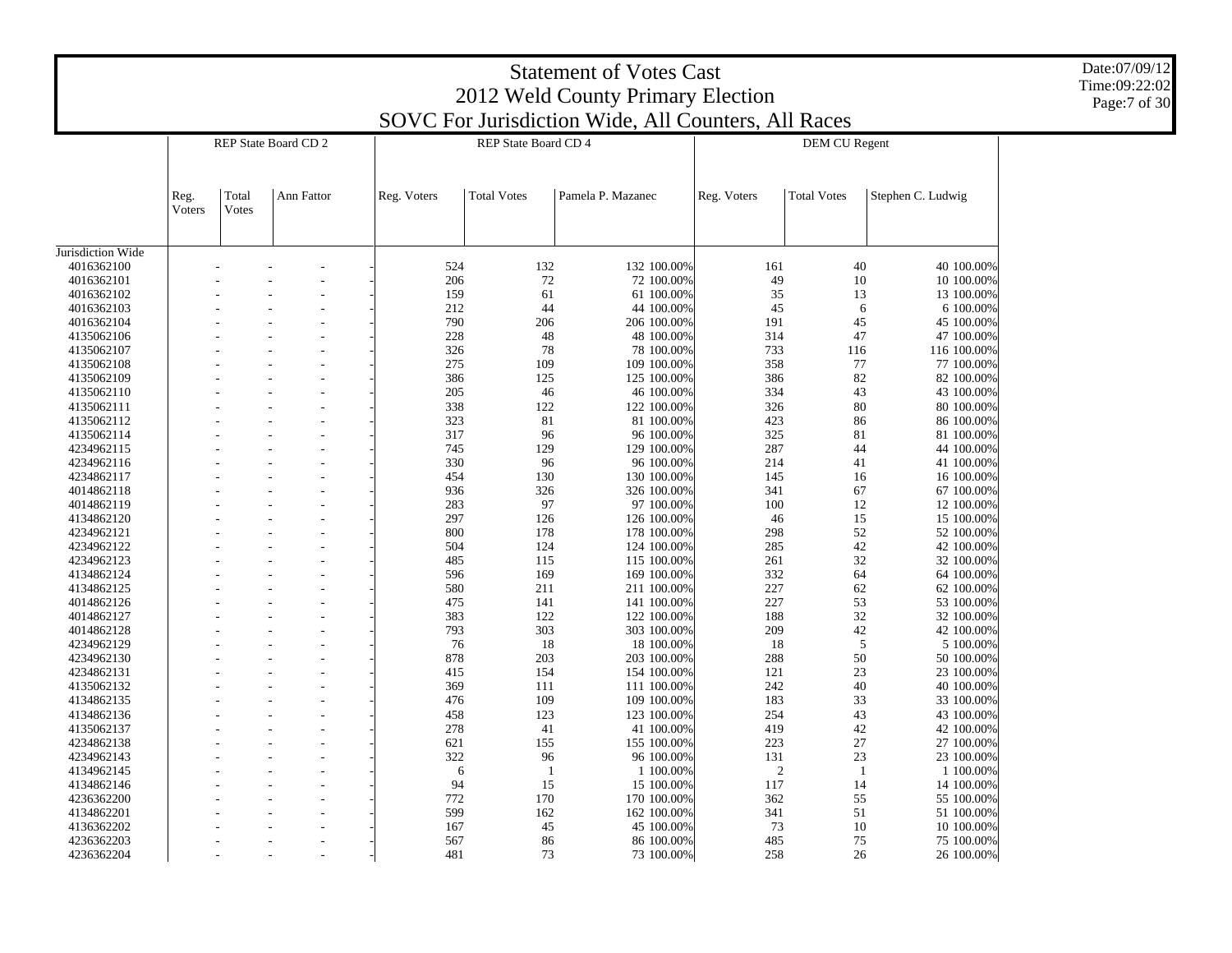# Statement of Votes Cast
## 2012 Weld County Primary Election
### SOVC For Jurisdiction Wide, All Counters, All Races

| | REP State Board CD 2 | | | | REP State Board CD 4 | | | | DEM CU Regent | | | |
|---|---|---|---|---|---|---|---|---|---|---|---|---|
| | Reg. Voters | Total Votes | Ann Fattor | | Reg. Voters | Total Votes | Pamela P. Mazanec | | Reg. Voters | Total Votes | Stephen C. Ludwig | |
| Jurisdiction Wide | | | | | | | | | | | | |
| 4016362100 | - | - | - | - | 524 | 132 | 132 | 100.00% | 161 | 40 | 40 | 100.00% |
| 4016362101 | - | - | - | - | 206 | 72 | 72 | 100.00% | 49 | 10 | 10 | 100.00% |
| 4016362102 | - | - | - | - | 159 | 61 | 61 | 100.00% | 35 | 13 | 13 | 100.00% |
| 4016362103 | - | - | - | - | 212 | 44 | 44 | 100.00% | 45 | 6 | 6 | 100.00% |
| 4016362104 | - | - | - | - | 790 | 206 | 206 | 100.00% | 191 | 45 | 45 | 100.00% |
| 4135062106 | - | - | - | - | 228 | 48 | 48 | 100.00% | 314 | 47 | 47 | 100.00% |
| 4135062107 | - | - | - | - | 326 | 78 | 78 | 100.00% | 733 | 116 | 116 | 100.00% |
| 4135062108 | - | - | - | - | 275 | 109 | 109 | 100.00% | 358 | 77 | 77 | 100.00% |
| 4135062109 | - | - | - | - | 386 | 125 | 125 | 100.00% | 386 | 82 | 82 | 100.00% |
| 4135062110 | - | - | - | - | 205 | 46 | 46 | 100.00% | 334 | 43 | 43 | 100.00% |
| 4135062111 | - | - | - | - | 338 | 122 | 122 | 100.00% | 326 | 80 | 80 | 100.00% |
| 4135062112 | - | - | - | - | 323 | 81 | 81 | 100.00% | 423 | 86 | 86 | 100.00% |
| 4135062114 | - | - | - | - | 317 | 96 | 96 | 100.00% | 325 | 81 | 81 | 100.00% |
| 4234962115 | - | - | - | - | 745 | 129 | 129 | 100.00% | 287 | 44 | 44 | 100.00% |
| 4234962116 | - | - | - | - | 330 | 96 | 96 | 100.00% | 214 | 41 | 41 | 100.00% |
| 4234862117 | - | - | - | - | 454 | 130 | 130 | 100.00% | 145 | 16 | 16 | 100.00% |
| 4014862118 | - | - | - | - | 936 | 326 | 326 | 100.00% | 341 | 67 | 67 | 100.00% |
| 4014862119 | - | - | - | - | 283 | 97 | 97 | 100.00% | 100 | 12 | 12 | 100.00% |
| 4134862120 | - | - | - | - | 297 | 126 | 126 | 100.00% | 46 | 15 | 15 | 100.00% |
| 4234962121 | - | - | - | - | 800 | 178 | 178 | 100.00% | 298 | 52 | 52 | 100.00% |
| 4234962122 | - | - | - | - | 504 | 124 | 124 | 100.00% | 285 | 42 | 42 | 100.00% |
| 4234962123 | - | - | - | - | 485 | 115 | 115 | 100.00% | 261 | 32 | 32 | 100.00% |
| 4134862124 | - | - | - | - | 596 | 169 | 169 | 100.00% | 332 | 64 | 64 | 100.00% |
| 4134862125 | - | - | - | - | 580 | 211 | 211 | 100.00% | 227 | 62 | 62 | 100.00% |
| 4014862126 | - | - | - | - | 475 | 141 | 141 | 100.00% | 227 | 53 | 53 | 100.00% |
| 4014862127 | - | - | - | - | 383 | 122 | 122 | 100.00% | 188 | 32 | 32 | 100.00% |
| 4014862128 | - | - | - | - | 793 | 303 | 303 | 100.00% | 209 | 42 | 42 | 100.00% |
| 4234962129 | - | - | - | - | 76 | 18 | 18 | 100.00% | 18 | 5 | 5 | 100.00% |
| 4234962130 | - | - | - | - | 878 | 203 | 203 | 100.00% | 288 | 50 | 50 | 100.00% |
| 4234862131 | - | - | - | - | 415 | 154 | 154 | 100.00% | 121 | 23 | 23 | 100.00% |
| 4135062132 | - | - | - | - | 369 | 111 | 111 | 100.00% | 242 | 40 | 40 | 100.00% |
| 4134862135 | - | - | - | - | 476 | 109 | 109 | 100.00% | 183 | 33 | 33 | 100.00% |
| 4134862136 | - | - | - | - | 458 | 123 | 123 | 100.00% | 254 | 43 | 43 | 100.00% |
| 4135062137 | - | - | - | - | 278 | 41 | 41 | 100.00% | 419 | 42 | 42 | 100.00% |
| 4234862138 | - | - | - | - | 621 | 155 | 155 | 100.00% | 223 | 27 | 27 | 100.00% |
| 4234962143 | - | - | - | - | 322 | 96 | 96 | 100.00% | 131 | 23 | 23 | 100.00% |
| 4134962145 | - | - | - | - | 6 | 1 | 1 | 100.00% | 2 | 1 | 1 | 100.00% |
| 4134862146 | - | - | - | - | 94 | 15 | 15 | 100.00% | 117 | 14 | 14 | 100.00% |
| 4236362200 | - | - | - | - | 772 | 170 | 170 | 100.00% | 362 | 55 | 55 | 100.00% |
| 4134862201 | - | - | - | - | 599 | 162 | 162 | 100.00% | 341 | 51 | 51 | 100.00% |
| 4136362202 | - | - | - | - | 167 | 45 | 45 | 100.00% | 73 | 10 | 10 | 100.00% |
| 4236362203 | - | - | - | - | 567 | 86 | 86 | 100.00% | 485 | 75 | 75 | 100.00% |
| 4236362204 | - | - | - | - | 481 | 73 | 73 | 100.00% | 258 | 26 | 26 | 100.00% |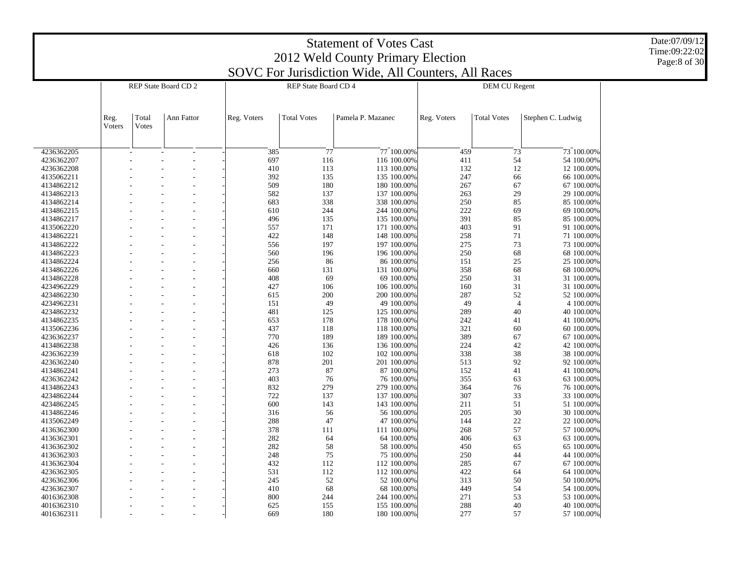# Statement of Votes Cast

## 2012 Weld County Primary Election

## SOVC For Jurisdiction Wide, All Counters, All Races

Date:07/09/12
Time:09:22:02

| | REP State Board CD 2 | | | | REP State Board CD 4 | | | | DEM CU Regent | | | |
|---|---|---|---|---|---|---|---|---|---|---|---|---|
| | Reg. Voters | Total Votes | Ann Fattor | | Reg. Voters | Total Votes | Pamela P. Mazanec | | Reg. Voters | Total Votes | Stephen C. Ludwig | |
| 4236362205 | - | - | - | - | 385 | 77 | 77 | 100.00% | 459 | 73 | 73 | 100.00% |
| 4236362207 | - | - | - | - | 697 | 116 | 116 | 100.00% | 411 | 54 | 54 | 100.00% |
| 4236362208 | - | - | - | - | 410 | 113 | 113 | 100.00% | 132 | 12 | 12 | 100.00% |
| 4135062211 | - | - | - | - | 392 | 135 | 135 | 100.00% | 247 | 66 | 66 | 100.00% |
| 4134862212 | - | - | - | - | 509 | 180 | 180 | 100.00% | 267 | 67 | 67 | 100.00% |
| 4134862213 | - | - | - | - | 582 | 137 | 137 | 100.00% | 263 | 29 | 29 | 100.00% |
| 4134862214 | - | - | - | - | 683 | 338 | 338 | 100.00% | 250 | 85 | 85 | 100.00% |
| 4134862215 | - | - | - | - | 610 | 244 | 244 | 100.00% | 222 | 69 | 69 | 100.00% |
| 4134862217 | - | - | - | - | 496 | 135 | 135 | 100.00% | 391 | 85 | 85 | 100.00% |
| 4135062220 | - | - | - | - | 557 | 171 | 171 | 100.00% | 403 | 91 | 91 | 100.00% |
| 4134862221 | - | - | - | - | 422 | 148 | 148 | 100.00% | 258 | 71 | 71 | 100.00% |
| 4134862222 | - | - | - | - | 556 | 197 | 197 | 100.00% | 275 | 73 | 73 | 100.00% |
| 4134862223 | - | - | - | - | 560 | 196 | 196 | 100.00% | 250 | 68 | 68 | 100.00% |
| 4134862224 | - | - | - | - | 256 | 86 | 86 | 100.00% | 151 | 25 | 25 | 100.00% |
| 4134862226 | - | - | - | - | 660 | 131 | 131 | 100.00% | 358 | 68 | 68 | 100.00% |
| 4134862228 | - | - | - | - | 408 | 69 | 69 | 100.00% | 250 | 31 | 31 | 100.00% |
| 4234962229 | - | - | - | - | 427 | 106 | 106 | 100.00% | 160 | 31 | 31 | 100.00% |
| 4234862230 | - | - | - | - | 615 | 200 | 200 | 100.00% | 287 | 52 | 52 | 100.00% |
| 4234962231 | - | - | - | - | 151 | 49 | 49 | 100.00% | 49 | 4 | 4 | 100.00% |
| 4234862232 | - | - | - | - | 481 | 125 | 125 | 100.00% | 289 | 40 | 40 | 100.00% |
| 4134862235 | - | - | - | - | 653 | 178 | 178 | 100.00% | 242 | 41 | 41 | 100.00% |
| 4135062236 | - | - | - | - | 437 | 118 | 118 | 100.00% | 321 | 60 | 60 | 100.00% |
| 4236362237 | - | - | - | - | 770 | 189 | 189 | 100.00% | 389 | 67 | 67 | 100.00% |
| 4134862238 | - | - | - | - | 426 | 136 | 136 | 100.00% | 224 | 42 | 42 | 100.00% |
| 4236362239 | - | - | - | - | 618 | 102 | 102 | 100.00% | 338 | 38 | 38 | 100.00% |
| 4236362240 | - | - | - | - | 878 | 201 | 201 | 100.00% | 513 | 92 | 92 | 100.00% |
| 4134862241 | - | - | - | - | 273 | 87 | 87 | 100.00% | 152 | 41 | 41 | 100.00% |
| 4236362242 | - | - | - | - | 403 | 76 | 76 | 100.00% | 355 | 63 | 63 | 100.00% |
| 4134862243 | - | - | - | - | 832 | 279 | 279 | 100.00% | 364 | 76 | 76 | 100.00% |
| 4234862244 | - | - | - | - | 722 | 137 | 137 | 100.00% | 307 | 33 | 33 | 100.00% |
| 4234862245 | - | - | - | - | 600 | 143 | 143 | 100.00% | 211 | 51 | 51 | 100.00% |
| 4134862246 | - | - | - | - | 316 | 56 | 56 | 100.00% | 205 | 30 | 30 | 100.00% |
| 4135062249 | - | - | - | - | 288 | 47 | 47 | 100.00% | 144 | 22 | 22 | 100.00% |
| 4136362300 | - | - | - | - | 378 | 111 | 111 | 100.00% | 268 | 57 | 57 | 100.00% |
| 4136362301 | - | - | - | - | 282 | 64 | 64 | 100.00% | 406 | 63 | 63 | 100.00% |
| 4136362302 | - | - | - | - | 282 | 58 | 58 | 100.00% | 450 | 65 | 65 | 100.00% |
| 4136362303 | - | - | - | - | 248 | 75 | 75 | 100.00% | 250 | 44 | 44 | 100.00% |
| 4136362304 | - | - | - | - | 432 | 112 | 112 | 100.00% | 285 | 67 | 67 | 100.00% |
| 4236362305 | - | - | - | - | 531 | 112 | 112 | 100.00% | 422 | 64 | 64 | 100.00% |
| 4236362306 | - | - | - | - | 245 | 52 | 52 | 100.00% | 313 | 50 | 50 | 100.00% |
| 4236362307 | - | - | - | - | 410 | 68 | 68 | 100.00% | 449 | 54 | 54 | 100.00% |
| 4016362308 | - | - | - | - | 800 | 244 | 244 | 100.00% | 271 | 53 | 53 | 100.00% |
| 4016362310 | - | - | - | - | 625 | 155 | 155 | 100.00% | 288 | 40 | 40 | 100.00% |
| 4016362311 | - | - | - | - | 669 | 180 | 180 | 100.00% | 277 | 57 | 57 | 100.00% |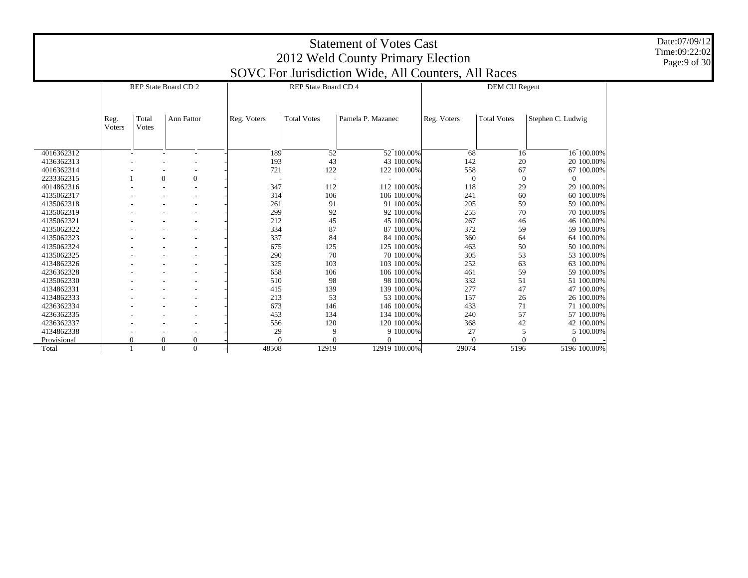# Statement of Votes Cast
## 2012 Weld County Primary Election
## SOVC For Jurisdiction Wide, All Counters, All Races

Date:07/09/12
Time:09:22:02

| | REP State Board CD 2 | | | | REP State Board CD 4 | | | | DEM CU Regent | | | |
|---|---|---|---|---|---|---|---|---|---|---|---|---|
| | Reg. Voters | Total Votes | Ann Fattor | | Reg. Voters | Total Votes | Pamela P. Mazanec | | Reg. Voters | Total Votes | Stephen C. Ludwig | |
| 4016362312 | - | - | - | - | 189 | 52 | 52 | 100.00% | 68 | 16 | 16 | 100.00% |
| 4136362313 | - | - | - | - | 193 | 43 | 43 | 100.00% | 142 | 20 | 20 | 100.00% |
| 4016362314 | - | - | - | - | 721 | 122 | 122 | 100.00% | 558 | 67 | 67 | 100.00% |
| 2233362315 | 1 | 0 | 0 | - | - | - | - | - | 0 | 0 | 0 | - |
| 4014862316 | - | - | - | - | 347 | 112 | 112 | 100.00% | 118 | 29 | 29 | 100.00% |
| 4135062317 | - | - | - | - | 314 | 106 | 106 | 100.00% | 241 | 60 | 60 | 100.00% |
| 4135062318 | - | - | - | - | 261 | 91 | 91 | 100.00% | 205 | 59 | 59 | 100.00% |
| 4135062319 | - | - | - | - | 299 | 92 | 92 | 100.00% | 255 | 70 | 70 | 100.00% |
| 4135062321 | - | - | - | - | 212 | 45 | 45 | 100.00% | 267 | 46 | 46 | 100.00% |
| 4135062322 | - | - | - | - | 334 | 87 | 87 | 100.00% | 372 | 59 | 59 | 100.00% |
| 4135062323 | - | - | - | - | 337 | 84 | 84 | 100.00% | 360 | 64 | 64 | 100.00% |
| 4135062324 | - | - | - | - | 675 | 125 | 125 | 100.00% | 463 | 50 | 50 | 100.00% |
| 4135062325 | - | - | - | - | 290 | 70 | 70 | 100.00% | 305 | 53 | 53 | 100.00% |
| 4134862326 | - | - | - | - | 325 | 103 | 103 | 100.00% | 252 | 63 | 63 | 100.00% |
| 4236362328 | - | - | - | - | 658 | 106 | 106 | 100.00% | 461 | 59 | 59 | 100.00% |
| 4135062330 | - | - | - | - | 510 | 98 | 98 | 100.00% | 332 | 51 | 51 | 100.00% |
| 4134862331 | - | - | - | - | 415 | 139 | 139 | 100.00% | 277 | 47 | 47 | 100.00% |
| 4134862333 | - | - | - | - | 213 | 53 | 53 | 100.00% | 157 | 26 | 26 | 100.00% |
| 4236362334 | - | - | - | - | 673 | 146 | 146 | 100.00% | 433 | 71 | 71 | 100.00% |
| 4236362335 | - | - | - | - | 453 | 134 | 134 | 100.00% | 240 | 57 | 57 | 100.00% |
| 4236362337 | - | - | - | - | 556 | 120 | 120 | 100.00% | 368 | 42 | 42 | 100.00% |
| 4134862338 | - | - | - | - | 29 | 9 | 9 | 100.00% | 27 | 5 | 5 | 100.00% |
| Provisional | 0 | 0 | 0 | - | 0 | 0 | 0 | - | 0 | 0 | 0 | - |
| Total | 1 | 0 | 0 | - | 48508 | 12919 | 12919 | 100.00% | 29074 | 5196 | 5196 | 100.00% |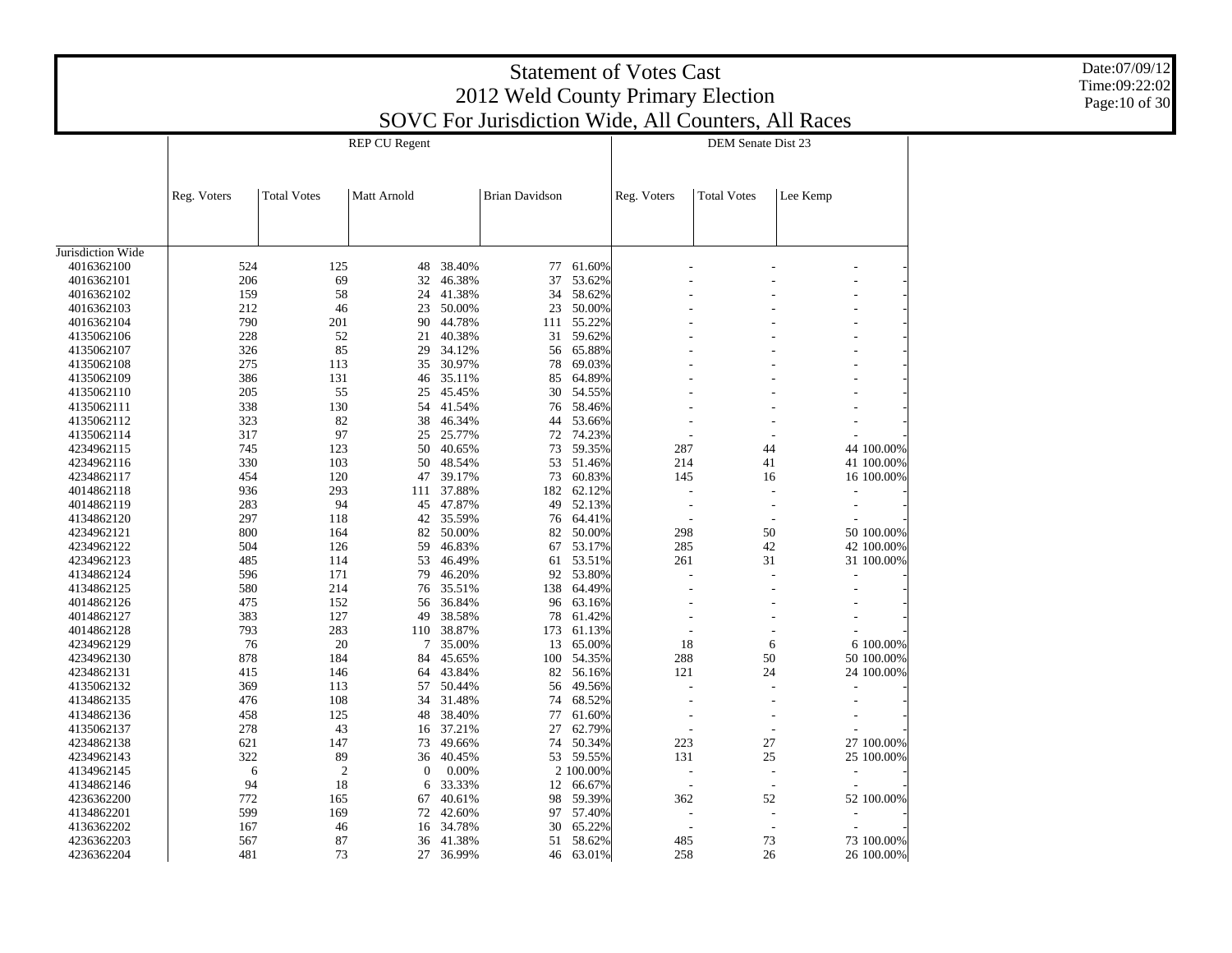# Statement of Votes Cast
## 2012 Weld County Primary Election
## SOVC For Jurisdiction Wide, All Counters, All Races

| | REP CU Regent | | | | | | DEM Senate Dist 23 | | | |
|---|---|---|---|---|---|---|---|---|---|---|
| | Reg. Voters | Total Votes | Matt Arnold | | Brian Davidson | | Reg. Voters | Total Votes | Lee Kemp | |
| Jurisdiction Wide | | | | | | | | | | |
| 4016362100 | 524 | 125 | 48 | 38.40% | 77 | 61.60% | - | - | - | - |
| 4016362101 | 206 | 69 | 32 | 46.38% | 37 | 53.62% | - | - | - | - |
| 4016362102 | 159 | 58 | 24 | 41.38% | 34 | 58.62% | - | - | - | - |
| 4016362103 | 212 | 46 | 23 | 50.00% | 23 | 50.00% | - | - | - | - |
| 4016362104 | 790 | 201 | 90 | 44.78% | 111 | 55.22% | - | - | - | - |
| 4135062106 | 228 | 52 | 21 | 40.38% | 31 | 59.62% | - | - | - | - |
| 4135062107 | 326 | 85 | 29 | 34.12% | 56 | 65.88% | - | - | - | - |
| 4135062108 | 275 | 113 | 35 | 30.97% | 78 | 69.03% | - | - | - | - |
| 4135062109 | 386 | 131 | 46 | 35.11% | 85 | 64.89% | - | - | - | - |
| 4135062110 | 205 | 55 | 25 | 45.45% | 30 | 54.55% | - | - | - | - |
| 4135062111 | 338 | 130 | 54 | 41.54% | 76 | 58.46% | - | - | - | - |
| 4135062112 | 323 | 82 | 38 | 46.34% | 44 | 53.66% | - | - | - | - |
| 4135062114 | 317 | 97 | 25 | 25.77% | 72 | 74.23% | - | - | - | - |
| 4234962115 | 745 | 123 | 50 | 40.65% | 73 | 59.35% | 287 | 44 | 44 | 100.00% |
| 4234962116 | 330 | 103 | 50 | 48.54% | 53 | 51.46% | 214 | 41 | 41 | 100.00% |
| 4234862117 | 454 | 120 | 47 | 39.17% | 73 | 60.83% | 145 | 16 | 16 | 100.00% |
| 4014862118 | 936 | 293 | 111 | 37.88% | 182 | 62.12% | - | - | - | - |
| 4014862119 | 283 | 94 | 45 | 47.87% | 49 | 52.13% | - | - | - | - |
| 4134862120 | 297 | 118 | 42 | 35.59% | 76 | 64.41% | - | - | - | - |
| 4234962121 | 800 | 164 | 82 | 50.00% | 82 | 50.00% | 298 | 50 | 50 | 100.00% |
| 4234962122 | 504 | 126 | 59 | 46.83% | 67 | 53.17% | 285 | 42 | 42 | 100.00% |
| 4234962123 | 485 | 114 | 53 | 46.49% | 61 | 53.51% | 261 | 31 | 31 | 100.00% |
| 4134862124 | 596 | 171 | 79 | 46.20% | 92 | 53.80% | - | - | - | - |
| 4134862125 | 580 | 214 | 76 | 35.51% | 138 | 64.49% | - | - | - | - |
| 4014862126 | 475 | 152 | 56 | 36.84% | 96 | 63.16% | - | - | - | - |
| 4014862127 | 383 | 127 | 49 | 38.58% | 78 | 61.42% | - | - | - | - |
| 4014862128 | 793 | 283 | 110 | 38.87% | 173 | 61.13% | - | - | - | - |
| 4234962129 | 76 | 20 | 7 | 35.00% | 13 | 65.00% | 18 | 6 | 6 | 100.00% |
| 4234962130 | 878 | 184 | 84 | 45.65% | 100 | 54.35% | 288 | 50 | 50 | 100.00% |
| 4234862131 | 415 | 146 | 64 | 43.84% | 82 | 56.16% | 121 | 24 | 24 | 100.00% |
| 4135062132 | 369 | 113 | 57 | 50.44% | 56 | 49.56% | - | - | - | - |
| 4134862135 | 476 | 108 | 34 | 31.48% | 74 | 68.52% | - | - | - | - |
| 4134862136 | 458 | 125 | 48 | 38.40% | 77 | 61.60% | - | - | - | - |
| 4135062137 | 278 | 43 | 16 | 37.21% | 27 | 62.79% | - | - | - | - |
| 4234862138 | 621 | 147 | 73 | 49.66% | 74 | 50.34% | 223 | 27 | 27 | 100.00% |
| 4234962143 | 322 | 89 | 36 | 40.45% | 53 | 59.55% | 131 | 25 | 25 | 100.00% |
| 4134962145 | 6 | 2 | 0 | 0.00% | 2 | 100.00% | - | - | - | - |
| 4134862146 | 94 | 18 | 6 | 33.33% | 12 | 66.67% | - | - | - | - |
| 4236362200 | 772 | 165 | 67 | 40.61% | 98 | 59.39% | 362 | 52 | 52 | 100.00% |
| 4134862201 | 599 | 169 | 72 | 42.60% | 97 | 57.40% | - | - | - | - |
| 4136362202 | 167 | 46 | 16 | 34.78% | 30 | 65.22% | - | - | - | - |
| 4236362203 | 567 | 87 | 36 | 41.38% | 51 | 58.62% | 485 | 73 | 73 | 100.00% |
| 4236362204 | 481 | 73 | 27 | 36.99% | 46 | 63.01% | 258 | 26 | 26 | 100.00% |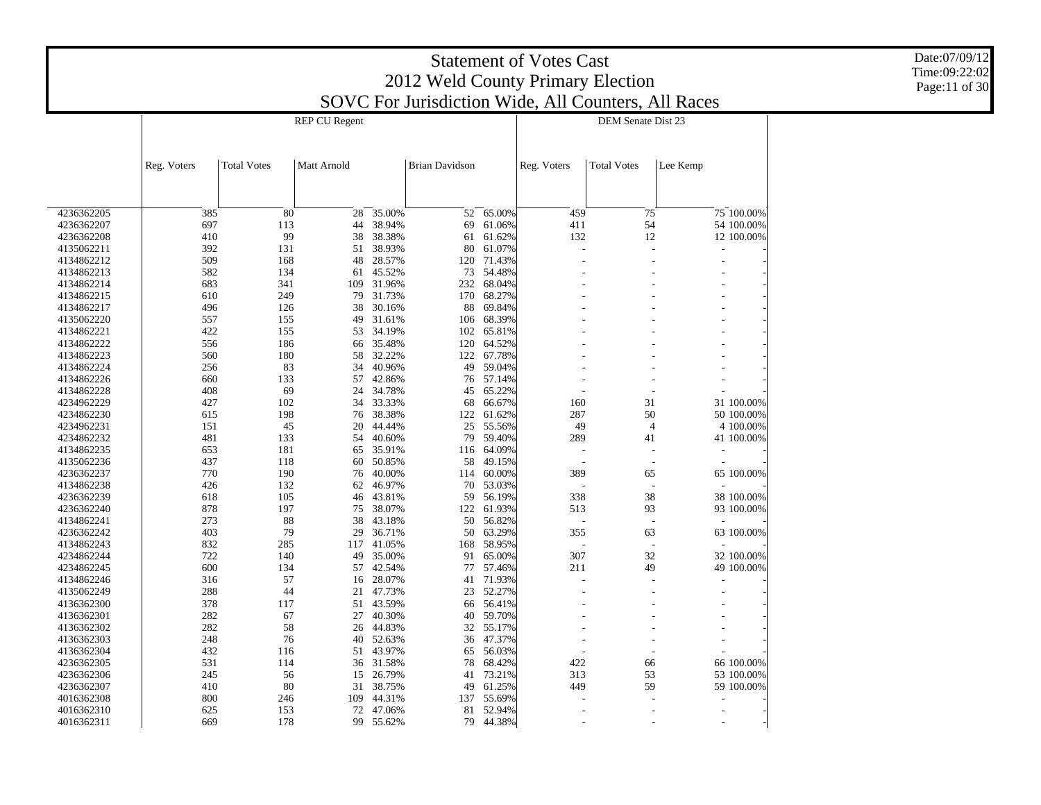# Statement of Votes Cast
## 2012 Weld County Primary Election
## SOVC For Jurisdiction Wide, All Counters, All Races

| | REP CU Regent | | | | | | DEM Senate Dist 23 | | | |
|---|---|---|---|---|---|---|---|---|---|---|
| | Reg. Voters | Total Votes | Matt Arnold | | Brian Davidson | | Reg. Voters | Total Votes | Lee Kemp | |
| 4236362205 | 385 | 80 | 28 | 35.00% | 52 | 65.00% | 459 | 75 | 75 | 100.00% |
| 4236362207 | 697 | 113 | 44 | 38.94% | 69 | 61.06% | 411 | 54 | 54 | 100.00% |
| 4236362208 | 410 | 99 | 38 | 38.38% | 61 | 61.62% | 132 | 12 | 12 | 100.00% |
| 4135062211 | 392 | 131 | 51 | 38.93% | 80 | 61.07% | - | - | - | - |
| 4134862212 | 509 | 168 | 48 | 28.57% | 120 | 71.43% | - | - | - | - |
| 4134862213 | 582 | 134 | 61 | 45.52% | 73 | 54.48% | - | - | - | - |
| 4134862214 | 683 | 341 | 109 | 31.96% | 232 | 68.04% | - | - | - | - |
| 4134862215 | 610 | 249 | 79 | 31.73% | 170 | 68.27% | - | - | - | - |
| 4134862217 | 496 | 126 | 38 | 30.16% | 88 | 69.84% | - | - | - | - |
| 4135062220 | 557 | 155 | 49 | 31.61% | 106 | 68.39% | - | - | - | - |
| 4134862221 | 422 | 155 | 53 | 34.19% | 102 | 65.81% | - | - | - | - |
| 4134862222 | 556 | 186 | 66 | 35.48% | 120 | 64.52% | - | - | - | - |
| 4134862223 | 560 | 180 | 58 | 32.22% | 122 | 67.78% | - | - | - | - |
| 4134862224 | 256 | 83 | 34 | 40.96% | 49 | 59.04% | - | - | - | - |
| 4134862226 | 660 | 133 | 57 | 42.86% | 76 | 57.14% | - | - | - | - |
| 4134862228 | 408 | 69 | 24 | 34.78% | 45 | 65.22% | - | - | - | - |
| 4234962229 | 427 | 102 | 34 | 33.33% | 68 | 66.67% | 160 | 31 | 31 | 100.00% |
| 4234862230 | 615 | 198 | 76 | 38.38% | 122 | 61.62% | 287 | 50 | 50 | 100.00% |
| 4234962231 | 151 | 45 | 20 | 44.44% | 25 | 55.56% | 49 | 4 | 4 | 100.00% |
| 4234862232 | 481 | 133 | 54 | 40.60% | 79 | 59.40% | 289 | 41 | 41 | 100.00% |
| 4134862235 | 653 | 181 | 65 | 35.91% | 116 | 64.09% | - | - | - | - |
| 4135062236 | 437 | 118 | 60 | 50.85% | 58 | 49.15% | - | - | - | - |
| 4236362237 | 770 | 190 | 76 | 40.00% | 114 | 60.00% | 389 | 65 | 65 | 100.00% |
| 4134862238 | 426 | 132 | 62 | 46.97% | 70 | 53.03% | - | - | - | - |
| 4236362239 | 618 | 105 | 46 | 43.81% | 59 | 56.19% | 338 | 38 | 38 | 100.00% |
| 4236362240 | 878 | 197 | 75 | 38.07% | 122 | 61.93% | 513 | 93 | 93 | 100.00% |
| 4134862241 | 273 | 88 | 38 | 43.18% | 50 | 56.82% | - | - | - | - |
| 4236362242 | 403 | 79 | 29 | 36.71% | 50 | 63.29% | 355 | 63 | 63 | 100.00% |
| 4134862243 | 832 | 285 | 117 | 41.05% | 168 | 58.95% | - | - | - | - |
| 4234862244 | 722 | 140 | 49 | 35.00% | 91 | 65.00% | 307 | 32 | 32 | 100.00% |
| 4234862245 | 600 | 134 | 57 | 42.54% | 77 | 57.46% | 211 | 49 | 49 | 100.00% |
| 4134862246 | 316 | 57 | 16 | 28.07% | 41 | 71.93% | - | - | - | - |
| 4135062249 | 288 | 44 | 21 | 47.73% | 23 | 52.27% | - | - | - | - |
| 4136362300 | 378 | 117 | 51 | 43.59% | 66 | 56.41% | - | - | - | - |
| 4136362301 | 282 | 67 | 27 | 40.30% | 40 | 59.70% | - | - | - | - |
| 4136362302 | 282 | 58 | 26 | 44.83% | 32 | 55.17% | - | - | - | - |
| 4136362303 | 248 | 76 | 40 | 52.63% | 36 | 47.37% | - | - | - | - |
| 4136362304 | 432 | 116 | 51 | 43.97% | 65 | 56.03% | - | - | - | - |
| 4236362305 | 531 | 114 | 36 | 31.58% | 78 | 68.42% | 422 | 66 | 66 | 100.00% |
| 4236362306 | 245 | 56 | 15 | 26.79% | 41 | 73.21% | 313 | 53 | 53 | 100.00% |
| 4236362307 | 410 | 80 | 31 | 38.75% | 49 | 61.25% | 449 | 59 | 59 | 100.00% |
| 4016362308 | 800 | 246 | 109 | 44.31% | 137 | 55.69% | - | - | - | - |
| 4016362310 | 625 | 153 | 72 | 47.06% | 81 | 52.94% | - | - | - | - |
| 4016362311 | 669 | 178 | 99 | 55.62% | 79 | 44.38% | - | - | - | - |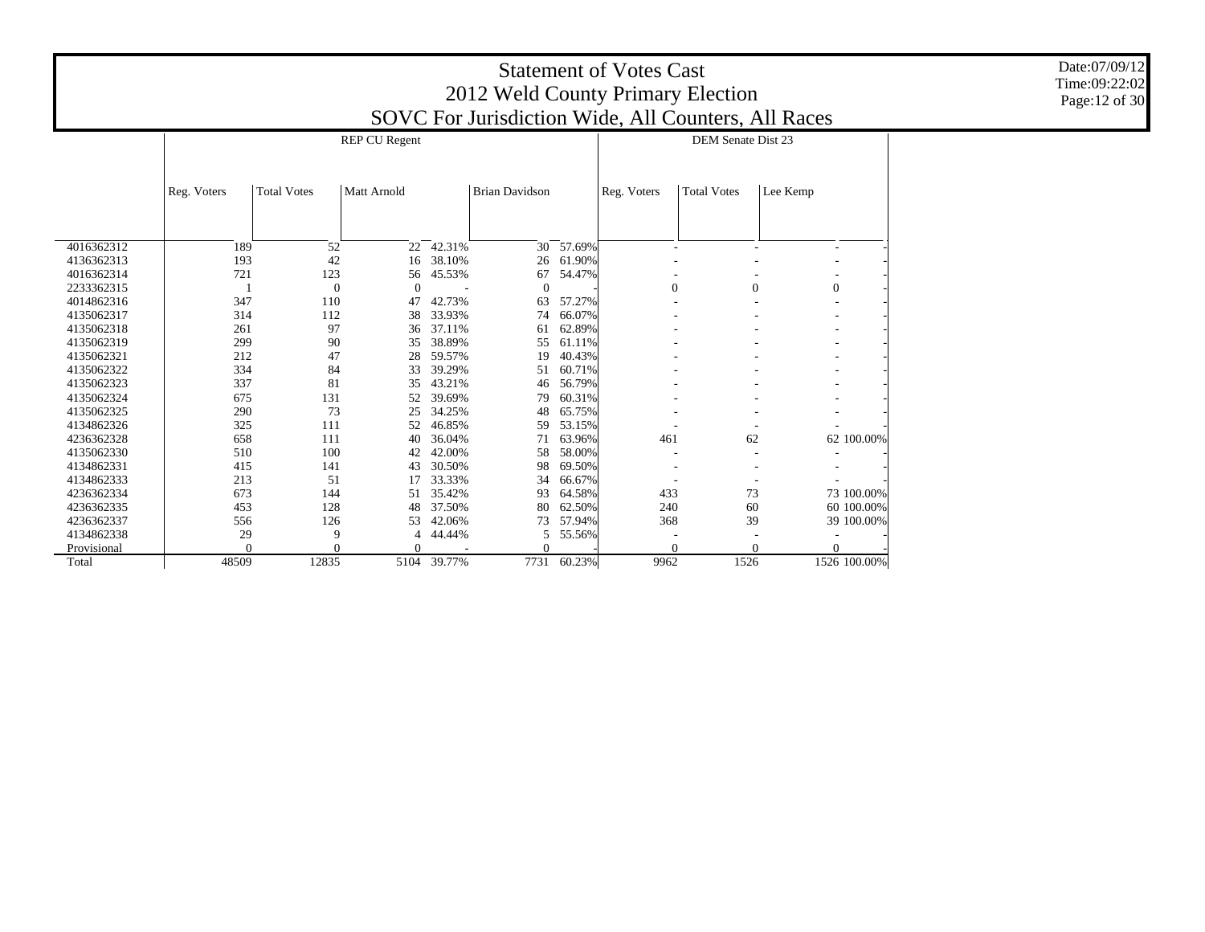# Statement of Votes Cast
## 2012 Weld County Primary Election
## SOVC For Jurisdiction Wide, All Counters, All Races

| | REP CU Regent | | | | | | DEM Senate Dist 23 | | | |
|---|---|---|---|---|---|---|---|---|---|---|
| | Reg. Voters | Total Votes | Matt Arnold | | Brian Davidson | | Reg. Voters | Total Votes | Lee Kemp | |
| 4016362312 | 189 | 52 | 22 | 42.31% | 30 | 57.69% | - | - | - | - |
| 4136362313 | 193 | 42 | 16 | 38.10% | 26 | 61.90% | - | - | - | - |
| 4016362314 | 721 | 123 | 56 | 45.53% | 67 | 54.47% | - | - | - | - |
| 2233362315 | 1 | 0 | 0 | - | 0 | - | 0 | 0 | 0 | - |
| 4014862316 | 347 | 110 | 47 | 42.73% | 63 | 57.27% | - | - | - | - |
| 4135062317 | 314 | 112 | 38 | 33.93% | 74 | 66.07% | - | - | - | - |
| 4135062318 | 261 | 97 | 36 | 37.11% | 61 | 62.89% | - | - | - | - |
| 4135062319 | 299 | 90 | 35 | 38.89% | 55 | 61.11% | - | - | - | - |
| 4135062321 | 212 | 47 | 28 | 59.57% | 19 | 40.43% | - | - | - | - |
| 4135062322 | 334 | 84 | 33 | 39.29% | 51 | 60.71% | - | - | - | - |
| 4135062323 | 337 | 81 | 35 | 43.21% | 46 | 56.79% | - | - | - | - |
| 4135062324 | 675 | 131 | 52 | 39.69% | 79 | 60.31% | - | - | - | - |
| 4135062325 | 290 | 73 | 25 | 34.25% | 48 | 65.75% | - | - | - | - |
| 4134862326 | 325 | 111 | 52 | 46.85% | 59 | 53.15% | - | - | - | - |
| 4236362328 | 658 | 111 | 40 | 36.04% | 71 | 63.96% | 461 | 62 | 62 | 100.00% |
| 4135062330 | 510 | 100 | 42 | 42.00% | 58 | 58.00% | - | - | - | - |
| 4134862331 | 415 | 141 | 43 | 30.50% | 98 | 69.50% | - | - | - | - |
| 4134862333 | 213 | 51 | 17 | 33.33% | 34 | 66.67% | - | - | - | - |
| 4236362334 | 673 | 144 | 51 | 35.42% | 93 | 64.58% | 433 | 73 | 73 | 100.00% |
| 4236362335 | 453 | 128 | 48 | 37.50% | 80 | 62.50% | 240 | 60 | 60 | 100.00% |
| 4236362337 | 556 | 126 | 53 | 42.06% | 73 | 57.94% | 368 | 39 | 39 | 100.00% |
| 4134862338 | 29 | 9 | 4 | 44.44% | 5 | 55.56% | - | - | - | - |
| Provisional | 0 | 0 | 0 | - | 0 | - | 0 | 0 | 0 | - |
| Total | 48509 | 12835 | 5104 | 39.77% | 7731 | 60.23% | 9962 | 1526 | 1526 | 100.00% |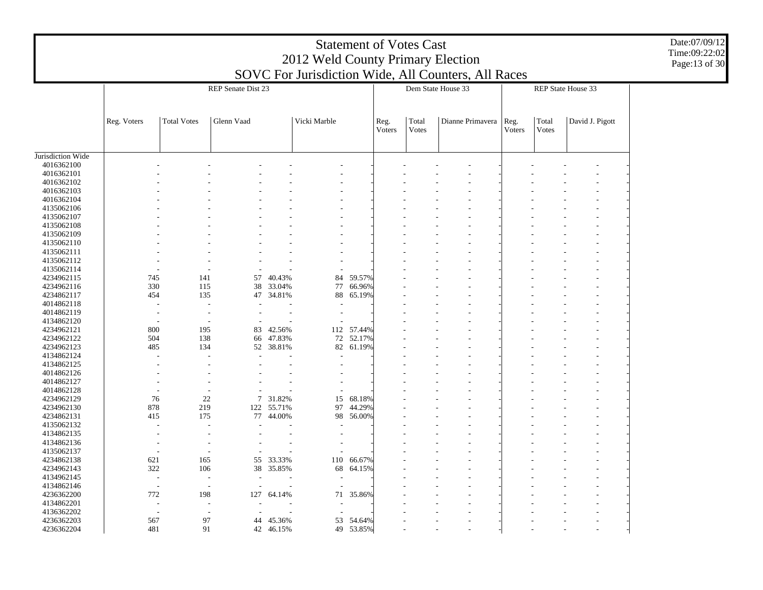# Statement of Votes Cast
## 2012 Weld County Primary Election
## SOVC For Jurisdiction Wide, All Counters, All Races

| | REP Senate Dist 23 | | | | | | Dem State House 33 | | | | REP State House 33 | | | |
|---|---|---|---|---|---|---|---|---|---|---|---|---|---|---|
| | Reg. Voters | Total Votes | Glenn Vaad | | Vicki Marble | | Reg. Voters | Total Votes | Dianne Primavera | | Reg. Voters | Total Votes | David J. Pigott | |
| Jurisdiction Wide | | | | | | | | | | | | | | |
| 4016362100 | - | - | - | - | - | - | - | - | - | - | - | - | - | - |
| 4016362101 | - | - | - | - | - | - | - | - | - | - | - | - | - | - |
| 4016362102 | - | - | - | - | - | - | - | - | - | - | - | - | - | - |
| 4016362103 | - | - | - | - | - | - | - | - | - | - | - | - | - | - |
| 4016362104 | - | - | - | - | - | - | - | - | - | - | - | - | - | - |
| 4135062106 | - | - | - | - | - | - | - | - | - | - | - | - | - | - |
| 4135062107 | - | - | - | - | - | - | - | - | - | - | - | - | - | - |
| 4135062108 | - | - | - | - | - | - | - | - | - | - | - | - | - | - |
| 4135062109 | - | - | - | - | - | - | - | - | - | - | - | - | - | - |
| 4135062110 | - | - | - | - | - | - | - | - | - | - | - | - | - | - |
| 4135062111 | - | - | - | - | - | - | - | - | - | - | - | - | - | - |
| 4135062112 | - | - | - | - | - | - | - | - | - | - | - | - | - | - |
| 4135062114 | - | - | - | - | - | - | - | - | - | - | - | - | - | - |
| 4234962115 | 745 | 141 | 57 | 40.43% | 84 | 59.57% | - | - | - | - | - | - | - | - |
| 4234962116 | 330 | 115 | 38 | 33.04% | 77 | 66.96% | - | - | - | - | - | - | - | - |
| 4234862117 | 454 | 135 | 47 | 34.81% | 88 | 65.19% | - | - | - | - | - | - | - | - |
| 4014862118 | - | - | - | - | - | - | - | - | - | - | - | - | - | - |
| 4014862119 | - | - | - | - | - | - | - | - | - | - | - | - | - | - |
| 4134862120 | - | - | - | - | - | - | - | - | - | - | - | - | - | - |
| 4234962121 | 800 | 195 | 83 | 42.56% | 112 | 57.44% | - | - | - | - | - | - | - | - |
| 4234962122 | 504 | 138 | 66 | 47.83% | 72 | 52.17% | - | - | - | - | - | - | - | - |
| 4234962123 | 485 | 134 | 52 | 38.81% | 82 | 61.19% | - | - | - | - | - | - | - | - |
| 4134862124 | - | - | - | - | - | - | - | - | - | - | - | - | - | - |
| 4134862125 | - | - | - | - | - | - | - | - | - | - | - | - | - | - |
| 4014862126 | - | - | - | - | - | - | - | - | - | - | - | - | - | - |
| 4014862127 | - | - | - | - | - | - | - | - | - | - | - | - | - | - |
| 4014862128 | - | - | - | - | - | - | - | - | - | - | - | - | - | - |
| 4234962129 | 76 | 22 | 7 | 31.82% | 15 | 68.18% | - | - | - | - | - | - | - | - |
| 4234962130 | 878 | 219 | 122 | 55.71% | 97 | 44.29% | - | - | - | - | - | - | - | - |
| 4234862131 | 415 | 175 | 77 | 44.00% | 98 | 56.00% | - | - | - | - | - | - | - | - |
| 4135062132 | - | - | - | - | - | - | - | - | - | - | - | - | - | - |
| 4134862135 | - | - | - | - | - | - | - | - | - | - | - | - | - | - |
| 4134862136 | - | - | - | - | - | - | - | - | - | - | - | - | - | - |
| 4135062137 | - | - | - | - | - | - | - | - | - | - | - | - | - | - |
| 4234862138 | 621 | 165 | 55 | 33.33% | 110 | 66.67% | - | - | - | - | - | - | - | - |
| 4234962143 | 322 | 106 | 38 | 35.85% | 68 | 64.15% | - | - | - | - | - | - | - | - |
| 4134962145 | - | - | - | - | - | - | - | - | - | - | - | - | - | - |
| 4134862146 | - | - | - | - | - | - | - | - | - | - | - | - | - | - |
| 4236362200 | 772 | 198 | 127 | 64.14% | 71 | 35.86% | - | - | - | - | - | - | - | - |
| 4134862201 | - | - | - | - | - | - | - | - | - | - | - | - | - | - |
| 4136362202 | - | - | - | - | - | - | - | - | - | - | - | - | - | - |
| 4236362203 | 567 | 97 | 44 | 45.36% | 53 | 54.64% | - | - | - | - | - | - | - | - |
| 4236362204 | 481 | 91 | 42 | 46.15% | 49 | 53.85% | - | - | - | - | - | - | - | - |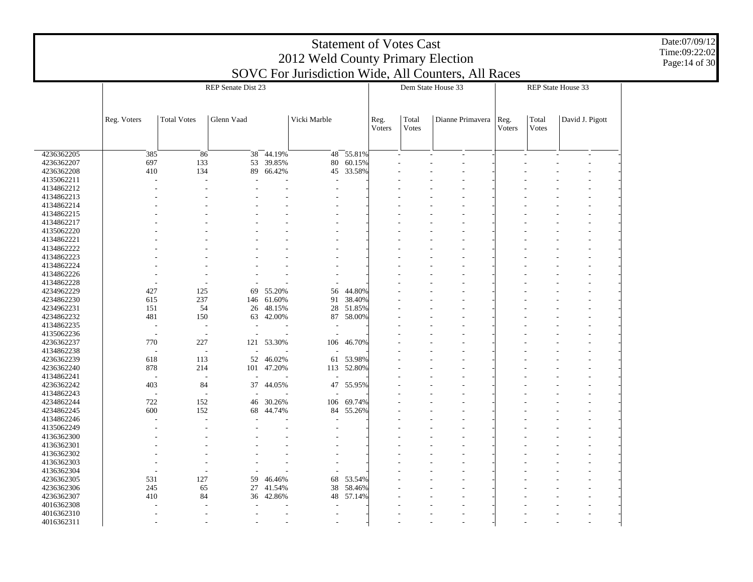# Statement of Votes Cast
## 2012 Weld County Primary Election
## SOVC For Jurisdiction Wide, All Counters, All Races

Date:07/09/12
Time:09:22:02

| | REP Senate Dist 23 | | | | | | | Dem State House 33 | | | | REP State House 33 | | | |
|---|---|---|---|---|---|---|---|---|---|---|---|---|---|---|---|
| | Reg. Voters | Total Votes | Glenn Vaad | | Vicki Marble | | | Reg. Voters | Total Votes | Dianne Primavera | | Reg. Voters | Total Votes | David J. Pigott | |
| 4236362205 | 385 | 86 | 38 | 44.19% | 48 | 55.81% | | - | - | - | - | - | - | - | - |
| 4236362207 | 697 | 133 | 53 | 39.85% | 80 | 60.15% | | - | - | - | - | - | - | - | - |
| 4236362208 | 410 | 134 | 89 | 66.42% | 45 | 33.58% | | - | - | - | - | - | - | - | - |
| 4135062211 | - | - | - | - | - | - | | - | - | - | - | - | - | - | - |
| 4134862212 | - | - | - | - | - | - | | - | - | - | - | - | - | - | - |
| 4134862213 | - | - | - | - | - | - | | - | - | - | - | - | - | - | - |
| 4134862214 | - | - | - | - | - | - | | - | - | - | - | - | - | - | - |
| 4134862215 | - | - | - | - | - | - | | - | - | - | - | - | - | - | - |
| 4134862217 | - | - | - | - | - | - | | - | - | - | - | - | - | - | - |
| 4135062220 | - | - | - | - | - | - | | - | - | - | - | - | - | - | - |
| 4134862221 | - | - | - | - | - | - | | - | - | - | - | - | - | - | - |
| 4134862222 | - | - | - | - | - | - | | - | - | - | - | - | - | - | - |
| 4134862223 | - | - | - | - | - | - | | - | - | - | - | - | - | - | - |
| 4134862224 | - | - | - | - | - | - | | - | - | - | - | - | - | - | - |
| 4134862226 | - | - | - | - | - | - | | - | - | - | - | - | - | - | - |
| 4134862228 | - | - | - | - | - | - | | - | - | - | - | - | - | - | - |
| 4234962229 | 427 | 125 | 69 | 55.20% | 56 | 44.80% | | - | - | - | - | - | - | - | - |
| 4234862230 | 615 | 237 | 146 | 61.60% | 91 | 38.40% | | - | - | - | - | - | - | - | - |
| 4234962231 | 151 | 54 | 26 | 48.15% | 28 | 51.85% | | - | - | - | - | - | - | - | - |
| 4234862232 | 481 | 150 | 63 | 42.00% | 87 | 58.00% | | - | - | - | - | - | - | - | - |
| 4134862235 | - | - | - | - | - | - | | - | - | - | - | - | - | - | - |
| 4135062236 | - | - | - | - | - | - | | - | - | - | - | - | - | - | - |
| 4236362237 | 770 | 227 | 121 | 53.30% | 106 | 46.70% | | - | - | - | - | - | - | - | - |
| 4134862238 | - | - | - | - | - | - | | - | - | - | - | - | - | - | - |
| 4236362239 | 618 | 113 | 52 | 46.02% | 61 | 53.98% | | - | - | - | - | - | - | - | - |
| 4236362240 | 878 | 214 | 101 | 47.20% | 113 | 52.80% | | - | - | - | - | - | - | - | - |
| 4134862241 | - | - | - | - | - | - | | - | - | - | - | - | - | - | - |
| 4236362242 | 403 | 84 | 37 | 44.05% | 47 | 55.95% | | - | - | - | - | - | - | - | - |
| 4134862243 | - | - | - | - | - | - | | - | - | - | - | - | - | - | - |
| 4234862244 | 722 | 152 | 46 | 30.26% | 106 | 69.74% | | - | - | - | - | - | - | - | - |
| 4234862245 | 600 | 152 | 68 | 44.74% | 84 | 55.26% | | - | - | - | - | - | - | - | - |
| 4134862246 | - | - | - | - | - | - | | - | - | - | - | - | - | - | - |
| 4135062249 | - | - | - | - | - | - | | - | - | - | - | - | - | - | - |
| 4136362300 | - | - | - | - | - | - | | - | - | - | - | - | - | - | - |
| 4136362301 | - | - | - | - | - | - | | - | - | - | - | - | - | - | - |
| 4136362302 | - | - | - | - | - | - | | - | - | - | - | - | - | - | - |
| 4136362303 | - | - | - | - | - | - | | - | - | - | - | - | - | - | - |
| 4136362304 | - | - | - | - | - | - | | - | - | - | - | - | - | - | - |
| 4236362305 | 531 | 127 | 59 | 46.46% | 68 | 53.54% | | - | - | - | - | - | - | - | - |
| 4236362306 | 245 | 65 | 27 | 41.54% | 38 | 58.46% | | - | - | - | - | - | - | - | - |
| 4236362307 | 410 | 84 | 36 | 42.86% | 48 | 57.14% | | - | - | - | - | - | - | - | - |
| 4016362308 | - | - | - | - | - | - | | - | - | - | - | - | - | - | - |
| 4016362310 | - | - | - | - | - | - | | - | - | - | - | - | - | - | - |
| 4016362311 | - | - | - | - | - | - | | - | - | - | - | - | - | - | - |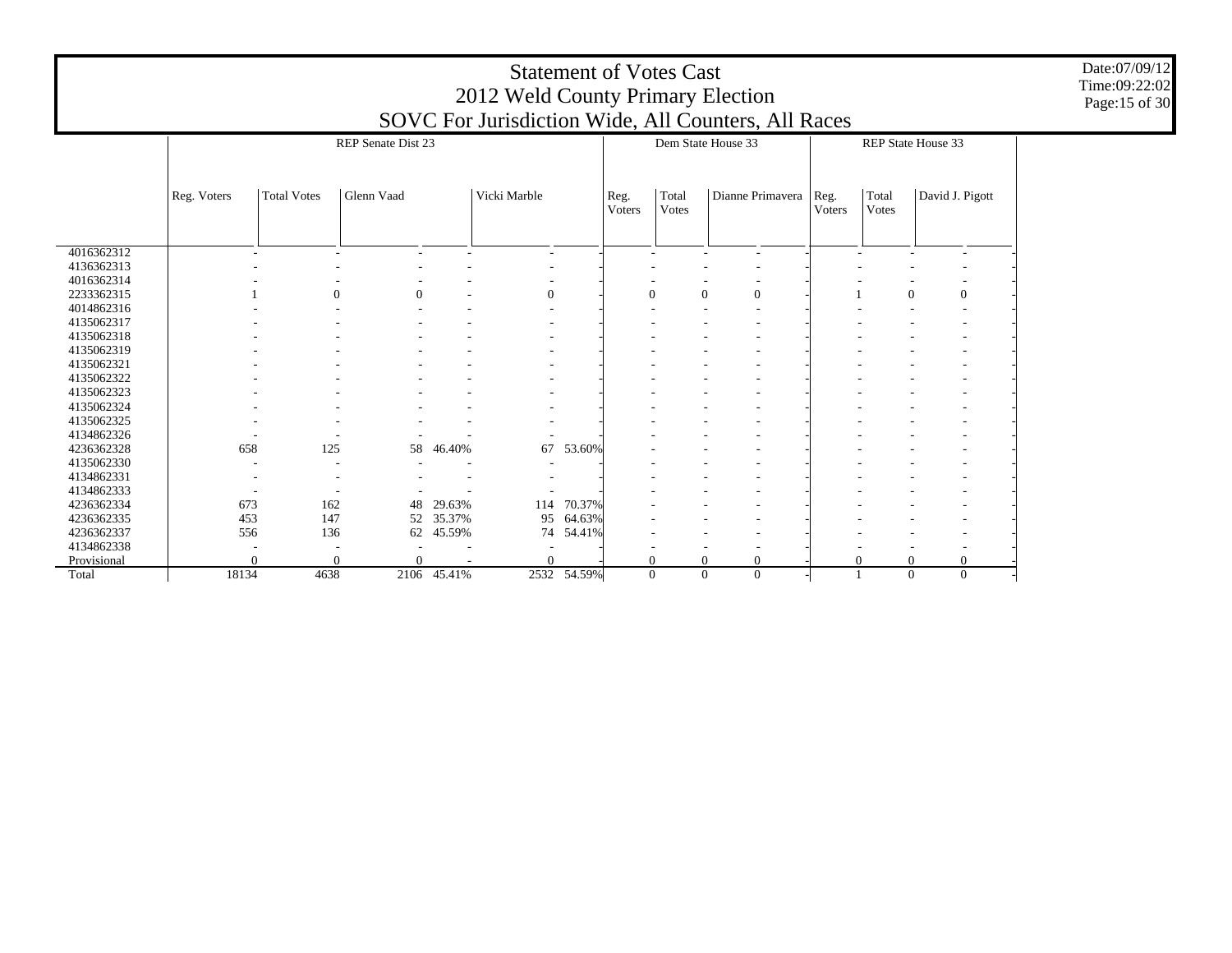# Statement of Votes Cast
## 2012 Weld County Primary Election
## SOVC For Jurisdiction Wide, All Counters, All Races

Date:07/09/12
Time:09:22:02

| | REP Senate Dist 23 | | | | | | Dem State House 33 | | | | REP State House 33 | | | |
|---|---|---|---|---|---|---|---|---|---|---|---|---|---|---|
| | Reg. Voters | Total Votes | Glenn Vaad | | Vicki Marble | | Reg. Voters | Total Votes | Dianne Primavera | | Reg. Voters | Total Votes | David J. Pigott | |
| 4016362312 | - | - | - | - | - | - | - | - | - | - | - | - | - | - |
| 4136362313 | - | - | - | - | - | - | - | - | - | - | - | - | - | - |
| 4016362314 | - | - | - | - | - | - | - | - | - | - | - | - | - | - |
| 2233362315 | 1 | 0 | 0 | - | 0 | - | 0 | 0 | 0 | - | 1 | 0 | 0 | - |
| 4014862316 | - | - | - | - | - | - | - | - | - | - | - | - | - | - |
| 4135062317 | - | - | - | - | - | - | - | - | - | - | - | - | - | - |
| 4135062318 | - | - | - | - | - | - | - | - | - | - | - | - | - | - |
| 4135062319 | - | - | - | - | - | - | - | - | - | - | - | - | - | - |
| 4135062321 | - | - | - | - | - | - | - | - | - | - | - | - | - | - |
| 4135062322 | - | - | - | - | - | - | - | - | - | - | - | - | - | - |
| 4135062323 | - | - | - | - | - | - | - | - | - | - | - | - | - | - |
| 4135062324 | - | - | - | - | - | - | - | - | - | - | - | - | - | - |
| 4135062325 | - | - | - | - | - | - | - | - | - | - | - | - | - | - |
| 4134862326 | - | - | - | - | - | - | - | - | - | - | - | - | - | - |
| 4236362328 | 658 | 125 | 58 | 46.40% | 67 | 53.60% | - | - | - | - | - | - | - | - |
| 4135062330 | - | - | - | - | - | - | - | - | - | - | - | - | - | - |
| 4134862331 | - | - | - | - | - | - | - | - | - | - | - | - | - | - |
| 4134862333 | - | - | - | - | - | - | - | - | - | - | - | - | - | - |
| 4236362334 | 673 | 162 | 48 | 29.63% | 114 | 70.37% | - | - | - | - | - | - | - | - |
| 4236362335 | 453 | 147 | 52 | 35.37% | 95 | 64.63% | - | - | - | - | - | - | - | - |
| 4236362337 | 556 | 136 | 62 | 45.59% | 74 | 54.41% | - | - | - | - | - | - | - | - |
| 4134862338 | - | - | - | - | - | - | - | - | - | - | - | - | - | - |
| Provisional | 0 | 0 | 0 | - | 0 | - | 0 | 0 | 0 | - | 0 | 0 | 0 | - |
| Total | 18134 | 4638 | 2106 | 45.41% | 2532 | 54.59% | 0 | 0 | 0 | - | 1 | 0 | 0 | - |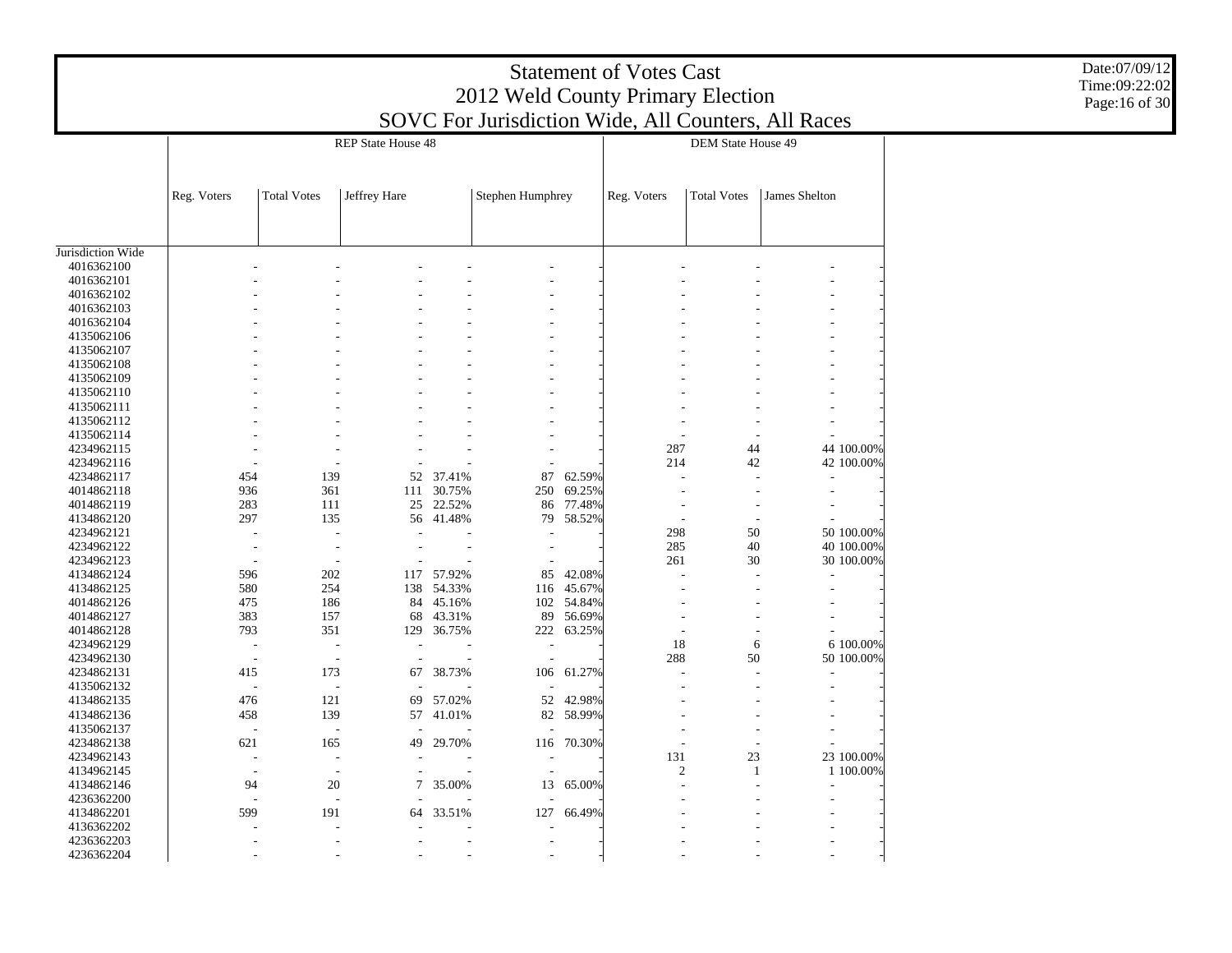# Statement of Votes Cast
## 2012 Weld County Primary Election
## SOVC For Jurisdiction Wide, All Counters, All Races

| | REP State House 48 | | | | | | DEM State House 49 | | | |
|---|---|---|---|---|---|---|---|---|---|---|
| | Reg. Voters | Total Votes | Jeffrey Hare | | Stephen Humphrey | | Reg. Voters | Total Votes | James Shelton | |
| Jurisdiction Wide | | | | | | | | | | |
| 4016362100 | - | - | - | - | - | - | - | - | - | - |
| 4016362101 | - | - | - | - | - | - | - | - | - | - |
| 4016362102 | - | - | - | - | - | - | - | - | - | - |
| 4016362103 | - | - | - | - | - | - | - | - | - | - |
| 4016362104 | - | - | - | - | - | - | - | - | - | - |
| 4135062106 | - | - | - | - | - | - | - | - | - | - |
| 4135062107 | - | - | - | - | - | - | - | - | - | - |
| 4135062108 | - | - | - | - | - | - | - | - | - | - |
| 4135062109 | - | - | - | - | - | - | - | - | - | - |
| 4135062110 | - | - | - | - | - | - | - | - | - | - |
| 4135062111 | - | - | - | - | - | - | - | - | - | - |
| 4135062112 | - | - | - | - | - | - | - | - | - | - |
| 4135062114 | - | - | - | - | - | - | - | - | - | - |
| 4234962115 | - | - | - | - | - | - | 287 | 44 | 44 | 100.00% |
| 4234962116 | - | - | - | - | - | - | 214 | 42 | 42 | 100.00% |
| 4234862117 | 454 | 139 | 52 | 37.41% | 87 | 62.59% | - | - | - | - |
| 4014862118 | 936 | 361 | 111 | 30.75% | 250 | 69.25% | - | - | - | - |
| 4014862119 | 283 | 111 | 25 | 22.52% | 86 | 77.48% | - | - | - | - |
| 4134862120 | 297 | 135 | 56 | 41.48% | 79 | 58.52% | - | - | - | - |
| 4234962121 | - | - | - | - | - | - | 298 | 50 | 50 | 100.00% |
| 4234962122 | - | - | - | - | - | - | 285 | 40 | 40 | 100.00% |
| 4234962123 | - | - | - | - | - | - | 261 | 30 | 30 | 100.00% |
| 4134862124 | 596 | 202 | 117 | 57.92% | 85 | 42.08% | - | - | - | - |
| 4134862125 | 580 | 254 | 138 | 54.33% | 116 | 45.67% | - | - | - | - |
| 4014862126 | 475 | 186 | 84 | 45.16% | 102 | 54.84% | - | - | - | - |
| 4014862127 | 383 | 157 | 68 | 43.31% | 89 | 56.69% | - | - | - | - |
| 4014862128 | 793 | 351 | 129 | 36.75% | 222 | 63.25% | - | - | - | - |
| 4234962129 | - | - | - | - | - | - | 18 | 6 | 6 | 100.00% |
| 4234962130 | - | - | - | - | - | - | 288 | 50 | 50 | 100.00% |
| 4234862131 | 415 | 173 | 67 | 38.73% | 106 | 61.27% | - | - | - | - |
| 4135062132 | - | - | - | - | - | - | - | - | - | - |
| 4134862135 | 476 | 121 | 69 | 57.02% | 52 | 42.98% | - | - | - | - |
| 4134862136 | 458 | 139 | 57 | 41.01% | 82 | 58.99% | - | - | - | - |
| 4135062137 | - | - | - | - | - | - | - | - | - | - |
| 4234862138 | 621 | 165 | 49 | 29.70% | 116 | 70.30% | - | - | - | - |
| 4234962143 | - | - | - | - | - | - | 131 | 23 | 23 | 100.00% |
| 4134962145 | - | - | - | - | - | - | 2 | 1 | 1 | 100.00% |
| 4134862146 | 94 | 20 | 7 | 35.00% | 13 | 65.00% | - | - | - | - |
| 4236362200 | - | - | - | - | - | - | - | - | - | - |
| 4134862201 | 599 | 191 | 64 | 33.51% | 127 | 66.49% | - | - | - | - |
| 4136362202 | - | - | - | - | - | - | - | - | - | - |
| 4236362203 | - | - | - | - | - | - | - | - | - | - |
| 4236362204 | - | - | - | - | - | - | - | - | - | - |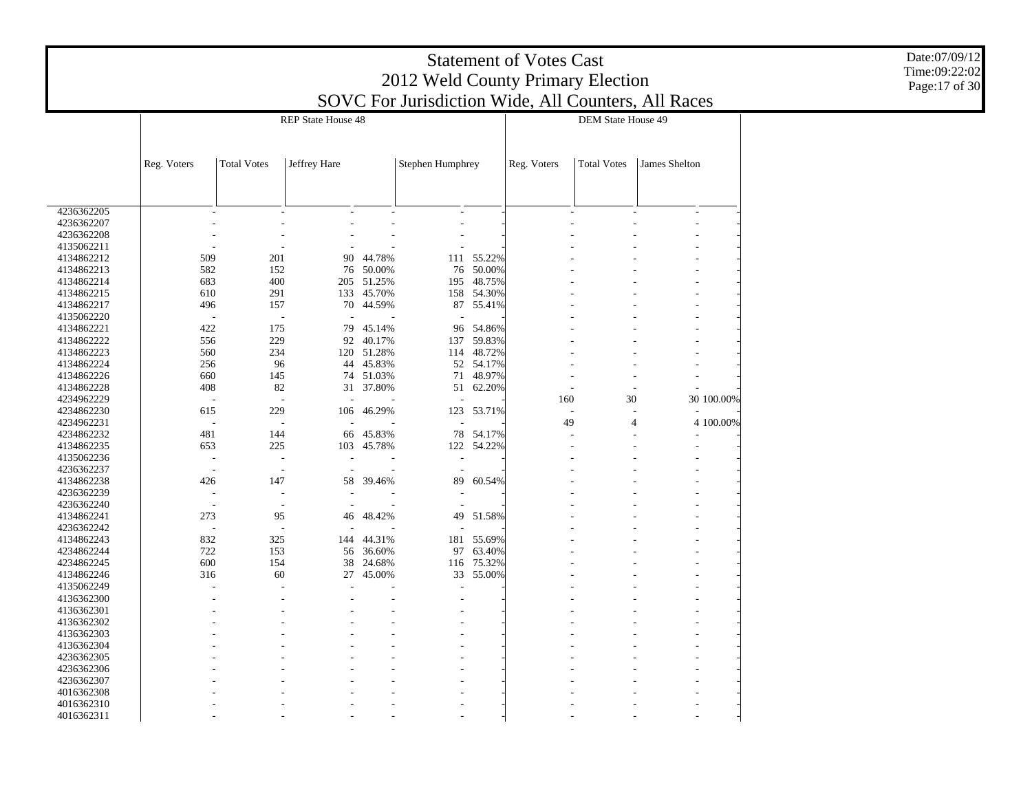# Statement of Votes Cast
## 2012 Weld County Primary Election
## SOVC For Jurisdiction Wide, All Counters, All Races

| | REP State House 48 | | | | | | DEM State House 49 | | | |
|---|---|---|---|---|---|---|---|---|---|---|
| | Reg. Voters | Total Votes | Jeffrey Hare | | Stephen Humphrey | | Reg. Voters | Total Votes | James Shelton | |
| 4236362205 | - | - | - | - | - | - | - | - | - | - |
| 4236362207 | - | - | - | - | - | - | - | - | - | - |
| 4236362208 | - | - | - | - | - | - | - | - | - | - |
| 4135062211 | - | - | - | - | - | - | - | - | - | - |
| 4134862212 | 509 | 201 | 90 | 44.78% | 111 | 55.22% | - | - | - | - |
| 4134862213 | 582 | 152 | 76 | 50.00% | 76 | 50.00% | - | - | - | - |
| 4134862214 | 683 | 400 | 205 | 51.25% | 195 | 48.75% | - | - | - | - |
| 4134862215 | 610 | 291 | 133 | 45.70% | 158 | 54.30% | - | - | - | - |
| 4134862217 | 496 | 157 | 70 | 44.59% | 87 | 55.41% | - | - | - | - |
| 4135062220 | - | - | - | - | - | - | - | - | - | - |
| 4134862221 | 422 | 175 | 79 | 45.14% | 96 | 54.86% | - | - | - | - |
| 4134862222 | 556 | 229 | 92 | 40.17% | 137 | 59.83% | - | - | - | - |
| 4134862223 | 560 | 234 | 120 | 51.28% | 114 | 48.72% | - | - | - | - |
| 4134862224 | 256 | 96 | 44 | 45.83% | 52 | 54.17% | - | - | - | - |
| 4134862226 | 660 | 145 | 74 | 51.03% | 71 | 48.97% | - | - | - | - |
| 4134862228 | 408 | 82 | 31 | 37.80% | 51 | 62.20% | - | - | - | - |
| 4234962229 | - | - | - | - | - | - | 160 | 30 | 30 | 100.00% |
| 4234862230 | 615 | 229 | 106 | 46.29% | 123 | 53.71% | - | - | - | - |
| 4234962231 | - | - | - | - | - | - | 49 | 4 | 4 | 100.00% |
| 4234862232 | 481 | 144 | 66 | 45.83% | 78 | 54.17% | - | - | - | - |
| 4134862235 | 653 | 225 | 103 | 45.78% | 122 | 54.22% | - | - | - | - |
| 4135062236 | - | - | - | - | - | - | - | - | - | - |
| 4236362237 | - | - | - | - | - | - | - | - | - | - |
| 4134862238 | 426 | 147 | 58 | 39.46% | 89 | 60.54% | - | - | - | - |
| 4236362239 | - | - | - | - | - | - | - | - | - | - |
| 4236362240 | - | - | - | - | - | - | - | - | - | - |
| 4134862241 | 273 | 95 | 46 | 48.42% | 49 | 51.58% | - | - | - | - |
| 4236362242 | - | - | - | - | - | - | - | - | - | - |
| 4134862243 | 832 | 325 | 144 | 44.31% | 181 | 55.69% | - | - | - | - |
| 4234862244 | 722 | 153 | 56 | 36.60% | 97 | 63.40% | - | - | - | - |
| 4234862245 | 600 | 154 | 38 | 24.68% | 116 | 75.32% | - | - | - | - |
| 4134862246 | 316 | 60 | 27 | 45.00% | 33 | 55.00% | - | - | - | - |
| 4135062249 | - | - | - | - | - | - | - | - | - | - |
| 4136362300 | - | - | - | - | - | - | - | - | - | - |
| 4136362301 | - | - | - | - | - | - | - | - | - | - |
| 4136362302 | - | - | - | - | - | - | - | - | - | - |
| 4136362303 | - | - | - | - | - | - | - | - | - | - |
| 4136362304 | - | - | - | - | - | - | - | - | - | - |
| 4236362305 | - | - | - | - | - | - | - | - | - | - |
| 4236362306 | - | - | - | - | - | - | - | - | - | - |
| 4236362307 | - | - | - | - | - | - | - | - | - | - |
| 4016362308 | - | - | - | - | - | - | - | - | - | - |
| 4016362310 | - | - | - | - | - | - | - | - | - | - |
| 4016362311 | - | - | - | - | - | - | - | - | - | - |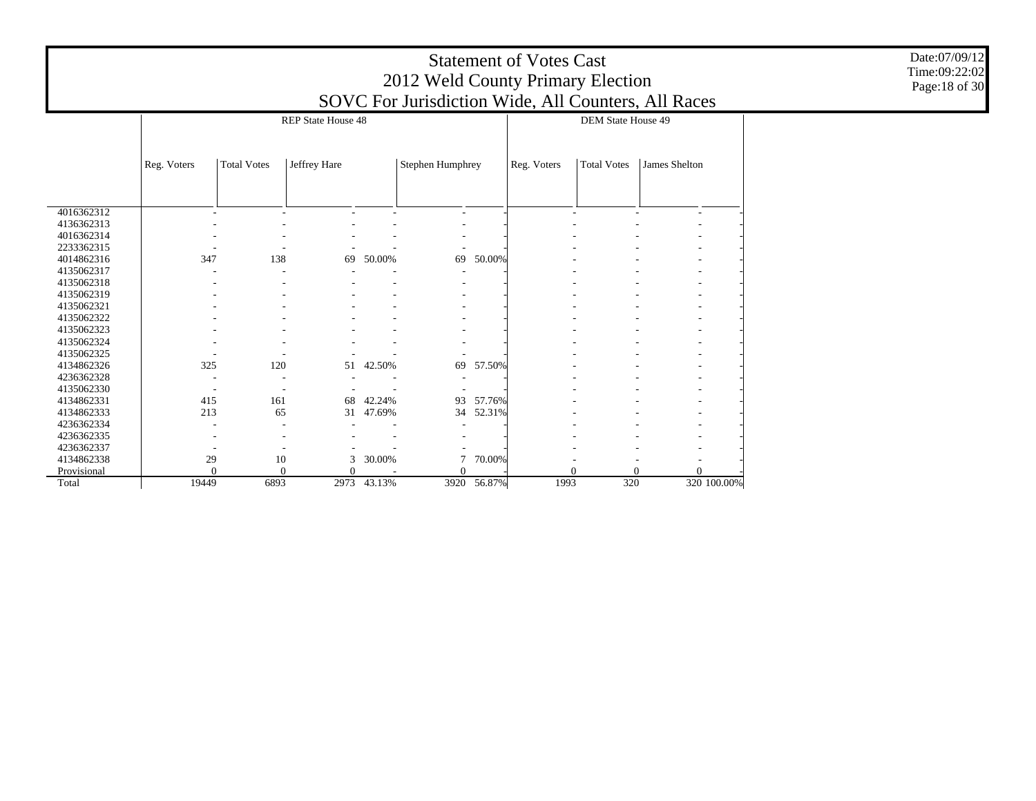# Statement of Votes Cast
## 2012 Weld County Primary Election
## SOVC For Jurisdiction Wide, All Counters, All Races

| | REP State House 48 | | | | | | DEM State House 49 | | | |
|---|---|---|---|---|---|---|---|---|---|---|
| | Reg. Voters | Total Votes | Jeffrey Hare | | Stephen Humphrey | | Reg. Voters | Total Votes | James Shelton | |
| 4016362312 | - | - | - | - | - | - | - | - | - | - |
| 4136362313 | - | - | - | - | - | - | - | - | - | - |
| 4016362314 | - | - | - | - | - | - | - | - | - | - |
| 2233362315 | - | - | - | - | - | - | - | - | - | - |
| 4014862316 | 347 | 138 | 69 | 50.00% | 69 | 50.00% | - | - | - | - |
| 4135062317 | - | - | - | - | - | - | - | - | - | - |
| 4135062318 | - | - | - | - | - | - | - | - | - | - |
| 4135062319 | - | - | - | - | - | - | - | - | - | - |
| 4135062321 | - | - | - | - | - | - | - | - | - | - |
| 4135062322 | - | - | - | - | - | - | - | - | - | - |
| 4135062323 | - | - | - | - | - | - | - | - | - | - |
| 4135062324 | - | - | - | - | - | - | - | - | - | - |
| 4135062325 | - | - | - | - | - | - | - | - | - | - |
| 4134862326 | 325 | 120 | 51 | 42.50% | 69 | 57.50% | - | - | - | - |
| 4236362328 | - | - | - | - | - | - | - | - | - | - |
| 4135062330 | - | - | - | - | - | - | - | - | - | - |
| 4134862331 | 415 | 161 | 68 | 42.24% | 93 | 57.76% | - | - | - | - |
| 4134862333 | 213 | 65 | 31 | 47.69% | 34 | 52.31% | - | - | - | - |
| 4236362334 | - | - | - | - | - | - | - | - | - | - |
| 4236362335 | - | - | - | - | - | - | - | - | - | - |
| 4236362337 | - | - | - | - | - | - | - | - | - | - |
| 4134862338 | 29 | 10 | 3 | 30.00% | 7 | 70.00% | - | - | - | - |
| Provisional | 0 | 0 | 0 | - | 0 | - | 0 | 0 | 0 | - |
| Total | 19449 | 6893 | 2973 | 43.13% | 3920 | 56.87% | 1993 | 320 | 320 | 100.00% |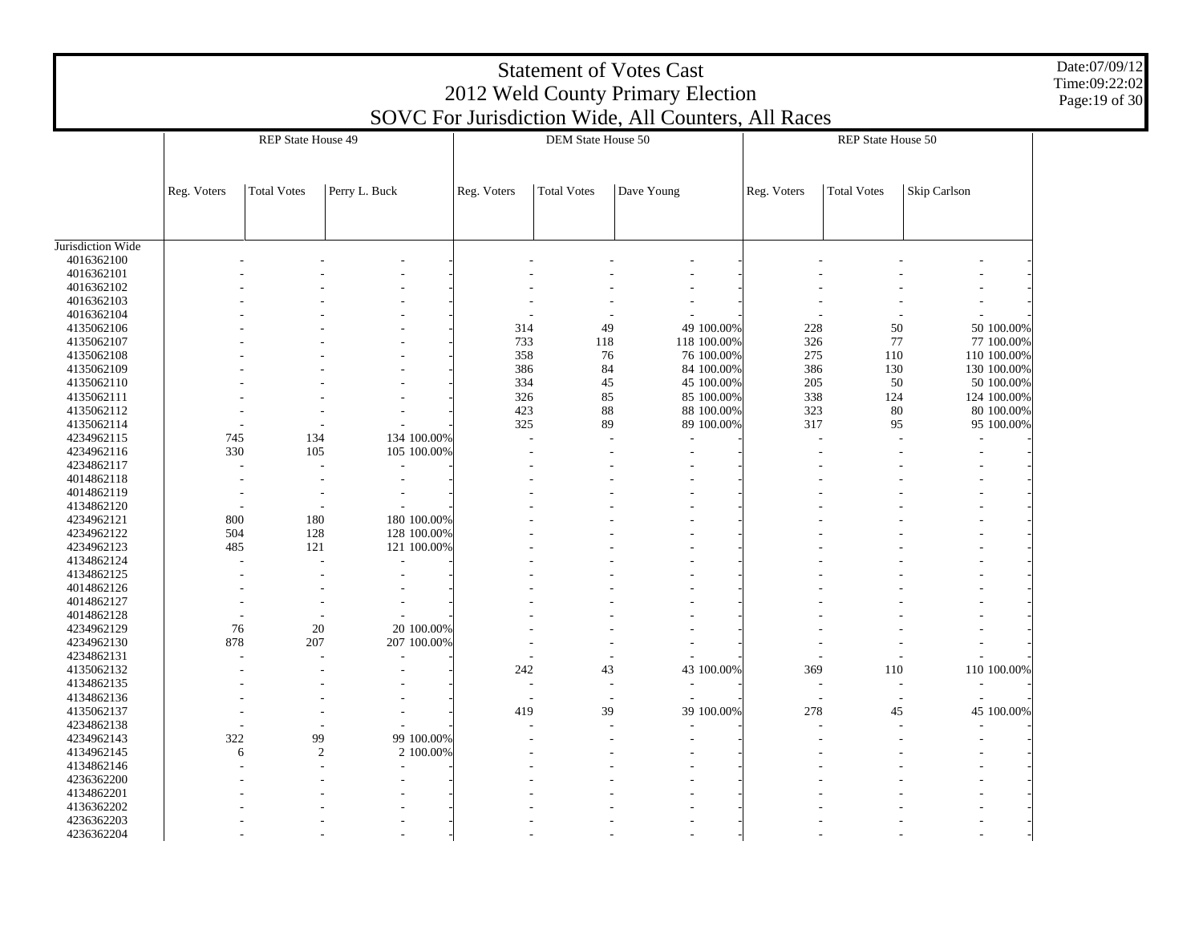# Statement of Votes Cast
## 2012 Weld County Primary Election
### SOVC For Jurisdiction Wide, All Counters, All Races

| | REP State House 49 | | | | DEM State House 50 | | | | REP State House 50 | | | |
|---|---|---|---|---|---|---|---|---|---|---|---|---|
| | Reg. Voters | Total Votes | Perry L. Buck | | Reg. Voters | Total Votes | Dave Young | | Reg. Voters | Total Votes | Skip Carlson | |
| Jurisdiction Wide | | | | | | | | | | | | |
| 4016362100 | - | - | - | - | - | - | - | - | - | - | - | - |
| 4016362101 | - | - | - | - | - | - | - | - | - | - | - | - |
| 4016362102 | - | - | - | - | - | - | - | - | - | - | - | - |
| 4016362103 | - | - | - | - | - | - | - | - | - | - | - | - |
| 4016362104 | - | - | - | - | - | - | - | - | - | - | - | - |
| 4135062106 | - | - | - | - | 314 | 49 | 49 | 100.00% | 228 | 50 | 50 | 100.00% |
| 4135062107 | - | - | - | - | 733 | 118 | 118 | 100.00% | 326 | 77 | 77 | 100.00% |
| 4135062108 | - | - | - | - | 358 | 76 | 76 | 100.00% | 275 | 110 | 110 | 100.00% |
| 4135062109 | - | - | - | - | 386 | 84 | 84 | 100.00% | 386 | 130 | 130 | 100.00% |
| 4135062110 | - | - | - | - | 334 | 45 | 45 | 100.00% | 205 | 50 | 50 | 100.00% |
| 4135062111 | - | - | - | - | 326 | 85 | 85 | 100.00% | 338 | 124 | 124 | 100.00% |
| 4135062112 | - | - | - | - | 423 | 88 | 88 | 100.00% | 323 | 80 | 80 | 100.00% |
| 4135062114 | - | - | - | - | 325 | 89 | 89 | 100.00% | 317 | 95 | 95 | 100.00% |
| 4234962115 | 745 | 134 | 134 | 100.00% | - | - | - | - | - | - | - | - |
| 4234962116 | 330 | 105 | 105 | 100.00% | - | - | - | - | - | - | - | - |
| 4234862117 | - | - | - | - | - | - | - | - | - | - | - | - |
| 4014862118 | - | - | - | - | - | - | - | - | - | - | - | - |
| 4014862119 | - | - | - | - | - | - | - | - | - | - | - | - |
| 4134862120 | - | - | - | - | - | - | - | - | - | - | - | - |
| 4234962121 | 800 | 180 | 180 | 100.00% | - | - | - | - | - | - | - | - |
| 4234962122 | 504 | 128 | 128 | 100.00% | - | - | - | - | - | - | - | - |
| 4234962123 | 485 | 121 | 121 | 100.00% | - | - | - | - | - | - | - | - |
| 4134862124 | - | - | - | - | - | - | - | - | - | - | - | - |
| 4134862125 | - | - | - | - | - | - | - | - | - | - | - | - |
| 4014862126 | - | - | - | - | - | - | - | - | - | - | - | - |
| 4014862127 | - | - | - | - | - | - | - | - | - | - | - | - |
| 4014862128 | - | - | - | - | - | - | - | - | - | - | - | - |
| 4234962129 | 76 | 20 | 20 | 100.00% | - | - | - | - | - | - | - | - |
| 4234962130 | 878 | 207 | 207 | 100.00% | - | - | - | - | - | - | - | - |
| 4234862131 | - | - | - | - | - | - | - | - | - | - | - | - |
| 4135062132 | - | - | - | - | 242 | 43 | 43 | 100.00% | 369 | 110 | 110 | 100.00% |
| 4134862135 | - | - | - | - | - | - | - | - | - | - | - | - |
| 4134862136 | - | - | - | - | - | - | - | - | - | - | - | - |
| 4135062137 | - | - | - | - | 419 | 39 | 39 | 100.00% | 278 | 45 | 45 | 100.00% |
| 4234862138 | - | - | - | - | - | - | - | - | - | - | - | - |
| 4234962143 | 322 | 99 | 99 | 100.00% | - | - | - | - | - | - | - | - |
| 4134962145 | 6 | 2 | 2 | 100.00% | - | - | - | - | - | - | - | - |
| 4134862146 | - | - | - | - | - | - | - | - | - | - | - | - |
| 4236362200 | - | - | - | - | - | - | - | - | - | - | - | - |
| 4134862201 | - | - | - | - | - | - | - | - | - | - | - | - |
| 4136362202 | - | - | - | - | - | - | - | - | - | - | - | - |
| 4236362203 | - | - | - | - | - | - | - | - | - | - | - | - |
| 4236362204 | - | - | - | - | - | - | - | - | - | - | - | - |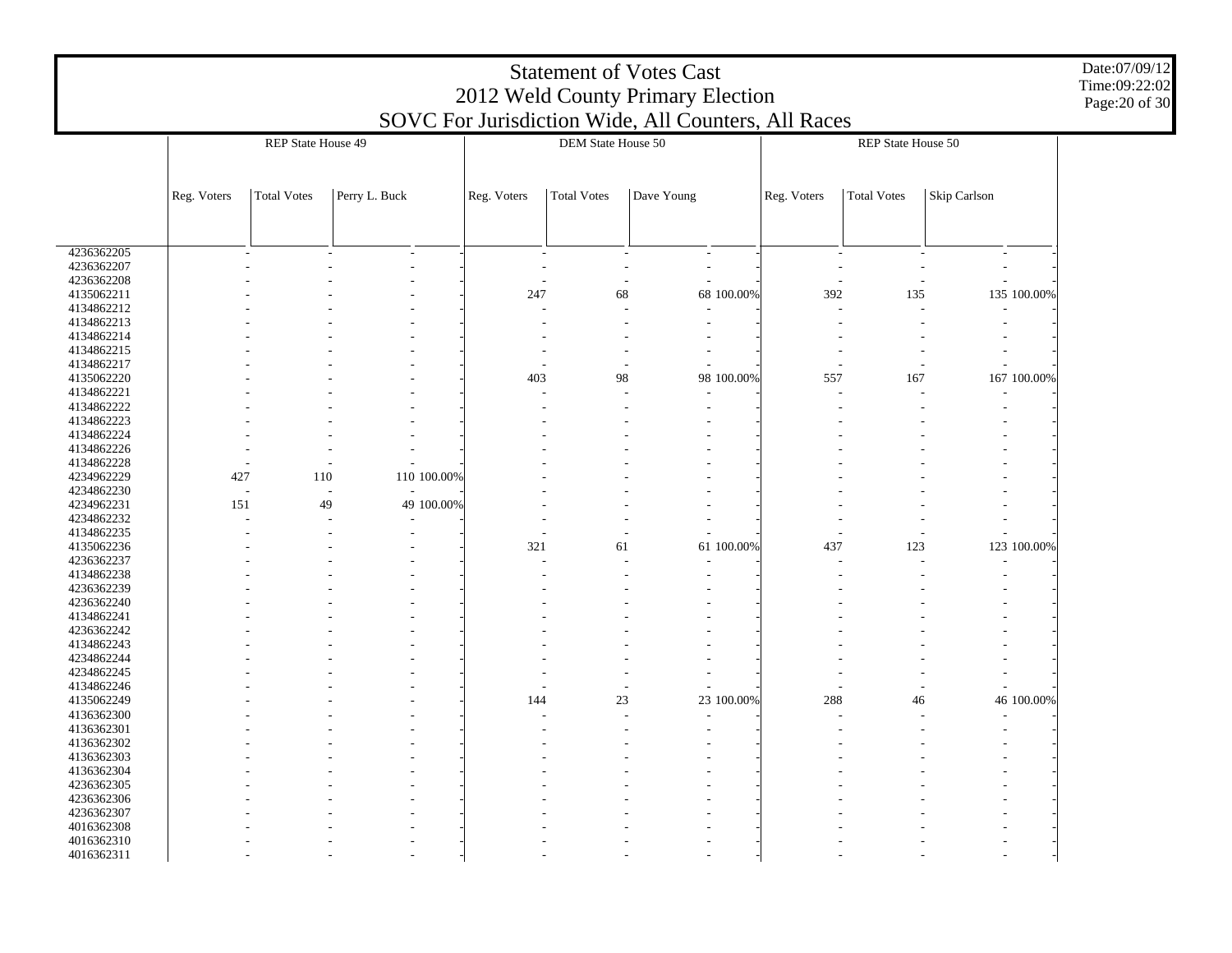# Statement of Votes Cast
## 2012 Weld County Primary Election
### SOVC For Jurisdiction Wide, All Counters, All Races

Date:07/09/12
Time:09:22:02

| | REP State House 49 | | | | DEM State House 50 | | | | REP State House 50 | | | |
|---|---|---|---|---|---|---|---|---|---|---|---|---|
| | Reg. Voters | Total Votes | Perry L. Buck | | Reg. Voters | Total Votes | Dave Young | | Reg. Voters | Total Votes | Skip Carlson | |
| 4236362205 | - | - | - | - | - | - | - | - | - | - | - | - |
| 4236362207 | - | - | - | - | - | - | - | - | - | - | - | - |
| 4236362208 | - | - | - | - | - | - | - | - | - | - | - | - |
| 4135062211 | - | - | - | - | 247 | 68 | 68 | 100.00% | 392 | 135 | 135 | 100.00% |
| 4134862212 | - | - | - | - | - | - | - | - | - | - | - | - |
| 4134862213 | - | - | - | - | - | - | - | - | - | - | - | - |
| 4134862214 | - | - | - | - | - | - | - | - | - | - | - | - |
| 4134862215 | - | - | - | - | - | - | - | - | - | - | - | - |
| 4134862217 | - | - | - | - | - | - | - | - | - | - | - | - |
| 4135062220 | - | - | - | - | 403 | 98 | 98 | 100.00% | 557 | 167 | 167 | 100.00% |
| 4134862221 | - | - | - | - | - | - | - | - | - | - | - | - |
| 4134862222 | - | - | - | - | - | - | - | - | - | - | - | - |
| 4134862223 | - | - | - | - | - | - | - | - | - | - | - | - |
| 4134862224 | - | - | - | - | - | - | - | - | - | - | - | - |
| 4134862226 | - | - | - | - | - | - | - | - | - | - | - | - |
| 4134862228 | - | - | - | - | - | - | - | - | - | - | - | - |
| 4234962229 | 427 | 110 | 110 | 100.00% | - | - | - | - | - | - | - | - |
| 4234862230 | - | - | - | - | - | - | - | - | - | - | - | - |
| 4234962231 | 151 | 49 | 49 | 100.00% | - | - | - | - | - | - | - | - |
| 4234862232 | - | - | - | - | - | - | - | - | - | - | - | - |
| 4134862235 | - | - | - | - | - | - | - | - | - | - | - | - |
| 4135062236 | - | - | - | - | 321 | 61 | 61 | 100.00% | 437 | 123 | 123 | 100.00% |
| 4236362237 | - | - | - | - | - | - | - | - | - | - | - | - |
| 4134862238 | - | - | - | - | - | - | - | - | - | - | - | - |
| 4236362239 | - | - | - | - | - | - | - | - | - | - | - | - |
| 4236362240 | - | - | - | - | - | - | - | - | - | - | - | - |
| 4134862241 | - | - | - | - | - | - | - | - | - | - | - | - |
| 4236362242 | - | - | - | - | - | - | - | - | - | - | - | - |
| 4134862243 | - | - | - | - | - | - | - | - | - | - | - | - |
| 4234862244 | - | - | - | - | - | - | - | - | - | - | - | - |
| 4234862245 | - | - | - | - | - | - | - | - | - | - | - | - |
| 4134862246 | - | - | - | - | - | - | - | - | - | - | - | - |
| 4135062249 | - | - | - | - | 144 | 23 | 23 | 100.00% | 288 | 46 | 46 | 100.00% |
| 4136362300 | - | - | - | - | - | - | - | - | - | - | - | - |
| 4136362301 | - | - | - | - | - | - | - | - | - | - | - | - |
| 4136362302 | - | - | - | - | - | - | - | - | - | - | - | - |
| 4136362303 | - | - | - | - | - | - | - | - | - | - | - | - |
| 4136362304 | - | - | - | - | - | - | - | - | - | - | - | - |
| 4136362305 | - | - | - | - | - | - | - | - | - | - | - | - |
| 4236362306 | - | - | - | - | - | - | - | - | - | - | - | - |
| 4236362307 | - | - | - | - | - | - | - | - | - | - | - | - |
| 4016362308 | - | - | - | - | - | - | - | - | - | - | - | - |
| 4016362310 | - | - | - | - | - | - | - | - | - | - | - | - |
| 4016362311 | - | - | - | - | - | - | - | - | - | - | - | - |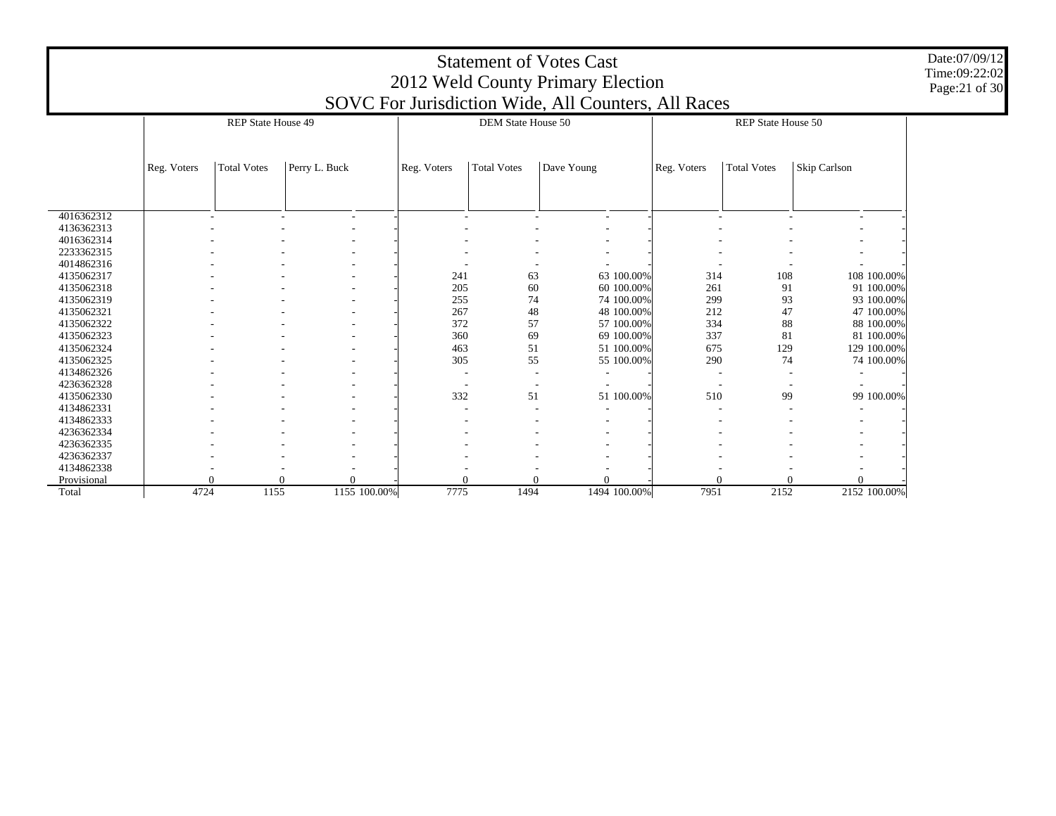# Statement of Votes Cast
## 2012 Weld County Primary Election
## SOVC For Jurisdiction Wide, All Counters, All Races

| | REP State House 49 | | | | DEM State House 50 | | | | REP State House 50 | | | |
|---|---|---|---|---|---|---|---|---|---|---|---|---|
| | Reg. Voters | Total Votes | Perry L. Buck | | Reg. Voters | Total Votes | Dave Young | | Reg. Voters | Total Votes | Skip Carlson | |
| 4016362312 | - | - | - | - | - | - | - | - | - | - | - | - |
| 4136362313 | - | - | - | - | - | - | - | - | - | - | - | - |
| 4016362314 | - | - | - | - | - | - | - | - | - | - | - | - |
| 2233362315 | - | - | - | - | - | - | - | - | - | - | - | - |
| 4014862316 | - | - | - | - | - | - | - | - | - | - | - | - |
| 4135062317 | - | - | - | - | 241 | 63 | 63 | 100.00% | 314 | 108 | 108 | 100.00% |
| 4135062318 | - | - | - | - | 205 | 60 | 60 | 100.00% | 261 | 91 | 91 | 100.00% |
| 4135062319 | - | - | - | - | 255 | 74 | 74 | 100.00% | 299 | 93 | 93 | 100.00% |
| 4135062321 | - | - | - | - | 267 | 48 | 48 | 100.00% | 212 | 47 | 47 | 100.00% |
| 4135062322 | - | - | - | - | 372 | 57 | 57 | 100.00% | 334 | 88 | 88 | 100.00% |
| 4135062323 | - | - | - | - | 360 | 69 | 69 | 100.00% | 337 | 81 | 81 | 100.00% |
| 4135062324 | - | - | - | - | 463 | 51 | 51 | 100.00% | 675 | 129 | 129 | 100.00% |
| 4135062325 | - | - | - | - | 305 | 55 | 55 | 100.00% | 290 | 74 | 74 | 100.00% |
| 4134862326 | - | - | - | - | - | - | - | - | - | - | - | - |
| 4236362328 | - | - | - | - | - | - | - | - | - | - | - | - |
| 4135062330 | - | - | - | - | 332 | 51 | 51 | 100.00% | 510 | 99 | 99 | 100.00% |
| 4134862331 | - | - | - | - | - | - | - | - | - | - | - | - |
| 4134862333 | - | - | - | - | - | - | - | - | - | - | - | - |
| 4236362334 | - | - | - | - | - | - | - | - | - | - | - | - |
| 4236362335 | - | - | - | - | - | - | - | - | - | - | - | - |
| 4236362337 | - | - | - | - | - | - | - | - | - | - | - | - |
| 4134862338 | - | - | - | - | - | - | - | - | - | - | - | - |
| Provisional | 0 | 0 | 0 | - | 0 | 0 | 0 | - | 0 | 0 | 0 | - |
| Total | 4724 | 1155 | 1155 | 100.00% | 7775 | 1494 | 1494 | 100.00% | 7951 | 2152 | 2152 | 100.00% |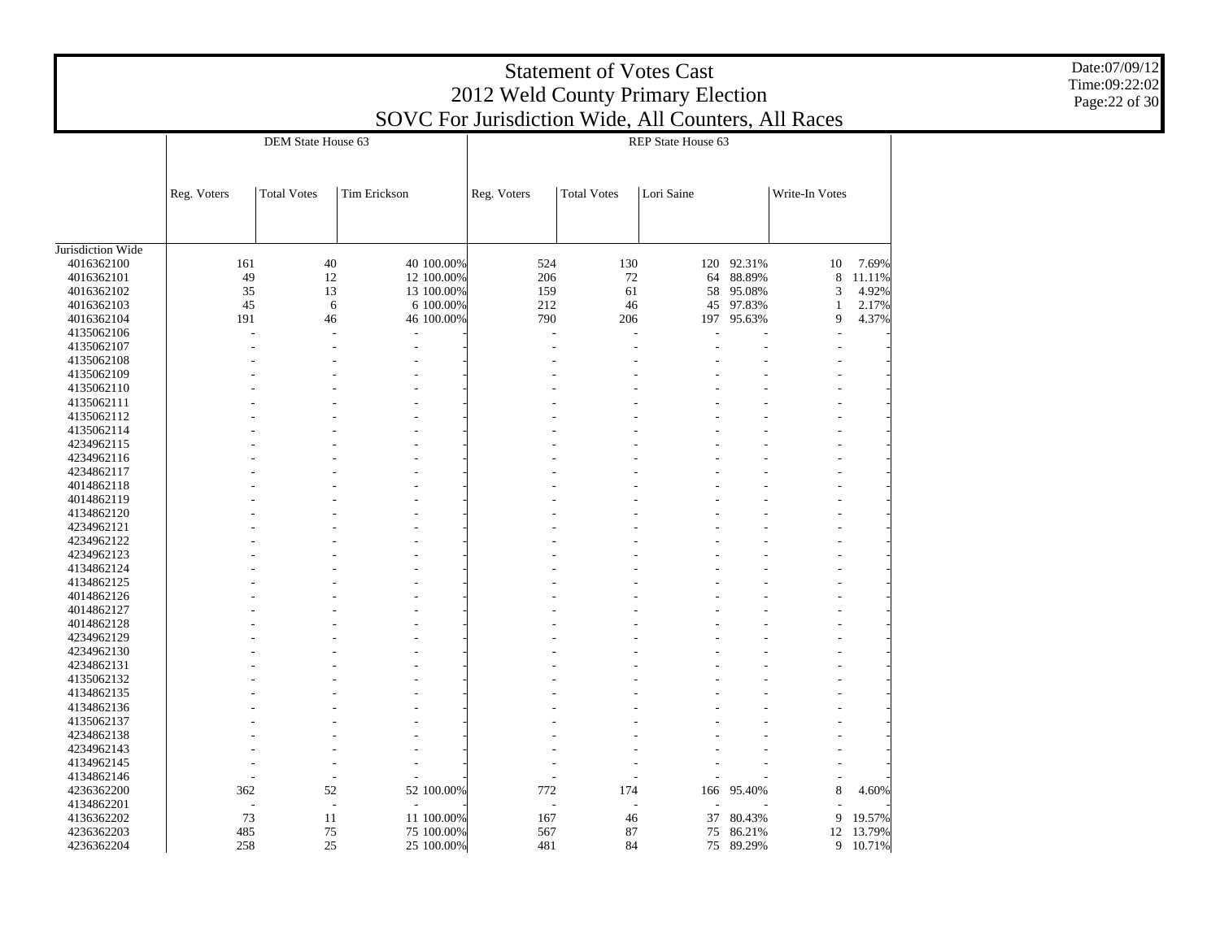# Statement of Votes Cast
## 2012 Weld County Primary Election
## SOVC For Jurisdiction Wide, All Counters, All Races

| | DEM State House 63 | | | | REP State House 63 | | | | | |
|---|---|---|---|---|---|---|---|---|---|---|
| | Reg. Voters | Total Votes | Tim Erickson | | Reg. Voters | Total Votes | Lori Saine | | Write-In Votes | |
| Jurisdiction Wide | | | | | | | | | | |
| 4016362100 | 161 | 40 | 40 | 100.00% | 524 | 130 | 120 | 92.31% | 10 | 7.69% |
| 4016362101 | 49 | 12 | 12 | 100.00% | 206 | 72 | 64 | 88.89% | 8 | 11.11% |
| 4016362102 | 35 | 13 | 13 | 100.00% | 159 | 61 | 58 | 95.08% | 3 | 4.92% |
| 4016362103 | 45 | 6 | 6 | 100.00% | 212 | 46 | 45 | 97.83% | 1 | 2.17% |
| 4016362104 | 191 | 46 | 46 | 100.00% | 790 | 206 | 197 | 95.63% | 9 | 4.37% |
| 4135062106 | - | - | - | - | - | - | - | - | - | - |
| 4135062107 | - | - | - | - | - | - | - | - | - | - |
| 4135062108 | - | - | - | - | - | - | - | - | - | - |
| 4135062109 | - | - | - | - | - | - | - | - | - | - |
| 4135062110 | - | - | - | - | - | - | - | - | - | - |
| 4135062111 | - | - | - | - | - | - | - | - | - | - |
| 4135062112 | - | - | - | - | - | - | - | - | - | - |
| 4135062114 | - | - | - | - | - | - | - | - | - | - |
| 4234962115 | - | - | - | - | - | - | - | - | - | - |
| 4234962116 | - | - | - | - | - | - | - | - | - | - |
| 4234862117 | - | - | - | - | - | - | - | - | - | - |
| 4014862118 | - | - | - | - | - | - | - | - | - | - |
| 4014862119 | - | - | - | - | - | - | - | - | - | - |
| 4134862120 | - | - | - | - | - | - | - | - | - | - |
| 4234962121 | - | - | - | - | - | - | - | - | - | - |
| 4234962122 | - | - | - | - | - | - | - | - | - | - |
| 4234962123 | - | - | - | - | - | - | - | - | - | - |
| 4134862124 | - | - | - | - | - | - | - | - | - | - |
| 4134862125 | - | - | - | - | - | - | - | - | - | - |
| 4014862126 | - | - | - | - | - | - | - | - | - | - |
| 4014862127 | - | - | - | - | - | - | - | - | - | - |
| 4014862128 | - | - | - | - | - | - | - | - | - | - |
| 4234962129 | - | - | - | - | - | - | - | - | - | - |
| 4234962130 | - | - | - | - | - | - | - | - | - | - |
| 4234862131 | - | - | - | - | - | - | - | - | - | - |
| 4135062132 | - | - | - | - | - | - | - | - | - | - |
| 4134862135 | - | - | - | - | - | - | - | - | - | - |
| 4134862136 | - | - | - | - | - | - | - | - | - | - |
| 4135062137 | - | - | - | - | - | - | - | - | - | - |
| 4234862138 | - | - | - | - | - | - | - | - | - | - |
| 4234962143 | - | - | - | - | - | - | - | - | - | - |
| 4134962145 | - | - | - | - | - | - | - | - | - | - |
| 4134862146 | - | - | - | - | - | - | - | - | - | - |
| 4236362200 | 362 | 52 | 52 | 100.00% | 772 | 174 | 166 | 95.40% | 8 | 4.60% |
| 4134862201 | - | - | - | - | - | - | - | - | - | - |
| 4136362202 | 73 | 11 | 11 | 100.00% | 167 | 46 | 37 | 80.43% | 9 | 19.57% |
| 4236362203 | 485 | 75 | 75 | 100.00% | 567 | 87 | 75 | 86.21% | 12 | 13.79% |
| 4236362204 | 258 | 25 | 25 | 100.00% | 481 | 84 | 75 | 89.29% | 9 | 10.71% |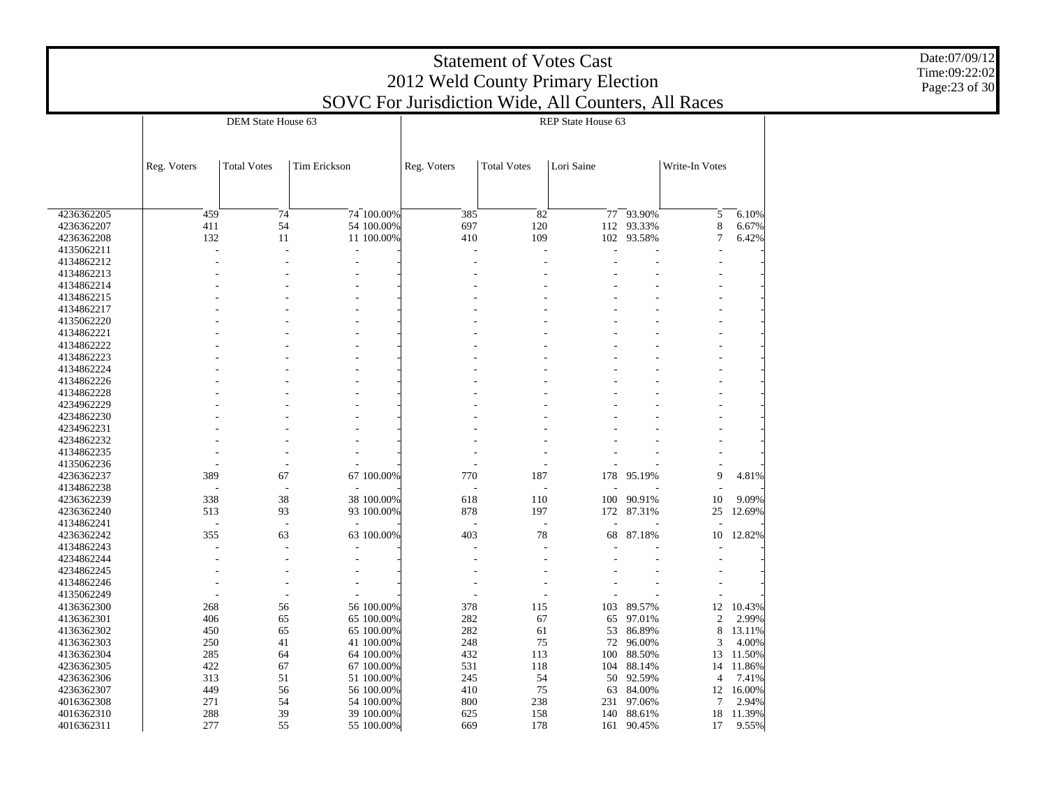# Statement of Votes Cast
## 2012 Weld County Primary Election
## SOVC For Jurisdiction Wide, All Counters, All Races

Date:07/09/12
Time:09:22:02

| | DEM State House 63 | | | | REP State House 63 | | | | | |
|---|---|---|---|---|---|---|---|---|---|---|
| | Reg. Voters | Total Votes | Tim Erickson | | Reg. Voters | Total Votes | Lori Saine | | Write-In Votes | |
| 4236362205 | 459 | 74 | 74 | 100.00% | 385 | 82 | 77 | 93.90% | 5 | 6.10% |
| 4236362207 | 411 | 54 | 54 | 100.00% | 697 | 120 | 112 | 93.33% | 8 | 6.67% |
| 4236362208 | 132 | 11 | 11 | 100.00% | 410 | 109 | 102 | 93.58% | 7 | 6.42% |
| 4135062211 | - | - | - | - | - | - | - | - | - | - |
| 4134862212 | - | - | - | - | - | - | - | - | - | - |
| 4134862213 | - | - | - | - | - | - | - | - | - | - |
| 4134862214 | - | - | - | - | - | - | - | - | - | - |
| 4134862215 | - | - | - | - | - | - | - | - | - | - |
| 4134862217 | - | - | - | - | - | - | - | - | - | - |
| 4135062220 | - | - | - | - | - | - | - | - | - | - |
| 4134862221 | - | - | - | - | - | - | - | - | - | - |
| 4134862222 | - | - | - | - | - | - | - | - | - | - |
| 4134862223 | - | - | - | - | - | - | - | - | - | - |
| 4134862224 | - | - | - | - | - | - | - | - | - | - |
| 4134862226 | - | - | - | - | - | - | - | - | - | - |
| 4134862228 | - | - | - | - | - | - | - | - | - | - |
| 4234962229 | - | - | - | - | - | - | - | - | - | - |
| 4234862230 | - | - | - | - | - | - | - | - | - | - |
| 4234962231 | - | - | - | - | - | - | - | - | - | - |
| 4234862232 | - | - | - | - | - | - | - | - | - | - |
| 4134862235 | - | - | - | - | - | - | - | - | - | - |
| 4135062236 | - | - | - | - | - | - | - | - | - | - |
| 4236362237 | 389 | 67 | 67 | 100.00% | 770 | 187 | 178 | 95.19% | 9 | 4.81% |
| 4134862238 | - | - | - | - | - | - | - | - | - | - |
| 4236362239 | 338 | 38 | 38 | 100.00% | 618 | 110 | 100 | 90.91% | 10 | 9.09% |
| 4236362240 | 513 | 93 | 93 | 100.00% | 878 | 197 | 172 | 87.31% | 25 | 12.69% |
| 4134862241 | - | - | - | - | - | - | - | - | - | - |
| 4236362242 | 355 | 63 | 63 | 100.00% | 403 | 78 | 68 | 87.18% | 10 | 12.82% |
| 4134862243 | - | - | - | - | - | - | - | - | - | - |
| 4234862244 | - | - | - | - | - | - | - | - | - | - |
| 4234862245 | - | - | - | - | - | - | - | - | - | - |
| 4134862246 | - | - | - | - | - | - | - | - | - | - |
| 4135062249 | - | - | - | - | - | - | - | - | - | - |
| 4136362300 | 268 | 56 | 56 | 100.00% | 378 | 115 | 103 | 89.57% | 12 | 10.43% |
| 4136362301 | 406 | 65 | 65 | 100.00% | 282 | 67 | 65 | 97.01% | 2 | 2.99% |
| 4136362302 | 450 | 65 | 65 | 100.00% | 282 | 61 | 53 | 86.89% | 8 | 13.11% |
| 4136362303 | 250 | 41 | 41 | 100.00% | 248 | 75 | 72 | 96.00% | 3 | 4.00% |
| 4136362304 | 285 | 64 | 64 | 100.00% | 432 | 113 | 100 | 88.50% | 13 | 11.50% |
| 4236362305 | 422 | 67 | 67 | 100.00% | 531 | 118 | 104 | 88.14% | 14 | 11.86% |
| 4236362306 | 313 | 51 | 51 | 100.00% | 245 | 54 | 50 | 92.59% | 4 | 7.41% |
| 4236362307 | 449 | 56 | 56 | 100.00% | 410 | 75 | 63 | 84.00% | 12 | 16.00% |
| 4016362308 | 271 | 54 | 54 | 100.00% | 800 | 238 | 231 | 97.06% | 7 | 2.94% |
| 4016362310 | 288 | 39 | 39 | 100.00% | 625 | 158 | 140 | 88.61% | 18 | 11.39% |
| 4016362311 | 277 | 55 | 55 | 100.00% | 669 | 178 | 161 | 90.45% | 17 | 9.55% |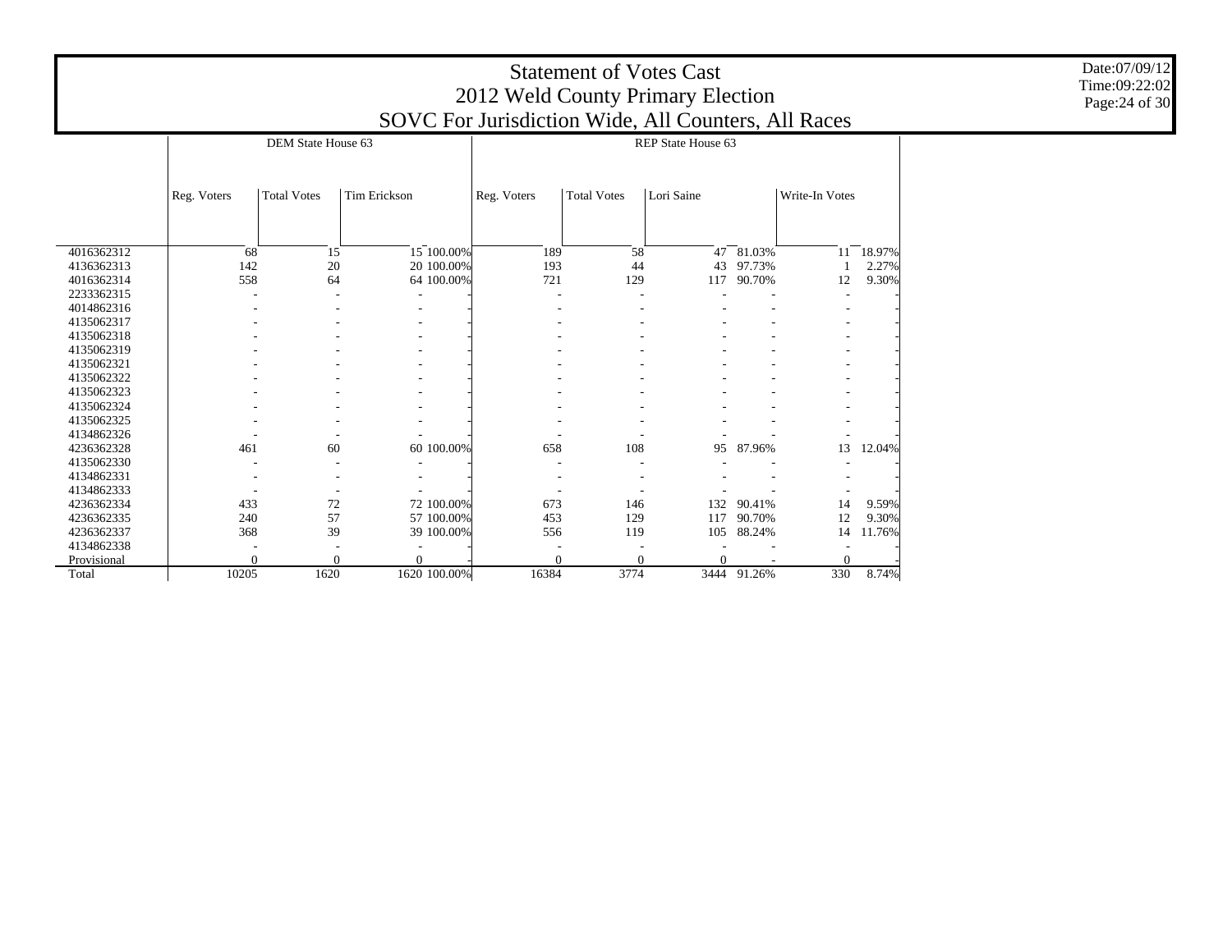# Statement of Votes Cast
## 2012 Weld County Primary Election
## SOVC For Jurisdiction Wide, All Counters, All Races

| | DEM State House 63 | | | | REP State House 63 | | | | | |
|---|---|---|---|---|---|---|---|---|---|---|
| | Reg. Voters | Total Votes | Tim Erickson | | Reg. Voters | Total Votes | Lori Saine | | Write-In Votes | |
| 4016362312 | 68 | 15 | 15 | 100.00% | 189 | 58 | 47 | 81.03% | 11 | 18.97% |
| 4136362313 | 142 | 20 | 20 | 100.00% | 193 | 44 | 43 | 97.73% | 1 | 2.27% |
| 4016362314 | 558 | 64 | 64 | 100.00% | 721 | 129 | 117 | 90.70% | 12 | 9.30% |
| 2233362315 | - | - | - | - | - | - | - | - | - | - |
| 4014862316 | - | - | - | - | - | - | - | - | - | - |
| 4135062317 | - | - | - | - | - | - | - | - | - | - |
| 4135062318 | - | - | - | - | - | - | - | - | - | - |
| 4135062319 | - | - | - | - | - | - | - | - | - | - |
| 4135062321 | - | - | - | - | - | - | - | - | - | - |
| 4135062322 | - | - | - | - | - | - | - | - | - | - |
| 4135062323 | - | - | - | - | - | - | - | - | - | - |
| 4135062324 | - | - | - | - | - | - | - | - | - | - |
| 4135062325 | - | - | - | - | - | - | - | - | - | - |
| 4134862326 | - | - | - | - | - | - | - | - | - | - |
| 4236362328 | 461 | 60 | 60 | 100.00% | 658 | 108 | 95 | 87.96% | 13 | 12.04% |
| 4135062330 | - | - | - | - | - | - | - | - | - | - |
| 4134862331 | - | - | - | - | - | - | - | - | - | - |
| 4134862333 | - | - | - | - | - | - | - | - | - | - |
| 4236362334 | 433 | 72 | 72 | 100.00% | 673 | 146 | 132 | 90.41% | 14 | 9.59% |
| 4236362335 | 240 | 57 | 57 | 100.00% | 453 | 129 | 117 | 90.70% | 12 | 9.30% |
| 4236362337 | 368 | 39 | 39 | 100.00% | 556 | 119 | 105 | 88.24% | 14 | 11.76% |
| 4134862338 | - | - | - | - | - | - | - | - | - | - |
| Provisional | 0 | 0 | 0 | - | 0 | 0 | 0 | - | 0 | - |
| Total | 10205 | 1620 | 1620 | 100.00% | 16384 | 3774 | 3444 | 91.26% | 330 | 8.74% |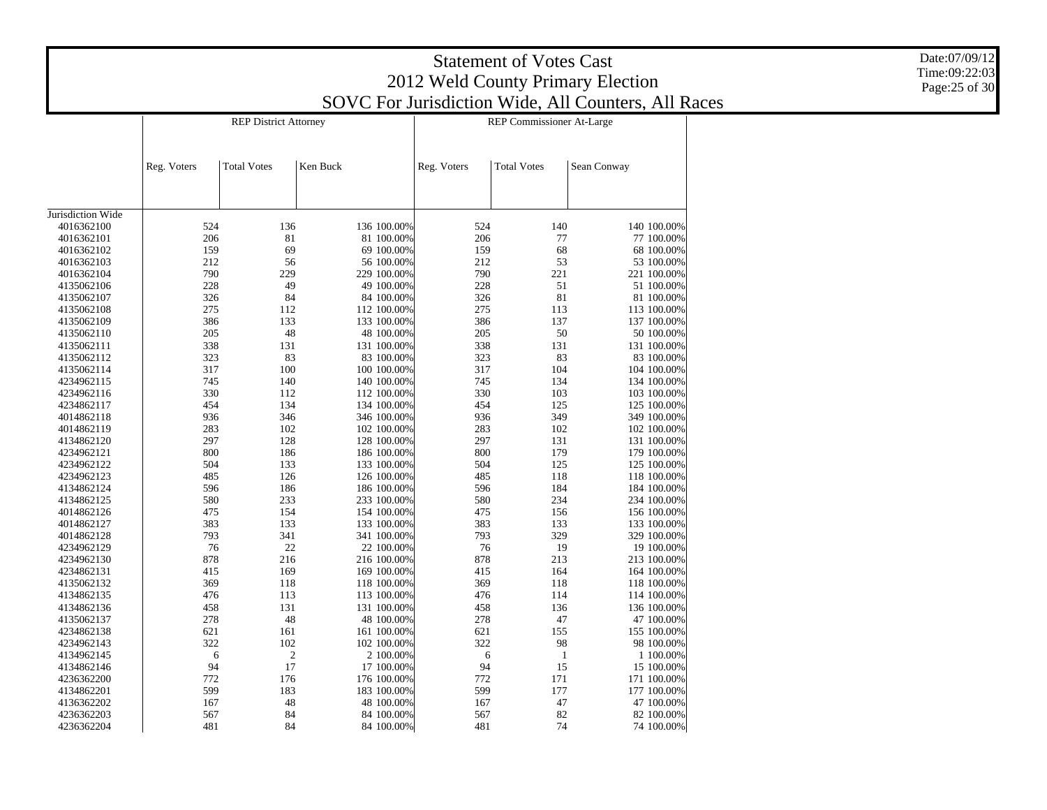# Statement of Votes Cast
## 2012 Weld County Primary Election
## SOVC For Jurisdiction Wide, All Counters, All Races

| | REP District Attorney | | | | REP Commissioner At-Large | | | |
|---|---|---|---|---|---|---|---|---|
| | Reg. Voters | Total Votes | Ken Buck | | Reg. Voters | Total Votes | Sean Conway | |
| Jurisdiction Wide | | | | | | | | |
| 4016362100 | 524 | 136 | 136 | 100.00% | 524 | 140 | 140 | 100.00% |
| 4016362101 | 206 | 81 | 81 | 100.00% | 206 | 77 | 77 | 100.00% |
| 4016362102 | 159 | 69 | 69 | 100.00% | 159 | 68 | 68 | 100.00% |
| 4016362103 | 212 | 56 | 56 | 100.00% | 212 | 53 | 53 | 100.00% |
| 4016362104 | 790 | 229 | 229 | 100.00% | 790 | 221 | 221 | 100.00% |
| 4135062106 | 228 | 49 | 49 | 100.00% | 228 | 51 | 51 | 100.00% |
| 4135062107 | 326 | 84 | 84 | 100.00% | 326 | 81 | 81 | 100.00% |
| 4135062108 | 275 | 112 | 112 | 100.00% | 275 | 113 | 113 | 100.00% |
| 4135062109 | 386 | 133 | 133 | 100.00% | 386 | 137 | 137 | 100.00% |
| 4135062110 | 205 | 48 | 48 | 100.00% | 205 | 50 | 50 | 100.00% |
| 4135062111 | 338 | 131 | 131 | 100.00% | 338 | 131 | 131 | 100.00% |
| 4135062112 | 323 | 83 | 83 | 100.00% | 323 | 83 | 83 | 100.00% |
| 4135062114 | 317 | 100 | 100 | 100.00% | 317 | 104 | 104 | 100.00% |
| 4234962115 | 745 | 140 | 140 | 100.00% | 745 | 134 | 134 | 100.00% |
| 4234962116 | 330 | 112 | 112 | 100.00% | 330 | 103 | 103 | 100.00% |
| 4234862117 | 454 | 134 | 134 | 100.00% | 454 | 125 | 125 | 100.00% |
| 4014862118 | 936 | 346 | 346 | 100.00% | 936 | 349 | 349 | 100.00% |
| 4014862119 | 283 | 102 | 102 | 100.00% | 283 | 102 | 102 | 100.00% |
| 4134862120 | 297 | 128 | 128 | 100.00% | 297 | 131 | 131 | 100.00% |
| 4234962121 | 800 | 186 | 186 | 100.00% | 800 | 179 | 179 | 100.00% |
| 4234962122 | 504 | 133 | 133 | 100.00% | 504 | 125 | 125 | 100.00% |
| 4234962123 | 485 | 126 | 126 | 100.00% | 485 | 118 | 118 | 100.00% |
| 4134862124 | 596 | 186 | 186 | 100.00% | 596 | 184 | 184 | 100.00% |
| 4134862125 | 580 | 233 | 233 | 100.00% | 580 | 234 | 234 | 100.00% |
| 4014862126 | 475 | 154 | 154 | 100.00% | 475 | 156 | 156 | 100.00% |
| 4014862127 | 383 | 133 | 133 | 100.00% | 383 | 133 | 133 | 100.00% |
| 4014862128 | 793 | 341 | 341 | 100.00% | 793 | 329 | 329 | 100.00% |
| 4234962129 | 76 | 22 | 22 | 100.00% | 76 | 19 | 19 | 100.00% |
| 4234962130 | 878 | 216 | 216 | 100.00% | 878 | 213 | 213 | 100.00% |
| 4234862131 | 415 | 169 | 169 | 100.00% | 415 | 164 | 164 | 100.00% |
| 4135062132 | 369 | 118 | 118 | 100.00% | 369 | 118 | 118 | 100.00% |
| 4134862135 | 476 | 113 | 113 | 100.00% | 476 | 114 | 114 | 100.00% |
| 4134862136 | 458 | 131 | 131 | 100.00% | 458 | 136 | 136 | 100.00% |
| 4135062137 | 278 | 48 | 48 | 100.00% | 278 | 47 | 47 | 100.00% |
| 4234862138 | 621 | 161 | 161 | 100.00% | 621 | 155 | 155 | 100.00% |
| 4234962143 | 322 | 102 | 102 | 100.00% | 322 | 98 | 98 | 100.00% |
| 4134962145 | 6 | 2 | 2 | 100.00% | 6 | 1 | 1 | 100.00% |
| 4134862146 | 94 | 17 | 17 | 100.00% | 94 | 15 | 15 | 100.00% |
| 4236362200 | 772 | 176 | 176 | 100.00% | 772 | 171 | 171 | 100.00% |
| 4134862201 | 599 | 183 | 183 | 100.00% | 599 | 177 | 177 | 100.00% |
| 4136362202 | 167 | 48 | 48 | 100.00% | 167 | 47 | 47 | 100.00% |
| 4236362203 | 567 | 84 | 84 | 100.00% | 567 | 82 | 82 | 100.00% |
| 4236362204 | 481 | 84 | 84 | 100.00% | 481 | 74 | 74 | 100.00% |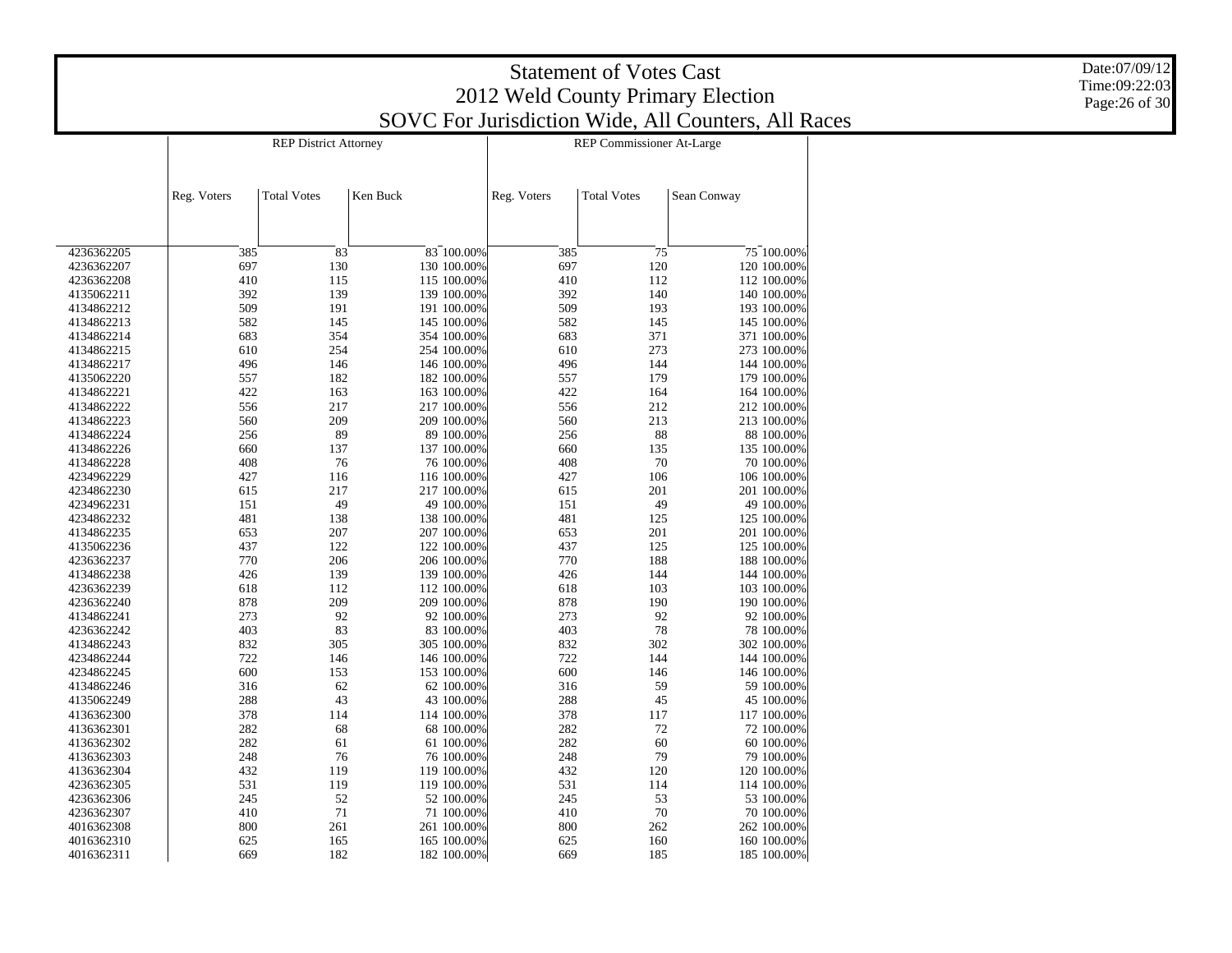# Statement of Votes Cast
## 2012 Weld County Primary Election
## SOVC For Jurisdiction Wide, All Counters, All Races

Date:07/09/12
Time:09:22:03

| | REP District Attorney | | | | REP Commissioner At-Large | | | |
|---|---|---|---|---|---|---|---|---|
| | Reg. Voters | Total Votes | Ken Buck | | Reg. Voters | Total Votes | Sean Conway | |
| 4236362205 | 385 | 83 | 83 | 100.00% | 385 | 75 | 75 | 100.00% |
| 4236362207 | 697 | 130 | 130 | 100.00% | 697 | 120 | 120 | 100.00% |
| 4236362208 | 410 | 115 | 115 | 100.00% | 410 | 112 | 112 | 100.00% |
| 4135062211 | 392 | 139 | 139 | 100.00% | 392 | 140 | 140 | 100.00% |
| 4134862212 | 509 | 191 | 191 | 100.00% | 509 | 193 | 193 | 100.00% |
| 4134862213 | 582 | 145 | 145 | 100.00% | 582 | 145 | 145 | 100.00% |
| 4134862214 | 683 | 354 | 354 | 100.00% | 683 | 371 | 371 | 100.00% |
| 4134862215 | 610 | 254 | 254 | 100.00% | 610 | 273 | 273 | 100.00% |
| 4134862217 | 496 | 146 | 146 | 100.00% | 496 | 144 | 144 | 100.00% |
| 4135062220 | 557 | 182 | 182 | 100.00% | 557 | 179 | 179 | 100.00% |
| 4134862221 | 422 | 163 | 163 | 100.00% | 422 | 164 | 164 | 100.00% |
| 4134862222 | 556 | 217 | 217 | 100.00% | 556 | 212 | 212 | 100.00% |
| 4134862223 | 560 | 209 | 209 | 100.00% | 560 | 213 | 213 | 100.00% |
| 4134862224 | 256 | 89 | 89 | 100.00% | 256 | 88 | 88 | 100.00% |
| 4134862226 | 660 | 137 | 137 | 100.00% | 660 | 135 | 135 | 100.00% |
| 4134862228 | 408 | 76 | 76 | 100.00% | 408 | 70 | 70 | 100.00% |
| 4234962229 | 427 | 116 | 116 | 100.00% | 427 | 106 | 106 | 100.00% |
| 4234862230 | 615 | 217 | 217 | 100.00% | 615 | 201 | 201 | 100.00% |
| 4234962231 | 151 | 49 | 49 | 100.00% | 151 | 49 | 49 | 100.00% |
| 4234862232 | 481 | 138 | 138 | 100.00% | 481 | 125 | 125 | 100.00% |
| 4134862235 | 653 | 207 | 207 | 100.00% | 653 | 201 | 201 | 100.00% |
| 4135062236 | 437 | 122 | 122 | 100.00% | 437 | 125 | 125 | 100.00% |
| 4236362237 | 770 | 206 | 206 | 100.00% | 770 | 188 | 188 | 100.00% |
| 4134862238 | 426 | 139 | 139 | 100.00% | 426 | 144 | 144 | 100.00% |
| 4236362239 | 618 | 112 | 112 | 100.00% | 618 | 103 | 103 | 100.00% |
| 4236362240 | 878 | 209 | 209 | 100.00% | 878 | 190 | 190 | 100.00% |
| 4134862241 | 273 | 92 | 92 | 100.00% | 273 | 92 | 92 | 100.00% |
| 4236362242 | 403 | 83 | 83 | 100.00% | 403 | 78 | 78 | 100.00% |
| 4134862243 | 832 | 305 | 305 | 100.00% | 832 | 302 | 302 | 100.00% |
| 4234862244 | 722 | 146 | 146 | 100.00% | 722 | 144 | 144 | 100.00% |
| 4234862245 | 600 | 153 | 153 | 100.00% | 600 | 146 | 146 | 100.00% |
| 4134862246 | 316 | 62 | 62 | 100.00% | 316 | 59 | 59 | 100.00% |
| 4135062249 | 288 | 43 | 43 | 100.00% | 288 | 45 | 45 | 100.00% |
| 4136362300 | 378 | 114 | 114 | 100.00% | 378 | 117 | 117 | 100.00% |
| 4136362301 | 282 | 68 | 68 | 100.00% | 282 | 72 | 72 | 100.00% |
| 4136362302 | 282 | 61 | 61 | 100.00% | 282 | 60 | 60 | 100.00% |
| 4136362303 | 248 | 76 | 76 | 100.00% | 248 | 79 | 79 | 100.00% |
| 4136362304 | 432 | 119 | 119 | 100.00% | 432 | 120 | 120 | 100.00% |
| 4236362305 | 531 | 119 | 119 | 100.00% | 531 | 114 | 114 | 100.00% |
| 4236362306 | 245 | 52 | 52 | 100.00% | 245 | 53 | 53 | 100.00% |
| 4236362307 | 410 | 71 | 71 | 100.00% | 410 | 70 | 70 | 100.00% |
| 4016362308 | 800 | 261 | 261 | 100.00% | 800 | 262 | 262 | 100.00% |
| 4016362310 | 625 | 165 | 165 | 100.00% | 625 | 160 | 160 | 100.00% |
| 4016362311 | 669 | 182 | 182 | 100.00% | 669 | 185 | 185 | 100.00% |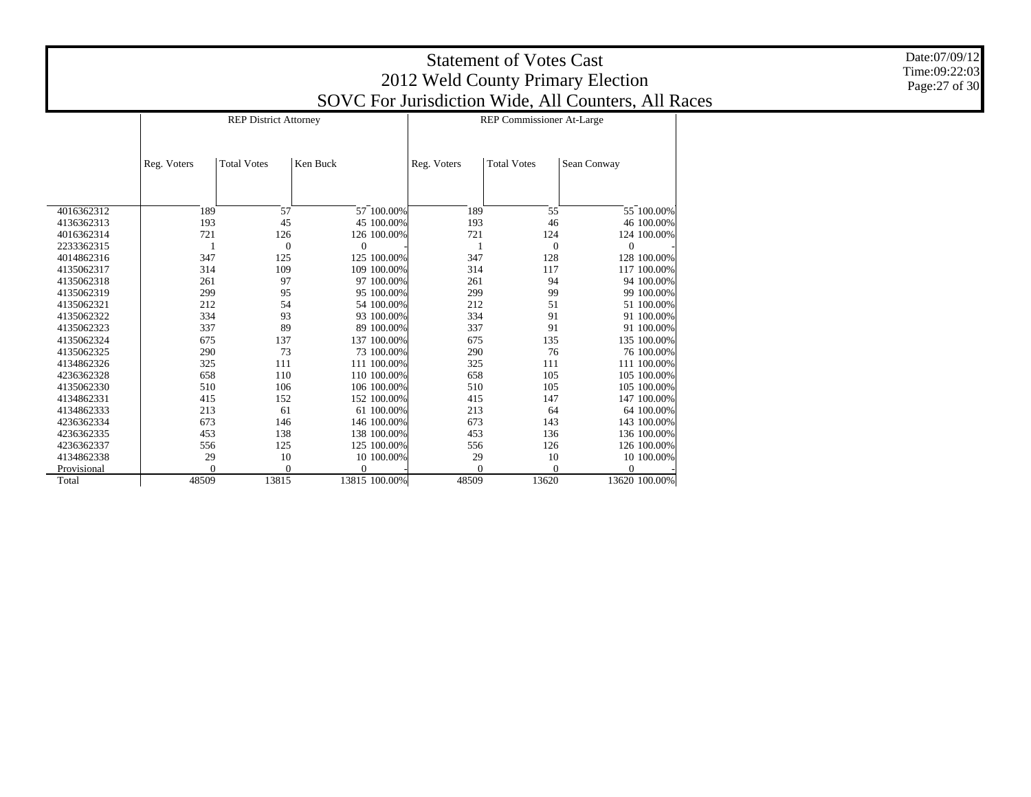# Statement of Votes Cast
## 2012 Weld County Primary Election
## SOVC For Jurisdiction Wide, All Counters, All Races

| | REP District Attorney | | | | REP Commissioner At-Large | | | |
|---|---|---|---|---|---|---|---|---|
| | Reg. Voters | Total Votes | Ken Buck | | Reg. Voters | Total Votes | Sean Conway | |
| 4016362312 | 189 | 57 | 57 | 100.00% | 189 | 55 | 55 | 100.00% |
| 4136362313 | 193 | 45 | 45 | 100.00% | 193 | 46 | 46 | 100.00% |
| 4016362314 | 721 | 126 | 126 | 100.00% | 721 | 124 | 124 | 100.00% |
| 2233362315 | 1 | 0 | 0 | - | 1 | 0 | 0 | - |
| 4014862316 | 347 | 125 | 125 | 100.00% | 347 | 128 | 128 | 100.00% |
| 4135062317 | 314 | 109 | 109 | 100.00% | 314 | 117 | 117 | 100.00% |
| 4135062318 | 261 | 97 | 97 | 100.00% | 261 | 94 | 94 | 100.00% |
| 4135062319 | 299 | 95 | 95 | 100.00% | 299 | 99 | 99 | 100.00% |
| 4135062321 | 212 | 54 | 54 | 100.00% | 212 | 51 | 51 | 100.00% |
| 4135062322 | 334 | 93 | 93 | 100.00% | 334 | 91 | 91 | 100.00% |
| 4135062323 | 337 | 89 | 89 | 100.00% | 337 | 91 | 91 | 100.00% |
| 4135062324 | 675 | 137 | 137 | 100.00% | 675 | 135 | 135 | 100.00% |
| 4135062325 | 290 | 73 | 73 | 100.00% | 290 | 76 | 76 | 100.00% |
| 4134862326 | 325 | 111 | 111 | 100.00% | 325 | 111 | 111 | 100.00% |
| 4236362328 | 658 | 110 | 110 | 100.00% | 658 | 105 | 105 | 100.00% |
| 4135062330 | 510 | 106 | 106 | 100.00% | 510 | 105 | 105 | 100.00% |
| 4134862331 | 415 | 152 | 152 | 100.00% | 415 | 147 | 147 | 100.00% |
| 4134862333 | 213 | 61 | 61 | 100.00% | 213 | 64 | 64 | 100.00% |
| 4236362334 | 673 | 146 | 146 | 100.00% | 673 | 143 | 143 | 100.00% |
| 4236362335 | 453 | 138 | 138 | 100.00% | 453 | 136 | 136 | 100.00% |
| 4236362337 | 556 | 125 | 125 | 100.00% | 556 | 126 | 126 | 100.00% |
| 4134862338 | 29 | 10 | 10 | 100.00% | 29 | 10 | 10 | 100.00% |
| Provisional | 0 | 0 | 0 | - | 0 | 0 | 0 | - |
| Total | 48509 | 13815 | 13815 | 100.00% | 48509 | 13620 | 13620 | 100.00% |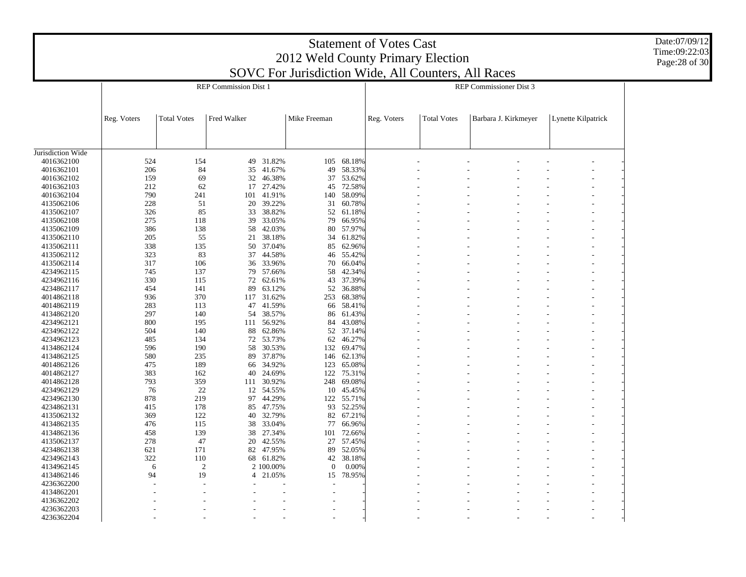# Statement of Votes Cast
## 2012 Weld County Primary Election
## SOVC For Jurisdiction Wide, All Counters, All Races

Date:07/09/12
Time:09:22:03

| | REP Commission Dist 1 | | | | | | REP Commissioner Dist 3 | | | | | |
|---|---|---|---|---|---|---|---|---|---|---|---|---|
| | Reg. Voters | Total Votes | Fred Walker | | Mike Freeman | | Reg. Voters | Total Votes | Barbara J. Kirkmeyer | | Lynette Kilpatrick | |
| Jurisdiction Wide | | | | | | | | | | | | |
| 4016362100 | 524 | 154 | 49 | 31.82% | 105 | 68.18% | - | - | - | - | - | - |
| 4016362101 | 206 | 84 | 35 | 41.67% | 49 | 58.33% | - | - | - | - | - | - |
| 4016362102 | 159 | 69 | 32 | 46.38% | 37 | 53.62% | - | - | - | - | - | - |
| 4016362103 | 212 | 62 | 17 | 27.42% | 45 | 72.58% | - | - | - | - | - | - |
| 4016362104 | 790 | 241 | 101 | 41.91% | 140 | 58.09% | - | - | - | - | - | - |
| 4135062106 | 228 | 51 | 20 | 39.22% | 31 | 60.78% | - | - | - | - | - | - |
| 4135062107 | 326 | 85 | 33 | 38.82% | 52 | 61.18% | - | - | - | - | - | - |
| 4135062108 | 275 | 118 | 39 | 33.05% | 79 | 66.95% | - | - | - | - | - | - |
| 4135062109 | 386 | 138 | 58 | 42.03% | 80 | 57.97% | - | - | - | - | - | - |
| 4135062110 | 205 | 55 | 21 | 38.18% | 34 | 61.82% | - | - | - | - | - | - |
| 4135062111 | 338 | 135 | 50 | 37.04% | 85 | 62.96% | - | - | - | - | - | - |
| 4135062112 | 323 | 83 | 37 | 44.58% | 46 | 55.42% | - | - | - | - | - | - |
| 4135062114 | 317 | 106 | 36 | 33.96% | 70 | 66.04% | - | - | - | - | - | - |
| 4234962115 | 745 | 137 | 79 | 57.66% | 58 | 42.34% | - | - | - | - | - | - |
| 4234962116 | 330 | 115 | 72 | 62.61% | 43 | 37.39% | - | - | - | - | - | - |
| 4234862117 | 454 | 141 | 89 | 63.12% | 52 | 36.88% | - | - | - | - | - | - |
| 4014862118 | 936 | 370 | 117 | 31.62% | 253 | 68.38% | - | - | - | - | - | - |
| 4014862119 | 283 | 113 | 47 | 41.59% | 66 | 58.41% | - | - | - | - | - | - |
| 4134862120 | 297 | 140 | 54 | 38.57% | 86 | 61.43% | - | - | - | - | - | - |
| 4234962121 | 800 | 195 | 111 | 56.92% | 84 | 43.08% | - | - | - | - | - | - |
| 4234962122 | 504 | 140 | 88 | 62.86% | 52 | 37.14% | - | - | - | - | - | - |
| 4234962123 | 485 | 134 | 72 | 53.73% | 62 | 46.27% | - | - | - | - | - | - |
| 4134862124 | 596 | 190 | 58 | 30.53% | 132 | 69.47% | - | - | - | - | - | - |
| 4134862125 | 580 | 235 | 89 | 37.87% | 146 | 62.13% | - | - | - | - | - | - |
| 4014862126 | 475 | 189 | 66 | 34.92% | 123 | 65.08% | - | - | - | - | - | - |
| 4014862127 | 383 | 162 | 40 | 24.69% | 122 | 75.31% | - | - | - | - | - | - |
| 4014862128 | 793 | 359 | 111 | 30.92% | 248 | 69.08% | - | - | - | - | - | - |
| 4234962129 | 76 | 22 | 12 | 54.55% | 10 | 45.45% | - | - | - | - | - | - |
| 4234962130 | 878 | 219 | 97 | 44.29% | 122 | 55.71% | - | - | - | - | - | - |
| 4234862131 | 415 | 178 | 85 | 47.75% | 93 | 52.25% | - | - | - | - | - | - |
| 4135062132 | 369 | 122 | 40 | 32.79% | 82 | 67.21% | - | - | - | - | - | - |
| 4134862135 | 476 | 115 | 38 | 33.04% | 77 | 66.96% | - | - | - | - | - | - |
| 4134862136 | 458 | 139 | 38 | 27.34% | 101 | 72.66% | - | - | - | - | - | - |
| 4135062137 | 278 | 47 | 20 | 42.55% | 27 | 57.45% | - | - | - | - | - | - |
| 4234862138 | 621 | 171 | 82 | 47.95% | 89 | 52.05% | - | - | - | - | - | - |
| 4234962143 | 322 | 110 | 68 | 61.82% | 42 | 38.18% | - | - | - | - | - | - |
| 4134962145 | 6 | 2 | 2 | 100.00% | 0 | 0.00% | - | - | - | - | - | - |
| 4134862146 | 94 | 19 | 4 | 21.05% | 15 | 78.95% | - | - | - | - | - | - |
| 4236362200 | - | - | - | - | - | - | - | - | - | - | - | - |
| 4134862201 | - | - | - | - | - | - | - | - | - | - | - | - |
| 4136362202 | - | - | - | - | - | - | - | - | - | - | - | - |
| 4236362203 | - | - | - | - | - | - | - | - | - | - | - | - |
| 4236362204 | - | - | - | - | - | - | - | - | - | - | - | - |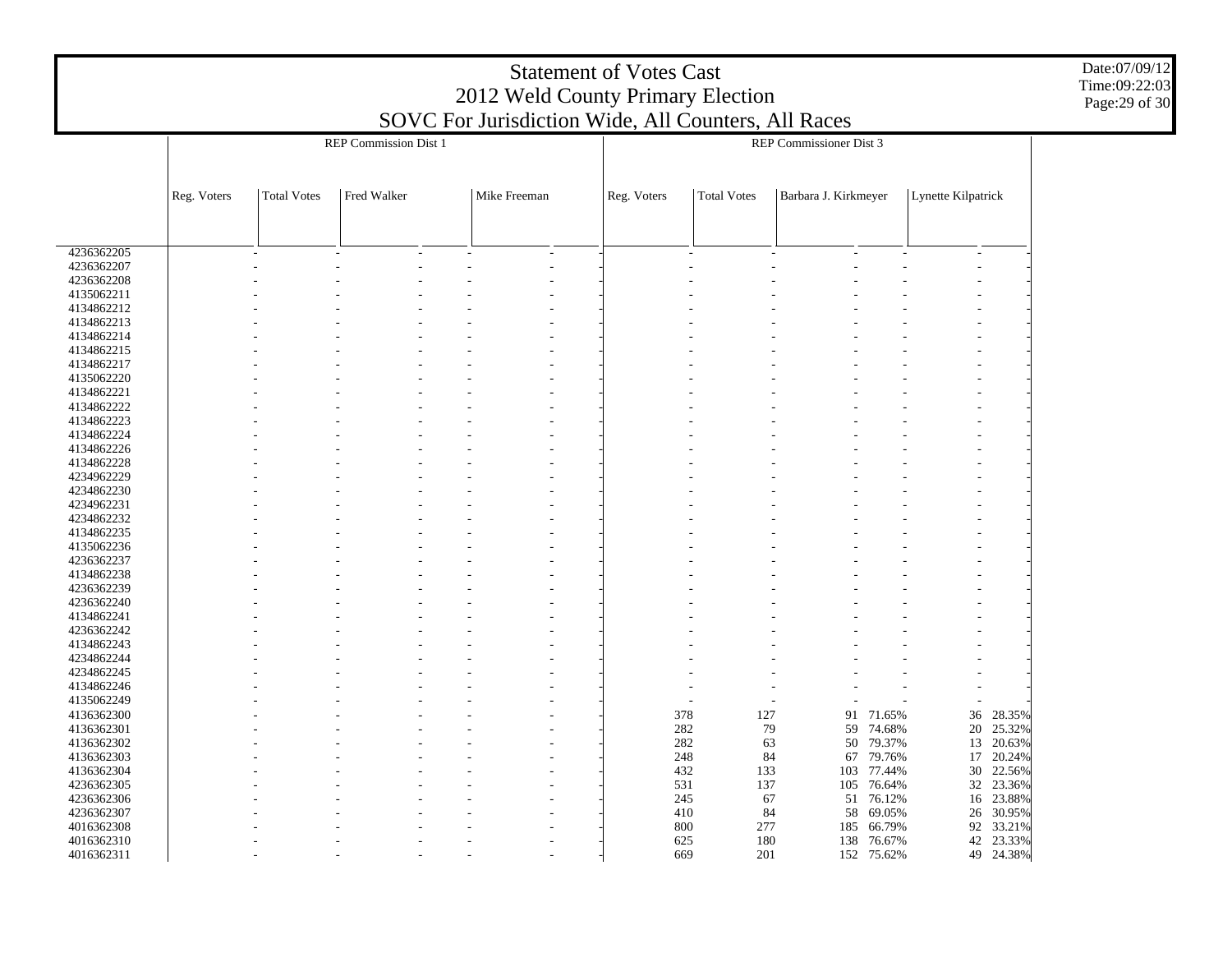# Statement of Votes Cast
# 2012 Weld County Primary Election
# SOVC For Jurisdiction Wide, All Counters, All Races

Date:07/09/12
Time:09:22:03

| | REP Commission Dist 1 | | | | | | REP Commissioner Dist 3 | | | | | |
|---|---|---|---|---|---|---|---|---|---|---|---|---|
| | Reg. Voters | Total Votes | Fred Walker | | Mike Freeman | | Reg. Voters | Total Votes | Barbara J. Kirkmeyer | | Lynette Kilpatrick | |
| 4236362205 | - | - | - | - | - | - | - | - | - | - | - | - |
| 4236362207 | - | - | - | - | - | - | - | - | - | - | - | - |
| 4236362208 | - | - | - | - | - | - | - | - | - | - | - | - |
| 4135062211 | - | - | - | - | - | - | - | - | - | - | - | - |
| 4134862212 | - | - | - | - | - | - | - | - | - | - | - | - |
| 4134862213 | - | - | - | - | - | - | - | - | - | - | - | - |
| 4134862214 | - | - | - | - | - | - | - | - | - | - | - | - |
| 4134862215 | - | - | - | - | - | - | - | - | - | - | - | - |
| 4134862217 | - | - | - | - | - | - | - | - | - | - | - | - |
| 4135062220 | - | - | - | - | - | - | - | - | - | - | - | - |
| 4134862221 | - | - | - | - | - | - | - | - | - | - | - | - |
| 4134862222 | - | - | - | - | - | - | - | - | - | - | - | - |
| 4134862223 | - | - | - | - | - | - | - | - | - | - | - | - |
| 4134862224 | - | - | - | - | - | - | - | - | - | - | - | - |
| 4134862226 | - | - | - | - | - | - | - | - | - | - | - | - |
| 4134862228 | - | - | - | - | - | - | - | - | - | - | - | - |
| 4234962229 | - | - | - | - | - | - | - | - | - | - | - | - |
| 4234862230 | - | - | - | - | - | - | - | - | - | - | - | - |
| 4234962231 | - | - | - | - | - | - | - | - | - | - | - | - |
| 4234862232 | - | - | - | - | - | - | - | - | - | - | - | - |
| 4134862235 | - | - | - | - | - | - | - | - | - | - | - | - |
| 4135062236 | - | - | - | - | - | - | - | - | - | - | - | - |
| 4236362237 | - | - | - | - | - | - | - | - | - | - | - | - |
| 4134862238 | - | - | - | - | - | - | - | - | - | - | - | - |
| 4236362239 | - | - | - | - | - | - | - | - | - | - | - | - |
| 4236362240 | - | - | - | - | - | - | - | - | - | - | - | - |
| 4134862241 | - | - | - | - | - | - | - | - | - | - | - | - |
| 4236362242 | - | - | - | - | - | - | - | - | - | - | - | - |
| 4134862243 | - | - | - | - | - | - | - | - | - | - | - | - |
| 4234862244 | - | - | - | - | - | - | - | - | - | - | - | - |
| 4234862245 | - | - | - | - | - | - | - | - | - | - | - | - |
| 4134862246 | - | - | - | - | - | - | - | - | - | - | - | - |
| 4135062249 | - | - | - | - | - | - | - | - | - | - | - | - |
| 4136362300 | - | - | - | - | - | - | 378 | 127 | 91 | 71.65% | 36 | 28.35% |
| 4136362301 | - | - | - | - | - | - | 282 | 79 | 59 | 74.68% | 20 | 25.32% |
| 4136362302 | - | - | - | - | - | - | 282 | 63 | 50 | 79.37% | 13 | 20.63% |
| 4136362303 | - | - | - | - | - | - | 248 | 84 | 67 | 79.76% | 17 | 20.24% |
| 4136362304 | - | - | - | - | - | - | 432 | 133 | 103 | 77.44% | 30 | 22.56% |
| 4236362305 | - | - | - | - | - | - | 531 | 137 | 105 | 76.64% | 32 | 23.36% |
| 4236362306 | - | - | - | - | - | - | 245 | 67 | 51 | 76.12% | 16 | 23.88% |
| 4236362307 | - | - | - | - | - | - | 410 | 84 | 58 | 69.05% | 26 | 30.95% |
| 4016362308 | - | - | - | - | - | - | 800 | 277 | 185 | 66.79% | 92 | 33.21% |
| 4016362310 | - | - | - | - | - | - | 625 | 180 | 138 | 76.67% | 42 | 23.33% |
| 4016362311 | - | - | - | - | - | - | 669 | 201 | 152 | 75.62% | 49 | 24.38% |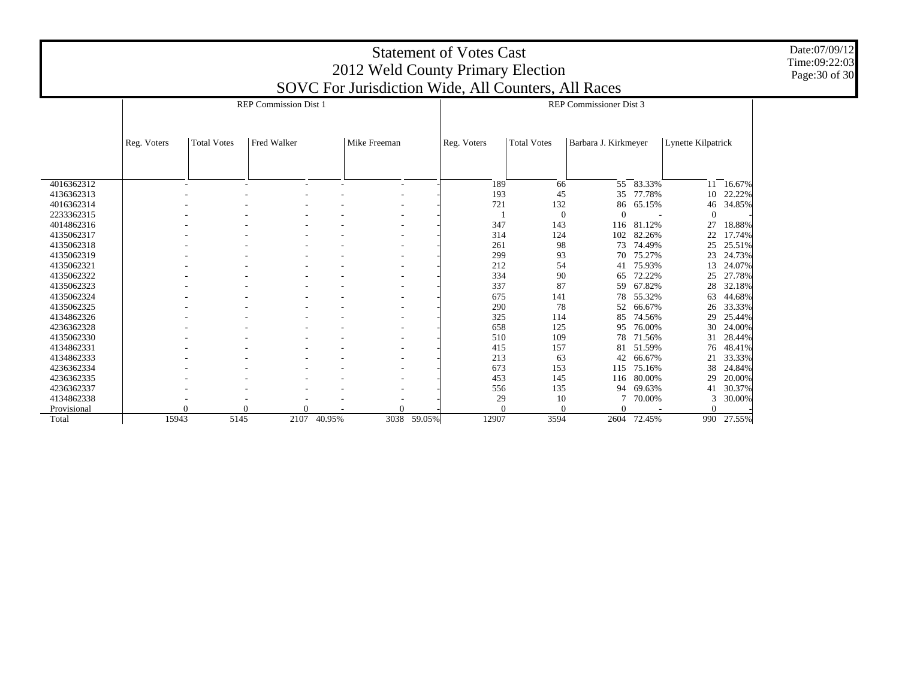# Statement of Votes Cast
## 2012 Weld County Primary Election
## SOVC For Jurisdiction Wide, All Counters, All Races

Date:07/09/12
Time:09:22:03

| | REP Commission Dist 1 | | | | | | REP Commissioner Dist 3 | | | | | |
|---|---|---|---|---|---|---|---|---|---|---|---|---|
| | Reg. Voters | Total Votes | Fred Walker | | Mike Freeman | | Reg. Voters | Total Votes | Barbara J. Kirkmeyer | | Lynette Kilpatrick | |
| 4016362312 | - | - | - | - | - | - | 189 | 66 | 55 | 83.33% | 11 | 16.67% |
| 4136362313 | - | - | - | - | - | - | 193 | 45 | 35 | 77.78% | 10 | 22.22% |
| 4016362314 | - | - | - | - | - | - | 721 | 132 | 86 | 65.15% | 46 | 34.85% |
| 2233362315 | - | - | - | - | - | - | 1 | 0 | 0 | - | 0 | - |
| 4014862316 | - | - | - | - | - | - | 347 | 143 | 116 | 81.12% | 27 | 18.88% |
| 4135062317 | - | - | - | - | - | - | 314 | 124 | 102 | 82.26% | 22 | 17.74% |
| 4135062318 | - | - | - | - | - | - | 261 | 98 | 73 | 74.49% | 25 | 25.51% |
| 4135062319 | - | - | - | - | - | - | 299 | 93 | 70 | 75.27% | 23 | 24.73% |
| 4135062321 | - | - | - | - | - | - | 212 | 54 | 41 | 75.93% | 13 | 24.07% |
| 4135062322 | - | - | - | - | - | - | 334 | 90 | 65 | 72.22% | 25 | 27.78% |
| 4135062323 | - | - | - | - | - | - | 337 | 87 | 59 | 67.82% | 28 | 32.18% |
| 4135062324 | - | - | - | - | - | - | 675 | 141 | 78 | 55.32% | 63 | 44.68% |
| 4135062325 | - | - | - | - | - | - | 290 | 78 | 52 | 66.67% | 26 | 33.33% |
| 4134862326 | - | - | - | - | - | - | 325 | 114 | 85 | 74.56% | 29 | 25.44% |
| 4236362328 | - | - | - | - | - | - | 658 | 125 | 95 | 76.00% | 30 | 24.00% |
| 4135062330 | - | - | - | - | - | - | 510 | 109 | 78 | 71.56% | 31 | 28.44% |
| 4134862331 | - | - | - | - | - | - | 415 | 157 | 81 | 51.59% | 76 | 48.41% |
| 4134862333 | - | - | - | - | - | - | 213 | 63 | 42 | 66.67% | 21 | 33.33% |
| 4236362334 | - | - | - | - | - | - | 673 | 153 | 115 | 75.16% | 38 | 24.84% |
| 4236362335 | - | - | - | - | - | - | 453 | 145 | 116 | 80.00% | 29 | 20.00% |
| 4236362337 | - | - | - | - | - | - | 556 | 135 | 94 | 69.63% | 41 | 30.37% |
| 4134862338 | - | - | - | - | - | - | 29 | 10 | 7 | 70.00% | 3 | 30.00% |
| Provisional | 0 | 0 | 0 | - | 0 | - | 0 | 0 | 0 | - | 0 | - |
| Total | 15943 | 5145 | 2107 | 40.95% | 3038 | 59.05% | 12907 | 3594 | 2604 | 72.45% | 990 | 27.55% |